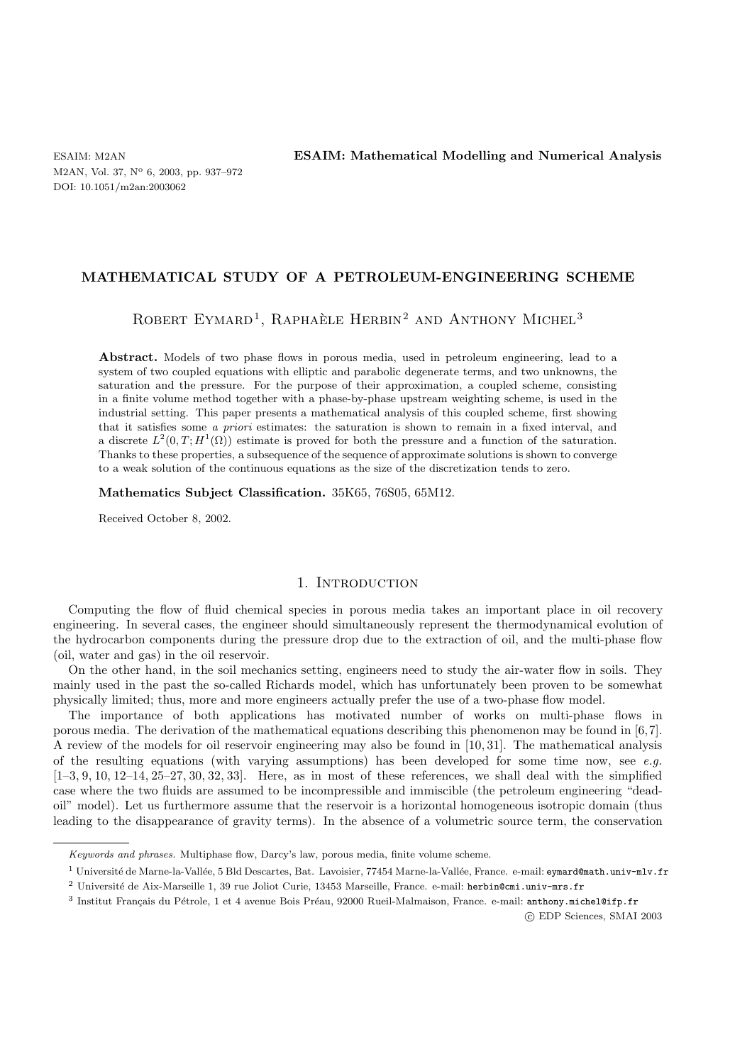# MATHEMATICAL STUDY OF A PETROLEUM-ENGINEERING SCHEME

Robert Eymard[1], Raphaèle Herbin[2] and Anthony Michel[3]

**Abstract.** Models of two phase flows in porous media, used in petroleum engineering, lead to a system of two coupled equations with elliptic and parabolic degenerate terms, and two unknowns, the saturation and the pressure. For the purpose of their approximation, a coupled scheme, consisting in a finite volume method together with a phase-by-phase upstream weighting scheme, is used in the industrial setting. This paper presents a mathematical analysis of this coupled scheme, first showing that it satisfies some *a priori* estimates: the saturation is shown to remain in a fixed interval, and a discrete $L^2(0,T;H^1(\Omega))$ estimate is proved for both the pressure and a function of the saturation. Thanks to these properties, a subsequence of the sequence of approximate solutions is shown to converge to a weak solution of the continuous equations as the size of the discretization tends to zero.

**Mathematics Subject Classification.** 35K65, 76S05, 65M12.

Received October 8, 2002.

## 1. Introduction

Computing the flow of fluid chemical species in porous media takes an important place in oil recovery engineering. In several cases, the engineer should simultaneously represent the thermodynamical evolution of the hydrocarbon components during the pressure drop due to the extraction of oil, and the multi-phase flow (oil, water and gas) in the oil reservoir.

On the other hand, in the soil mechanics setting, engineers need to study the air-water flow in soils. They mainly used in the past the so-called Richards model, which has unfortunately been proven to be somewhat physically limited; thus, more and more engineers actually prefer the use of a two-phase flow model.

The importance of both applications has motivated number of works on multi-phase flows in porous media. The derivation of the mathematical equations describing this phenomenon may be found in [6,7]. A review of the models for oil reservoir engineering may also be found in [10,31]. The mathematical analysis of the resulting equations (with varying assumptions) has been developed for some time now, see *e.g.* [1–3, 9, 10, 12–14, 25–27, 30, 32, 33]. Here, as in most of these references, we shall deal with the simplified case where the two fluids are assumed to be incompressible and immiscible (the petroleum engineering "dead-oil" model). Let us furthermore assume that the reservoir is a horizontal homogeneous isotropic domain (thus leading to the disappearance of gravity terms). In the absence of a volumetric source term, the conservation

---

*Keywords and phrases.* Multiphase flow, Darcy's law, porous media, finite volume scheme.

[1] Université de Marne-la-Vallée, 5 Bld Descartes, Bat. Lavoisier, 77454 Marne-la-Vallée, France. e-mail: eymard@math.univ-mlv.fr

[2] Université de Aix-Marseille 1, 39 rue Joliot Curie, 13453 Marseille, France. e-mail: herbin@cmi.univ-mrs.fr

[3] Institut Français du Pétrole, 1 et 4 avenue Bois Préau, 92000 Rueil-Malmaison, France. e-mail: anthony.michel@ifp.fr

© EDP Sciences, SMAI 2003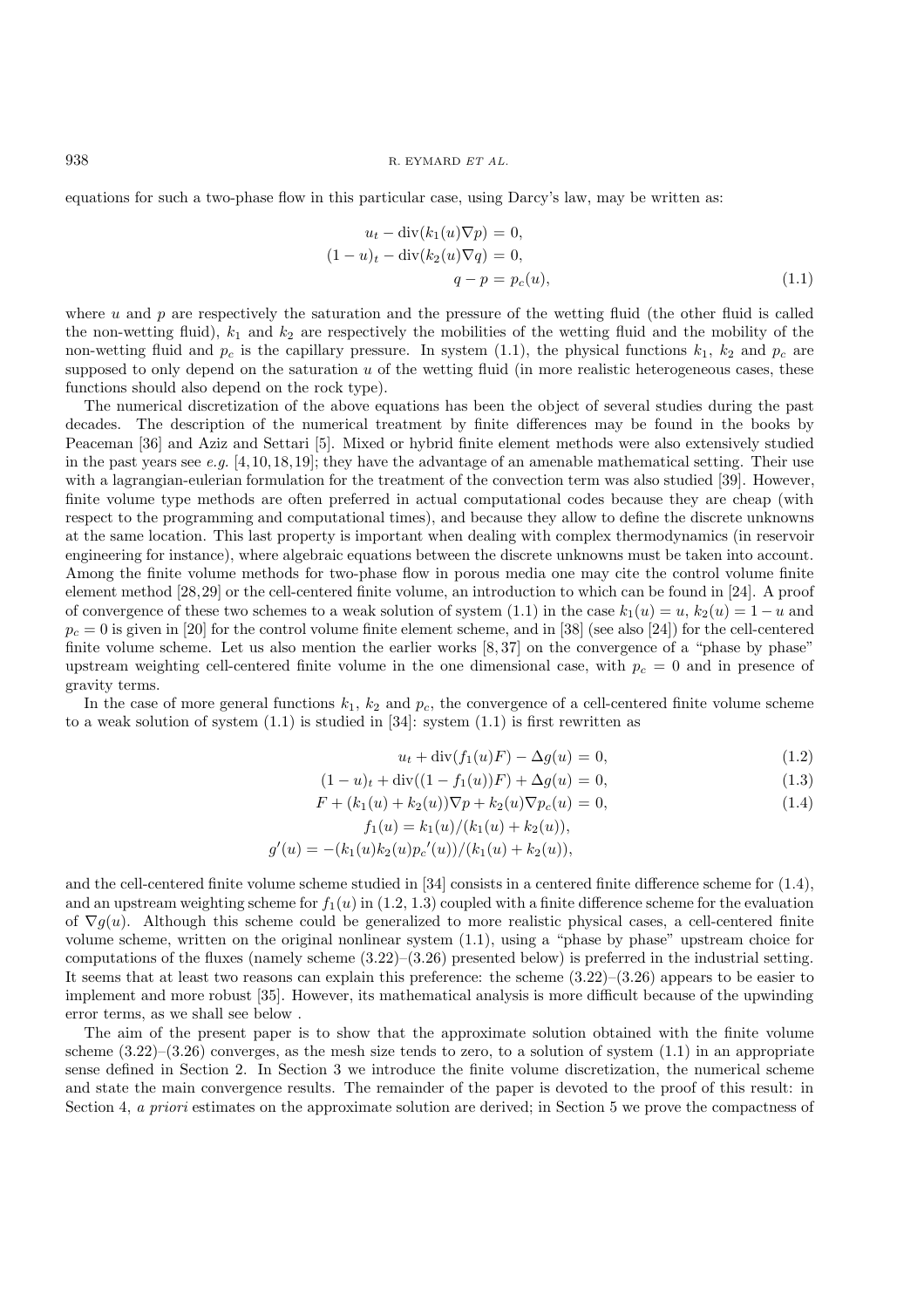equations for such a two-phase flow in this particular case, using Darcy's law, may be written as:

$$
\begin{aligned}
u_t - \operatorname{div}(k_1(u)\nabla p) &= 0,\\
(1-u)_t - \operatorname{div}(k_2(u)\nabla q) &= 0,\\
q - p &= p_c(u),
\end{aligned}
\tag{1.1}
$$

where $u$ and $p$ are respectively the saturation and the pressure of the wetting fluid (the other fluid is called the non-wetting fluid), $k_1$ and $k_2$ are respectively the mobilities of the wetting fluid and the mobility of the non-wetting fluid and $p_c$ is the capillary pressure. In system (1.1), the physical functions $k_1$, $k_2$ and $p_c$ are supposed to only depend on the saturation $u$ of the wetting fluid (in more realistic heterogeneous cases, these functions should also depend on the rock type).

The numerical discretization of the above equations has been the object of several studies during the past decades. The description of the numerical treatment by finite differences may be found in the books by Peaceman [36] and Aziz and Settari [5]. Mixed or hybrid finite element methods were also extensively studied in the past years see *e.g.* [4,10,18,19]; they have the advantage of an amenable mathematical setting. Their use with a lagrangian-eulerian formulation for the treatment of the convection term was also studied [39]. However, finite volume type methods are often preferred in actual computational codes because they are cheap (with respect to the programming and computational times), and because they allow to define the discrete unknowns at the same location. This last property is important when dealing with complex thermodynamics (in reservoir engineering for instance), where algebraic equations between the discrete unknowns must be taken into account. Among the finite volume methods for two-phase flow in porous media one may cite the control volume finite element method [28,29] or the cell-centered finite volume, an introduction to which can be found in [24]. A proof of convergence of these two schemes to a weak solution of system (1.1) in the case $k_1(u) = u$, $k_2(u) = 1 - u$ and $p_c = 0$ is given in [20] for the control volume finite element scheme, and in [38] (see also [24]) for the cell-centered finite volume scheme. Let us also mention the earlier works [8,37] on the convergence of a "phase by phase" upstream weighting cell-centered finite volume in the one dimensional case, with $p_c = 0$ and in presence of gravity terms.

In the case of more general functions $k_1$, $k_2$ and $p_c$, the convergence of a cell-centered finite volume scheme to a weak solution of system (1.1) is studied in [34]: system (1.1) is first rewritten as

$$
u_t + \operatorname{div}(f_1(u)F) - \Delta g(u) = 0, \tag{1.2}
$$

$$
(1-u)_t + \operatorname{div}((1-f_1(u))F) + \Delta g(u) = 0, \tag{1.3}
$$

$$
F + (k_1(u)+k_2(u))\nabla p + k_2(u)\nabla p_c(u) = 0, \tag{1.4}
$$

$$
f_1(u) = k_1(u)/(k_1(u)+k_2(u)),
$$

$$
g'(u) = -(k_1(u)k_2(u){p_c}'(u))/(k_1(u)+k_2(u)),
$$

and the cell-centered finite volume scheme studied in [34] consists in a centered finite difference scheme for (1.4), and an upstream weighting scheme for $f_1(u)$ in (1.2, 1.3) coupled with a finite difference scheme for the evaluation of $\nabla g(u)$. Although this scheme could be generalized to more realistic physical cases, a cell-centered finite volume scheme, written on the original nonlinear system (1.1), using a "phase by phase" upstream choice for computations of the fluxes (namely scheme (3.22)–(3.26) presented below) is preferred in the industrial setting. It seems that at least two reasons can explain this preference: the scheme (3.22)–(3.26) appears to be easier to implement and more robust [35]. However, its mathematical analysis is more difficult because of the upwinding error terms, as we shall see below .

The aim of the present paper is to show that the approximate solution obtained with the finite volume scheme (3.22)–(3.26) converges, as the mesh size tends to zero, to a solution of system (1.1) in an appropriate sense defined in Section 2. In Section 3 we introduce the finite volume discretization, the numerical scheme and state the main convergence results. The remainder of the paper is devoted to the proof of this result: in Section 4, *a priori* estimates on the approximate solution are derived; in Section 5 we prove the compactness of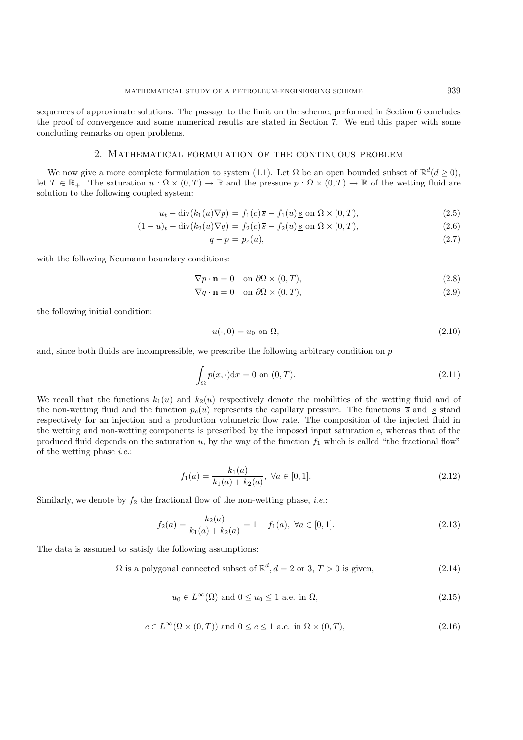sequences of approximate solutions. The passage to the limit on the scheme, performed in Section 6 concludes the proof of convergence and some numerical results are stated in Section 7. We end this paper with some concluding remarks on open problems.

## 2. Mathematical formulation of the continuous problem

We now give a more complete formulation to system (1.1). Let $\Omega$ be an open bounded subset of $\mathbb{R}^d (d \geq 0)$, let $T \in \mathbb{R}_+$. The saturation $u : \Omega \times (0,T) \to \mathbb{R}$ and the pressure $p : \Omega \times (0,T) \to \mathbb{R}$ of the wetting fluid are solution to the following coupled system:

$$u_t - \mathrm{div}(k_1(u)\nabla p) = f_1(c)\,\overline{s} - f_1(u)\,\underline{s} \text{ on } \Omega \times (0,T), \tag{2.5}$$

$$(1-u)_t - \mathrm{div}(k_2(u)\nabla q) = f_2(c)\,\overline{s} - f_2(u)\,\underline{s} \text{ on } \Omega \times (0,T), \tag{2.6}$$

$$q - p = p_c(u), \tag{2.7}$$

with the following Neumann boundary conditions:

$$\nabla p \cdot \mathbf{n} = 0 \quad \text{on } \partial\Omega \times (0,T), \tag{2.8}$$

$$\nabla q \cdot \mathbf{n} = 0 \quad \text{on } \partial\Omega \times (0,T), \tag{2.9}$$

the following initial condition:

$$u(\cdot, 0) = u_0 \text{ on } \Omega, \tag{2.10}$$

and, since both fluids are incompressible, we prescribe the following arbitrary condition on $p$

$$\int_\Omega p(x,\cdot)\mathrm{d}x = 0 \text{ on } (0,T). \tag{2.11}$$

We recall that the functions $k_1(u)$ and $k_2(u)$ respectively denote the mobilities of the wetting fluid and of the non-wetting fluid and the function $p_c(u)$ represents the capillary pressure. The functions $\overline{s}$ and $\underline{s}$ stand respectively for an injection and a production volumetric flow rate. The composition of the injected fluid in the wetting and non-wetting components is prescribed by the imposed input saturation $c$, whereas that of the produced fluid depends on the saturation $u$, by the way of the function $f_1$ which is called "the fractional flow" of the wetting phase *i.e.*:

$$f_1(a) = \frac{k_1(a)}{k_1(a) + k_2(a)}, \ \forall a \in [0,1]. \tag{2.12}$$

Similarly, we denote by $f_2$ the fractional flow of the non-wetting phase, *i.e.*:

$$f_2(a) = \frac{k_2(a)}{k_1(a) + k_2(a)} = 1 - f_1(a), \ \forall a \in [0,1]. \tag{2.13}$$

The data is assumed to satisfy the following assumptions:

$$\Omega \text{ is a polygonal connected subset of } \mathbb{R}^d, d = 2 \text{ or } 3, \, T > 0 \text{ is given}, \tag{2.14}$$

$$u_0 \in L^\infty(\Omega) \text{ and } 0 \leq u_0 \leq 1 \text{ a.e. in } \Omega, \tag{2.15}$$

$$c \in L^\infty(\Omega \times (0,T)) \text{ and } 0 \leq c \leq 1 \text{ a.e. in } \Omega \times (0,T), \tag{2.16}$$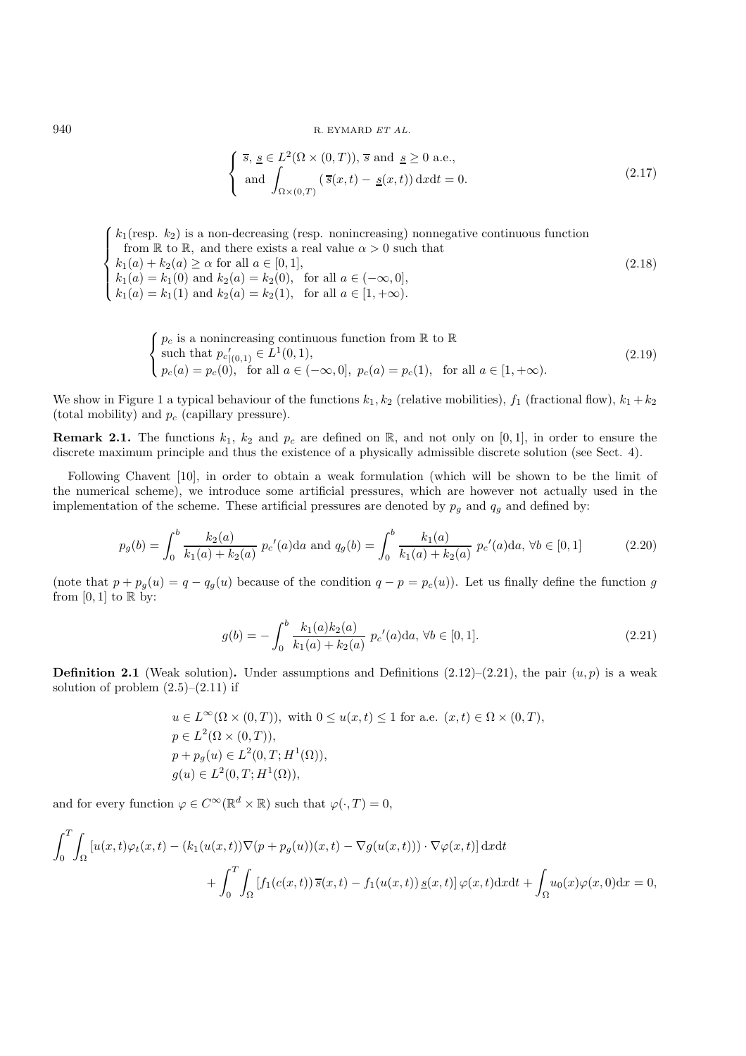$$
\left\{ \begin{array}{l} \overline{s},\ \underline{s} \in L^2(\Omega \times (0,T)),\ \overline{s} \text{ and } \underline{s} \geq 0 \text{ a.e.,} \\ \text{and } \displaystyle\int_{\Omega\times(0,T)} (\,\overline{s}(x,t) - \underline{s}(x,t))\,\mathrm{d}x\mathrm{d}t = 0. \end{array} \right. \tag{2.17}
$$

$$
\left\{ \begin{array}{l} k_1(\text{resp. } k_2) \text{ is a non-decreasing (resp. nonincreasing) nonnegative continuous function} \\ \quad \text{from } \mathbb{R} \text{ to } \mathbb{R}, \text{ and there exists a real value } \alpha > 0 \text{ such that} \\ k_1(a) + k_2(a) \geq \alpha \text{ for all } a \in [0,1], \\ k_1(a) = k_1(0) \text{ and } k_2(a) = k_2(0), \quad \text{for all } a \in (-\infty, 0], \\ k_1(a) = k_1(1) \text{ and } k_2(a) = k_2(1), \quad \text{for all } a \in [1, +\infty). \end{array} \right. \tag{2.18}
$$

$$
\left\{ \begin{array}{l} p_c \text{ is a nonincreasing continuous function from } \mathbb{R} \text{ to } \mathbb{R} \\ \text{such that } {p_c}'_{|(0,1)} \in L^1(0,1), \\ p_c(a) = p_c(0), \quad \text{for all } a \in (-\infty, 0],\ p_c(a) = p_c(1), \quad \text{for all } a \in [1, +\infty). \end{array} \right. \tag{2.19}
$$

We show in Figure 1 a typical behaviour of the functions $k_1, k_2$ (relative mobilities), $f_1$ (fractional flow), $k_1 + k_2$ (total mobility) and $p_c$ (capillary pressure).

**Remark 2.1.** The functions $k_1$, $k_2$ and $p_c$ are defined on $\mathbb{R}$, and not only on $[0,1]$, in order to ensure the discrete maximum principle and thus the existence of a physically admissible discrete solution (see Sect. 4).

Following Chavent [10], in order to obtain a weak formulation (which will be shown to be the limit of the numerical scheme), we introduce some artificial pressures, which are however not actually used in the implementation of the scheme. These artificial pressures are denoted by $p_g$ and $q_g$ and defined by:

$$
p_g(b) = \int_0^b \frac{k_2(a)}{k_1(a) + k_2(a)}\ {p_c}'(a)\mathrm{d}a \text{ and } q_g(b) = \int_0^b \frac{k_1(a)}{k_1(a) + k_2(a)}\ {p_c}'(a)\mathrm{d}a,\ \forall b \in [0,1] \tag{2.20}
$$

(note that $p + p_g(u) = q - q_g(u)$ because of the condition $q - p = p_c(u)$). Let us finally define the function $g$ from $[0,1]$ to $\mathbb{R}$ by:

$$
g(b) = -\int_0^b \frac{k_1(a)k_2(a)}{k_1(a) + k_2(a)}\ {p_c}'(a)\mathrm{d}a,\ \forall b \in [0,1]. \tag{2.21}
$$

**Definition 2.1** (Weak solution)**.** Under assumptions and Definitions (2.12)–(2.21), the pair $(u,p)$ is a weak solution of problem (2.5)–(2.11) if

$$
\begin{array}{l} u \in L^\infty(\Omega \times (0,T)), \text{ with } 0 \leq u(x,t) \leq 1 \text{ for a.e. } (x,t) \in \Omega \times (0,T), \\ p \in L^2(\Omega \times (0,T)), \\ p + p_g(u) \in L^2(0,T; H^1(\Omega)), \\ g(u) \in L^2(0,T; H^1(\Omega)), \end{array}
$$

and for every function $\varphi \in C^\infty(\mathbb{R}^d \times \mathbb{R})$ such that $\varphi(\cdot, T) = 0$,

$$
\int_0^T \int_\Omega \left[ u(x,t)\varphi_t(x,t) - (k_1(u(x,t))\nabla(p + p_g(u))(x,t) - \nabla g(u(x,t))) \cdot \nabla\varphi(x,t) \right] \mathrm{d}x\mathrm{d}t
$$
$$
+ \int_0^T \int_\Omega \left[ f_1(c(x,t))\,\overline{s}(x,t) - f_1(u(x,t))\,\underline{s}(x,t) \right] \varphi(x,t)\mathrm{d}x\mathrm{d}t + \int_\Omega u_0(x)\varphi(x,0)\mathrm{d}x = 0,
$$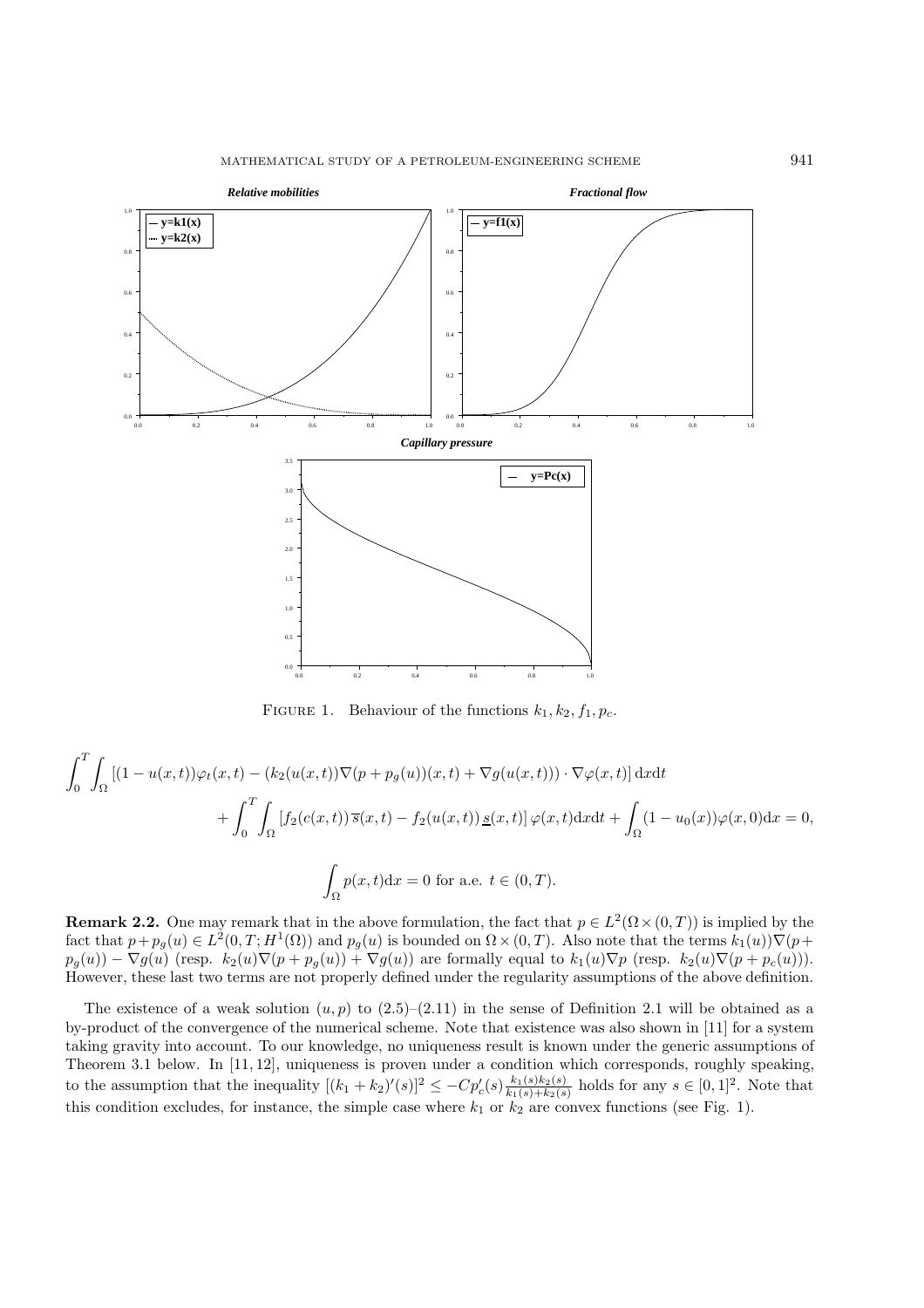FIGURE 1. Behaviour of the functions $k_1, k_2, f_1, p_c$.

$$\int_0^T \int_\Omega \left[(1-u(x,t))\varphi_t(x,t) - (k_2(u(x,t))\nabla(p+p_g(u))(x,t) + \nabla g(u(x,t))) \cdot \nabla\varphi(x,t)\right] \mathrm{d}x\mathrm{d}t$$
$$+ \int_0^T \int_\Omega \left[f_2(c(x,t))\,\overline{s}(x,t) - f_2(u(x,t))\,\underline{s}(x,t)\right]\varphi(x,t)\mathrm{d}x\mathrm{d}t + \int_\Omega (1-u_0(x))\varphi(x,0)\mathrm{d}x = 0,$$

$$\int_\Omega p(x,t)\mathrm{d}x = 0 \text{ for a.e. } t \in (0,T).$$

**Remark 2.2.** One may remark that in the above formulation, the fact that $p \in L^2(\Omega\times(0,T))$ is implied by the fact that $p + p_g(u) \in L^2(0,T;H^1(\Omega))$ and $p_g(u)$ is bounded on $\Omega\times(0,T)$. Also note that the terms $k_1(u))\nabla(p + p_g(u)) - \nabla g(u)$ (resp. $k_2(u)\nabla(p+p_g(u)) + \nabla g(u)$) are formally equal to $k_1(u)\nabla p$ (resp. $k_2(u)\nabla(p+p_c(u))$). However, these last two terms are not properly defined under the regularity assumptions of the above definition.

The existence of a weak solution $(u,p)$ to (2.5)–(2.11) in the sense of Definition 2.1 will be obtained as a by-product of the convergence of the numerical scheme. Note that existence was also shown in [11] for a system taking gravity into account. To our knowledge, no uniqueness result is known under the generic assumptions of Theorem 3.1 below. In [11, 12], uniqueness is proven under a condition which corresponds, roughly speaking, to the assumption that the inequality $[(k_1+k_2)'(s)]^2 \le -Cp_c'(s)\frac{k_1(s)k_2(s)}{k_1(s)+k_2(s)}$ holds for any $s \in [0,1]^2$. Note that this condition excludes, for instance, the simple case where $k_1$ or $k_2$ are convex functions (see Fig. 1).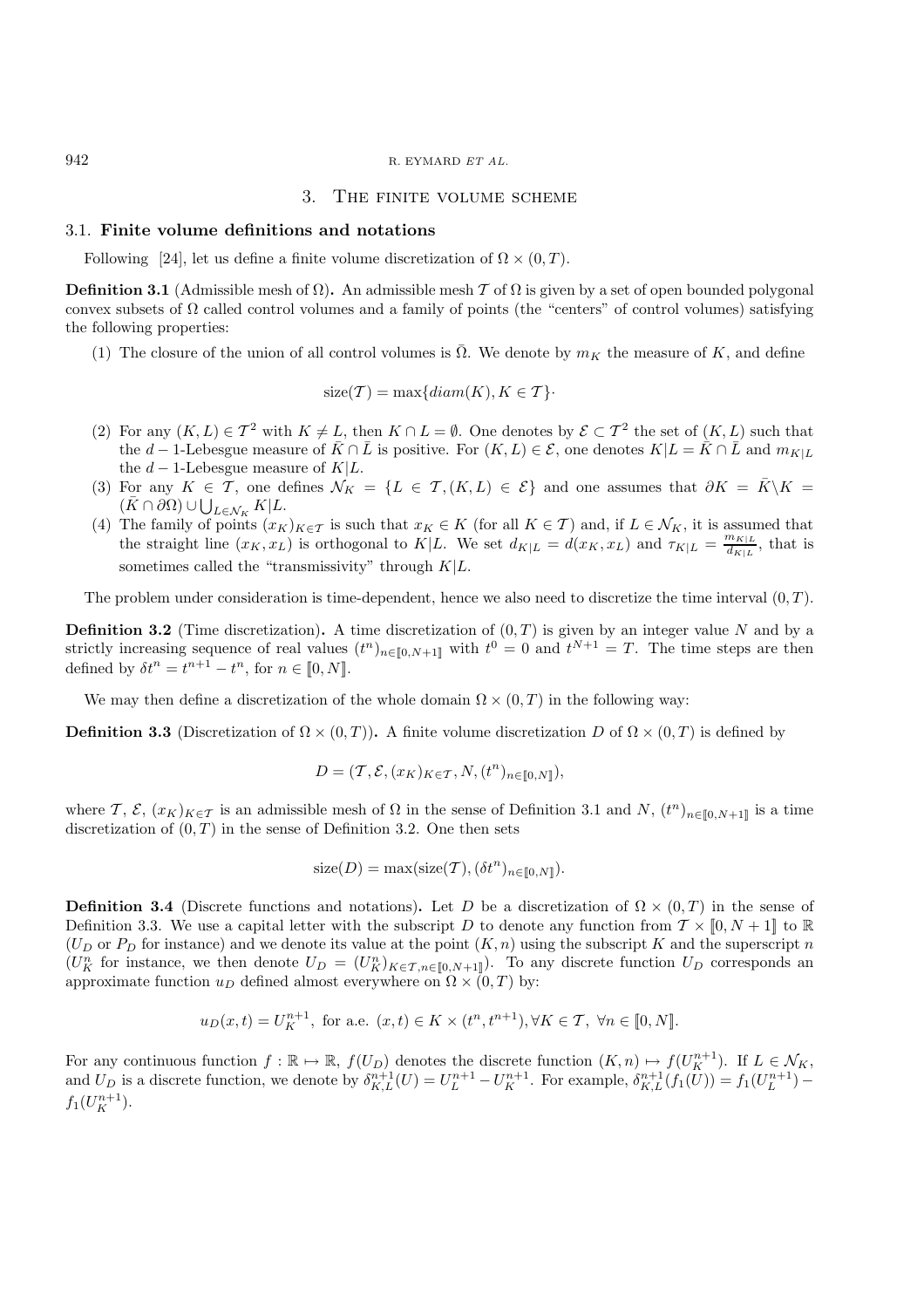## 3. The finite volume scheme

### 3.1. Finite volume definitions and notations

Following [24], let us define a finite volume discretization of $\Omega \times (0,T)$.

**Definition 3.1** (Admissible mesh of $\Omega$)**.** An admissible mesh $\mathcal{T}$ of $\Omega$ is given by a set of open bounded polygonal convex subsets of $\Omega$ called control volumes and a family of points (the "centers" of control volumes) satisfying the following properties:

(1) The closure of the union of all control volumes is $\bar{\Omega}$. We denote by $m_K$ the measure of $K$, and define

$$\text{size}(\mathcal{T}) = \max\{diam(K), K \in \mathcal{T}\}\cdot$$

(2) For any $(K,L) \in \mathcal{T}^2$ with $K \neq L$, then $K \cap L = \emptyset$. One denotes by $\mathcal{E} \subset \mathcal{T}^2$ the set of $(K,L)$ such that the $d-1$-Lebesgue measure of $\bar{K} \cap \bar{L}$ is positive. For $(K,L) \in \mathcal{E}$, one denotes $K|L = \bar{K} \cap \bar{L}$ and $m_{K|L}$ the $d-1$-Lebesgue measure of $K|L$.

(3) For any $K \in \mathcal{T}$, one defines $\mathcal{N}_K = \{L \in \mathcal{T}, (K,L) \in \mathcal{E}\}$ and one assumes that $\partial K = \bar{K} \backslash K = (\bar{K} \cap \partial\Omega) \cup \bigcup_{L \in \mathcal{N}_K} K|L$.

(4) The family of points $(x_K)_{K \in \mathcal{T}}$ is such that $x_K \in K$ (for all $K \in \mathcal{T}$) and, if $L \in \mathcal{N}_K$, it is assumed that the straight line $(x_K, x_L)$ is orthogonal to $K|L$. We set $d_{K|L} = d(x_K, x_L)$ and $\tau_{K|L} = \frac{m_{K|L}}{d_{K|L}}$, that is sometimes called the "transmissivity" through $K|L$.

The problem under consideration is time-dependent, hence we also need to discretize the time interval $(0,T)$.

**Definition 3.2** (Time discretization)**.** A time discretization of $(0,T)$ is given by an integer value $N$ and by a strictly increasing sequence of real values $(t^n)_{n \in [\![0,N+1]\!]}$ with $t^0 = 0$ and $t^{N+1} = T$. The time steps are then defined by $\delta t^n = t^{n+1} - t^n$, for $n \in [\![0,N]\!]$.

We may then define a discretization of the whole domain $\Omega \times (0,T)$ in the following way:

**Definition 3.3** (Discretization of $\Omega \times (0,T)$)**.** A finite volume discretization $D$ of $\Omega \times (0,T)$ is defined by

$$D = (\mathcal{T}, \mathcal{E}, (x_K)_{K \in \mathcal{T}}, N, (t^n)_{n \in [\![0,N]\!]}),$$

where $\mathcal{T}$, $\mathcal{E}$, $(x_K)_{K \in \mathcal{T}}$ is an admissible mesh of $\Omega$ in the sense of Definition 3.1 and $N$, $(t^n)_{n \in [\![0,N+1]\!]}$ is a time discretization of $(0,T)$ in the sense of Definition 3.2. One then sets

$$\text{size}(D) = \max(\text{size}(\mathcal{T}), (\delta t^n)_{n \in [\![0,N]\!]}).$$

**Definition 3.4** (Discrete functions and notations)**.** Let $D$ be a discretization of $\Omega \times (0,T)$ in the sense of Definition 3.3. We use a capital letter with the subscript $D$ to denote any function from $\mathcal{T} \times [\![0,N+1]\!]$ to $\mathbb{R}$ ($U_D$ or $P_D$ for instance) and we denote its value at the point $(K,n)$ using the subscript $K$ and the superscript $n$ ($U_K^n$ for instance, we then denote $U_D = (U_K^n)_{K \in \mathcal{T}, n \in [\![0,N+1]\!]}$). To any discrete function $U_D$ corresponds an approximate function $u_D$ defined almost everywhere on $\Omega \times (0,T)$ by:

$$u_D(x,t) = U_K^{n+1}, \text{ for a.e. } (x,t) \in K \times (t^n, t^{n+1}), \forall K \in \mathcal{T}, \ \forall n \in [\![0,N]\!].$$

For any continuous function $f : \mathbb{R} \mapsto \mathbb{R}$, $f(U_D)$ denotes the discrete function $(K,n) \mapsto f(U_K^{n+1})$. If $L \in \mathcal{N}_K$, and $U_D$ is a discrete function, we denote by $\delta_{K,L}^{n+1}(U) = U_L^{n+1} - U_K^{n+1}$. For example, $\delta_{K,L}^{n+1}(f_1(U)) = f_1(U_L^{n+1}) - f_1(U_K^{n+1})$.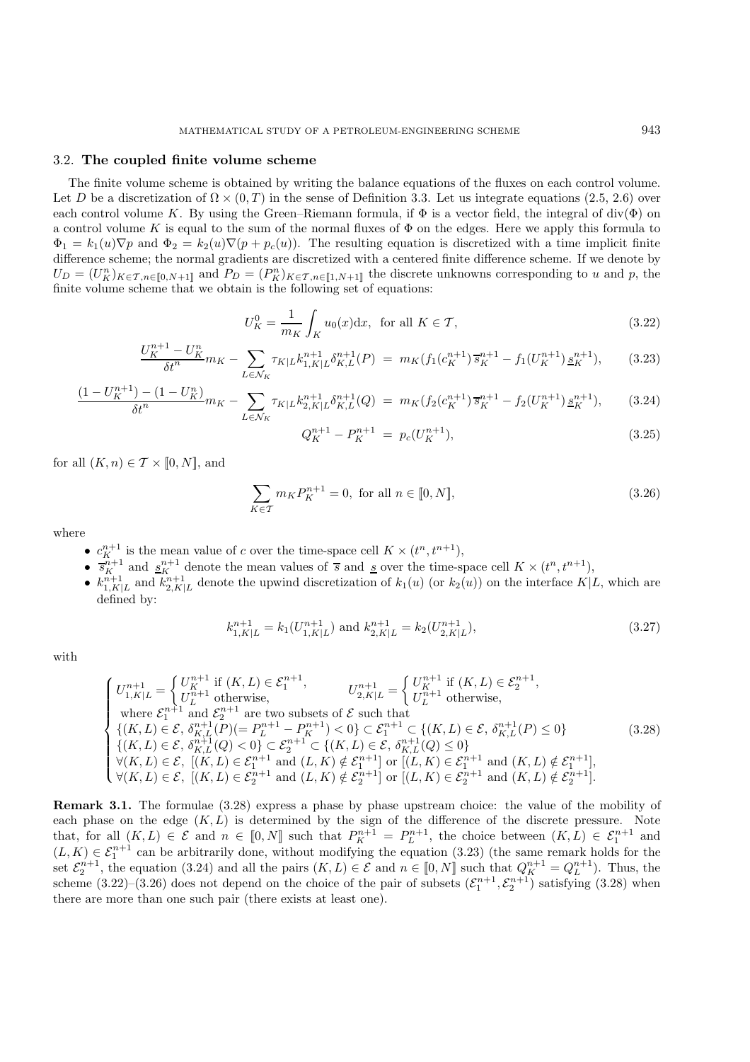### 3.2. **The coupled finite volume scheme**

The finite volume scheme is obtained by writing the balance equations of the fluxes on each control volume. Let $D$ be a discretization of $\Omega \times (0,T)$ in the sense of Definition 3.3. Let us integrate equations (2.5, 2.6) over each control volume $K$. By using the Green–Riemann formula, if $\Phi$ is a vector field, the integral of $\mathrm{div}(\Phi)$ on a control volume $K$ is equal to the sum of the normal fluxes of $\Phi$ on the edges. Here we apply this formula to $\Phi_1 = k_1(u)\nabla p$ and $\Phi_2 = k_2(u)\nabla(p + p_c(u))$. The resulting equation is discretized with a time implicit finite difference scheme; the normal gradients are discretized with a centered finite difference scheme. If we denote by $U_D = (U_K^n)_{K\in\mathcal{T}, n\in[\![0,N+1]\!]}$ and $P_D = (P_K^n)_{K\in\mathcal{T}, n\in[\![1,N+1]\!]}$ the discrete unknowns corresponding to $u$ and $p$, the finite volume scheme that we obtain is the following set of equations:

$$U_K^0 = \frac{1}{m_K}\int_K u_0(x)\mathrm{d}x, \ \text{ for all } K \in \mathcal{T}, \tag{3.22}$$

$$\frac{U_K^{n+1} - U_K^n}{\delta t^n} m_K - \sum_{L\in\mathcal{N}_K} \tau_{K|L} k_{1,K|L}^{n+1} \delta_{K,L}^{n+1}(P) \ = \ m_K(f_1(c_K^{n+1})\,\overline{s}_K^{n+1} - f_1(U_K^{n+1})\,\underline{s}_K^{n+1}), \tag{3.23}$$

$$\frac{(1-U_K^{n+1}) - (1-U_K^n)}{\delta t^n} m_K - \sum_{L\in\mathcal{N}_K} \tau_{K|L} k_{2,K|L}^{n+1} \delta_{K,L}^{n+1}(Q) \ = \ m_K(f_2(c_K^{n+1})\,\overline{s}_K^{n+1} - f_2(U_K^{n+1})\,\underline{s}_K^{n+1}), \tag{3.24}$$

$$Q_K^{n+1} - P_K^{n+1} \ = \ p_c(U_K^{n+1}), \tag{3.25}$$

for all $(K,n) \in \mathcal{T} \times [\![0,N]\!]$, and

$$\sum_{K\in\mathcal{T}} m_K P_K^{n+1} = 0, \ \text{ for all } n \in [\![0,N]\!], \tag{3.26}$$

where

- $c_K^{n+1}$ is the mean value of $c$ over the time-space cell $K \times (t^n, t^{n+1})$,
- $\overline{s}_K^{n+1}$ and $\underline{s}_K^{n+1}$ denote the mean values of $\overline{s}$ and $\underline{s}$ over the time-space cell $K \times (t^n, t^{n+1})$,
- $k_{1,K|L}^{n+1}$ and $k_{2,K|L}^{n+1}$ denote the upwind discretization of $k_1(u)$ (or $k_2(u)$) on the interface $K|L$, which are defined by:

$$k_{1,K|L}^{n+1} = k_1(U_{1,K|L}^{n+1}) \text{ and } k_{2,K|L}^{n+1} = k_2(U_{2,K|L}^{n+1}), \tag{3.27}$$

with

$$\begin{cases} U_{1,K|L}^{n+1} = \begin{cases} U_K^{n+1} \text{ if } (K,L) \in \mathcal{E}_1^{n+1}, \\ U_L^{n+1} \text{ otherwise}, \end{cases} \qquad U_{2,K|L}^{n+1} = \begin{cases} U_K^{n+1} \text{ if } (K,L) \in \mathcal{E}_2^{n+1}, \\ U_L^{n+1} \text{ otherwise}, \end{cases} \\ \text{ where } \mathcal{E}_1^{n+1} \text{ and } \mathcal{E}_2^{n+1} \text{ are two subsets of } \mathcal{E} \text{ such that} \\ \{(K,L) \in \mathcal{E},\ \delta_{K,L}^{n+1}(P) (= P_L^{n+1} - P_K^{n+1}) < 0\} \subset \mathcal{E}_1^{n+1} \subset \{(K,L) \in \mathcal{E},\ \delta_{K,L}^{n+1}(P) \le 0\} \\ \{(K,L) \in \mathcal{E},\ \delta_{K,L}^{n+1}(Q) < 0\} \subset \mathcal{E}_2^{n+1} \subset \{(K,L) \in \mathcal{E},\ \delta_{K,L}^{n+1}(Q) \le 0\} \\ \forall (K,L) \in \mathcal{E},\ [(K,L) \in \mathcal{E}_1^{n+1} \text{ and } (L,K) \notin \mathcal{E}_1^{n+1}] \text{ or } [(L,K) \in \mathcal{E}_1^{n+1} \text{ and } (K,L) \notin \mathcal{E}_1^{n+1}], \\ \forall (K,L) \in \mathcal{E},\ [(K,L) \in \mathcal{E}_2^{n+1} \text{ and } (L,K) \notin \mathcal{E}_2^{n+1}] \text{ or } [(L,K) \in \mathcal{E}_2^{n+1} \text{ and } (K,L) \notin \mathcal{E}_2^{n+1}]. \end{cases} \tag{3.28}$$

**Remark 3.1.** The formulae (3.28) express a phase by phase upstream choice: the value of the mobility of each phase on the edge $(K,L)$ is determined by the sign of the difference of the discrete pressure. Note that, for all $(K,L) \in \mathcal{E}$ and $n \in [\![0,N]\!]$ such that $P_K^{n+1} = P_L^{n+1}$, the choice between $(K,L) \in \mathcal{E}_1^{n+1}$ and $(L,K) \in \mathcal{E}_1^{n+1}$ can be arbitrarily done, without modifying the equation (3.23) (the same remark holds for the set $\mathcal{E}_2^{n+1}$, the equation (3.24) and all the pairs $(K,L) \in \mathcal{E}$ and $n \in [\![0,N]\!]$ such that $Q_K^{n+1} = Q_L^{n+1}$). Thus, the scheme (3.22)–(3.26) does not depend on the choice of the pair of subsets $(\mathcal{E}_1^{n+1}, \mathcal{E}_2^{n+1})$ satisfying (3.28) when there are more than one such pair (there exists at least one).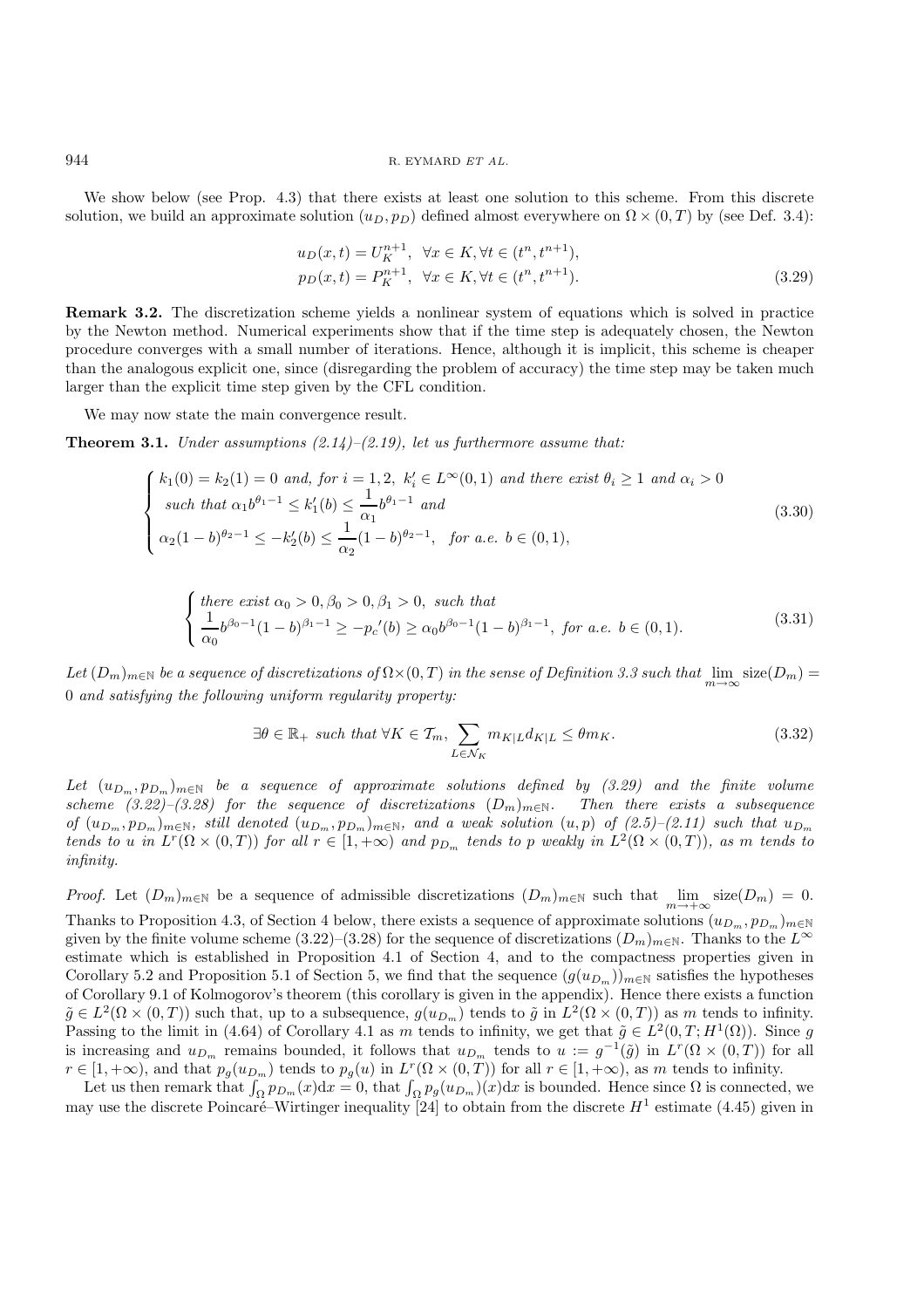We show below (see Prop. 4.3) that there exists at least one solution to this scheme. From this discrete solution, we build an approximate solution $(u_D, p_D)$ defined almost everywhere on $\Omega \times (0,T)$ by (see Def. 3.4):

$$
\begin{aligned}
u_D(x,t) &= U_K^{n+1}, \quad \forall x \in K, \forall t \in (t^n, t^{n+1}),\\
p_D(x,t) &= P_K^{n+1}, \quad \forall x \in K, \forall t \in (t^n, t^{n+1}).
\end{aligned} \tag{3.29}
$$

**Remark 3.2.** The discretization scheme yields a nonlinear system of equations which is solved in practice by the Newton method. Numerical experiments show that if the time step is adequately chosen, the Newton procedure converges with a small number of iterations. Hence, although it is implicit, this scheme is cheaper than the analogous explicit one, since (disregarding the problem of accuracy) the time step may be taken much larger than the explicit time step given by the CFL condition.

We may now state the main convergence result.

**Theorem 3.1.** *Under assumptions (2.14)–(2.19), let us furthermore assume that:*

$$
\begin{cases}
k_1(0) = k_2(1) = 0 \text{ and, for } i=1,2,\ k_i' \in L^\infty(0,1) \text{ and there exist } \theta_i \geq 1 \text{ and } \alpha_i > 0\\
\text{such that } \alpha_1 b^{\theta_1 - 1} \leq k_1'(b) \leq \dfrac{1}{\alpha_1} b^{\theta_1 - 1} \text{ and}\\
\alpha_2 (1-b)^{\theta_2 - 1} \leq -k_2'(b) \leq \dfrac{1}{\alpha_2}(1-b)^{\theta_2 - 1}, \quad \text{for a.e. } b \in (0,1),
\end{cases} \tag{3.30}
$$

$$
\begin{cases}
\text{there exist } \alpha_0 > 0, \beta_0 > 0, \beta_1 > 0, \text{ such that}\\
\dfrac{1}{\alpha_0} b^{\beta_0 - 1}(1-b)^{\beta_1 - 1} \geq -{p_c}'(b) \geq \alpha_0 b^{\beta_0 - 1}(1-b)^{\beta_1 - 1}, \text{ for a.e. } b \in (0,1).
\end{cases} \tag{3.31}
$$

*Let $(D_m)_{m\in\mathbb{N}}$ be a sequence of discretizations of $\Omega \times (0,T)$ in the sense of Definition 3.3 such that $\lim_{m\to\infty} \mathrm{size}(D_m) = 0$ and satisfying the following uniform regularity property:*

$$
\exists \theta \in \mathbb{R}_+ \text{ such that } \forall K \in \mathcal{T}_m, \sum_{L \in \mathcal{N}_K} m_{K|L} d_{K|L} \leq \theta m_K. \tag{3.32}
$$

*Let $(u_{D_m}, p_{D_m})_{m\in\mathbb{N}}$ be a sequence of approximate solutions defined by (3.29) and the finite volume scheme (3.22)–(3.28) for the sequence of discretizations $(D_m)_{m\in\mathbb{N}}$. Then there exists a subsequence of $(u_{D_m}, p_{D_m})_{m\in\mathbb{N}}$, still denoted $(u_{D_m}, p_{D_m})_{m\in\mathbb{N}}$, and a weak solution $(u,p)$ of (2.5)–(2.11) such that $u_{D_m}$ tends to $u$ in $L^r(\Omega \times (0,T))$ for all $r \in [1, +\infty)$ and $p_{D_m}$ tends to $p$ weakly in $L^2(\Omega \times (0,T))$, as $m$ tends to infinity.*

*Proof.* Let $(D_m)_{m\in\mathbb{N}}$ be a sequence of admissible discretizations $(D_m)_{m\in\mathbb{N}}$ such that $\lim_{m\to+\infty} \mathrm{size}(D_m) = 0$. Thanks to Proposition 4.3, of Section 4 below, there exists a sequence of approximate solutions $(u_{D_m}, p_{D_m})_{m\in\mathbb{N}}$ given by the finite volume scheme (3.22)–(3.28) for the sequence of discretizations $(D_m)_{m\in\mathbb{N}}$. Thanks to the $L^\infty$ estimate which is established in Proposition 4.1 of Section 4, and to the compactness properties given in Corollary 5.2 and Proposition 5.1 of Section 5, we find that the sequence $(g(u_{D_m}))_{m\in\mathbb{N}}$ satisfies the hypotheses of Corollary 9.1 of Kolmogorov's theorem (this corollary is given in the appendix). Hence there exists a function $\tilde{g} \in L^2(\Omega \times (0,T))$ such that, up to a subsequence, $g(u_{D_m})$ tends to $\tilde{g}$ in $L^2(\Omega \times (0,T))$ as $m$ tends to infinity. Passing to the limit in (4.64) of Corollary 4.1 as $m$ tends to infinity, we get that $\tilde{g} \in L^2(0,T; H^1(\Omega))$. Since $g$ is increasing and $u_{D_m}$ remains bounded, it follows that $u_{D_m}$ tends to $u := g^{-1}(\tilde{g})$ in $L^r(\Omega \times (0,T))$ for all $r \in [1, +\infty)$, and that $p_g(u_{D_m})$ tends to $p_g(u)$ in $L^r(\Omega \times (0,T))$ for all $r \in [1, +\infty)$, as $m$ tends to infinity.

Let us then remark that $\int_\Omega p_{D_m}(x)\mathrm{d}x = 0$, that $\int_\Omega p_g(u_{D_m})(x)\mathrm{d}x$ is bounded. Hence since $\Omega$ is connected, we may use the discrete Poincaré–Wirtinger inequality [24] to obtain from the discrete $H^1$ estimate (4.45) given in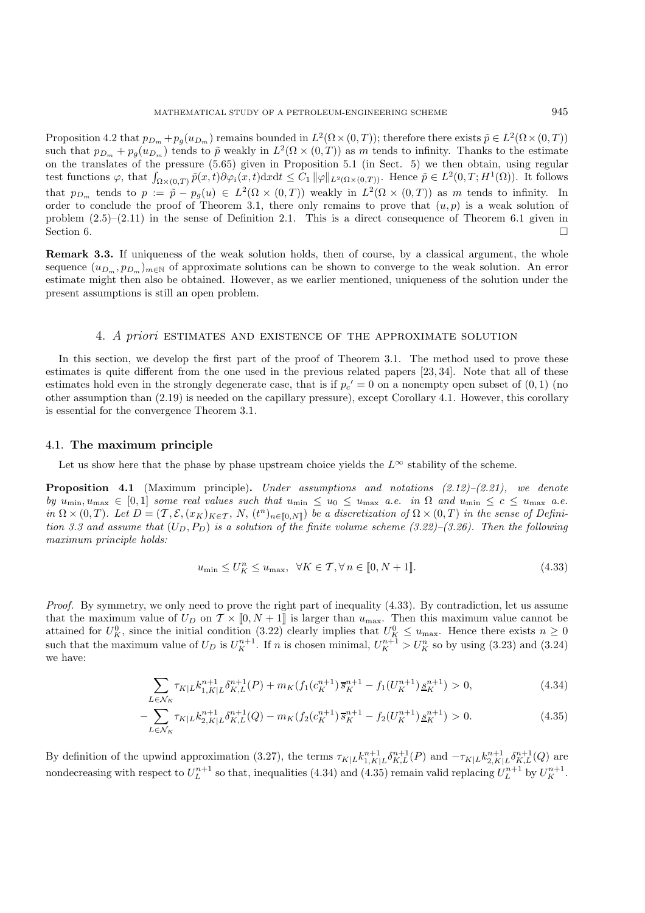Proposition 4.2 that $p_{D_m} + p_g(u_{D_m})$ remains bounded in $L^2(\Omega \times (0,T))$; therefore there exists $\tilde{p} \in L^2(\Omega \times (0,T))$ such that $p_{D_m} + p_g(u_{D_m})$ tends to $\tilde{p}$ weakly in $L^2(\Omega \times (0,T))$ as $m$ tends to infinity. Thanks to the estimate on the translates of the pressure (5.65) given in Proposition 5.1 (in Sect. 5) we then obtain, using regular test functions $\varphi$, that $\int_{\Omega \times (0,T)} \tilde{p}(x,t) \partial \varphi_i(x,t) \mathrm{d}x\mathrm{d}t \leq C_1 \|\varphi\|_{L^2(\Omega\times(0,T))}$. Hence $\tilde{p} \in L^2(0,T;H^1(\Omega))$. It follows that $p_{D_m}$ tends to $p := \tilde{p} - p_g(u) \in L^2(\Omega \times (0,T))$ weakly in $L^2(\Omega \times (0,T))$ as $m$ tends to infinity. In order to conclude the proof of Theorem 3.1, there only remains to prove that $(u,p)$ is a weak solution of problem (2.5)–(2.11) in the sense of Definition 2.1. This is a direct consequence of Theorem 6.1 given in Section 6. □

**Remark 3.3.** If uniqueness of the weak solution holds, then of course, by a classical argument, the whole sequence $(u_{D_m}, p_{D_m})_{m\in\mathbb{N}}$ of approximate solutions can be shown to converge to the weak solution. An error estimate might then also be obtained. However, as we earlier mentioned, uniqueness of the solution under the present assumptions is still an open problem.

## 4. *A priori* estimates and existence of the approximate solution

In this section, we develop the first part of the proof of Theorem 3.1. The method used to prove these estimates is quite different from the one used in the previous related papers [23, 34]. Note that all of these estimates hold even in the strongly degenerate case, that is if ${p_c}' = 0$ on a nonempty open subset of $(0,1)$ (no other assumption than (2.19) is needed on the capillary pressure), except Corollary 4.1. However, this corollary is essential for the convergence Theorem 3.1.

### 4.1. The maximum principle

Let us show here that the phase by phase upstream choice yields the $L^\infty$ stability of the scheme.

**Proposition 4.1** (Maximum principle)**.** *Under assumptions and notations (2.12)–(2.21), we denote by $u_{\min}, u_{\max} \in [0,1]$ some real values such that $u_{\min} \leq u_0 \leq u_{\max}$ a.e. in $\Omega$ and $u_{\min} \leq c \leq u_{\max}$ a.e. in $\Omega \times (0,T)$. Let $D = (\mathcal{T}, \mathcal{E}, (x_K)_{K\in\mathcal{T}}, N, (t^n)_{n\in[\![0,N]\!]})$ be a discretization of $\Omega \times (0,T)$ in the sense of Definition 3.3 and assume that $(U_D, P_D)$ is a solution of the finite volume scheme (3.22)–(3.26). Then the following maximum principle holds:*

$$
u_{\min} \leq U_K^n \leq u_{\max}, \quad \forall K \in \mathcal{T}, \forall\, n \in [\![0, N+1]\!]. \tag{4.33}
$$

*Proof.* By symmetry, we only need to prove the right part of inequality (4.33). By contradiction, let us assume that the maximum value of $U_D$ on $\mathcal{T} \times [\![0, N+1]\!]$ is larger than $u_{\max}$. Then this maximum value cannot be attained for $U_K^0$, since the initial condition (3.22) clearly implies that $U_K^0 \leq u_{\max}$. Hence there exists $n \geq 0$ such that the maximum value of $U_D$ is $U_K^{n+1}$. If $n$ is chosen minimal, $U_K^{n+1} > U_K^n$ so by using (3.23) and (3.24) we have:

$$
\sum_{L\in\mathcal{N}_K} \tau_{K|L} k_{1,K|L}^{n+1} \delta_{K,L}^{n+1}(P) + m_K (f_1(c_K^{n+1})\, \overline{s}_K^{n+1} - f_1(U_K^{n+1})\, \underline{s}_K^{n+1}) > 0, \tag{4.34}
$$

$$
-\sum_{L\in\mathcal{N}_K} \tau_{K|L} k_{2,K|L}^{n+1} \delta_{K,L}^{n+1}(Q) - m_K (f_2(c_K^{n+1})\, \overline{s}_K^{n+1} - f_2(U_K^{n+1})\, \underline{s}_K^{n+1}) > 0. \tag{4.35}
$$

By definition of the upwind approximation (3.27), the terms $\tau_{K|L} k_{1,K|L}^{n+1} \delta_{K,L}^{n+1}(P)$ and $-\tau_{K|L} k_{2,K|L}^{n+1} \delta_{K,L}^{n+1}(Q)$ are nondecreasing with respect to $U_L^{n+1}$ so that, inequalities (4.34) and (4.35) remain valid replacing $U_L^{n+1}$ by $U_K^{n+1}$.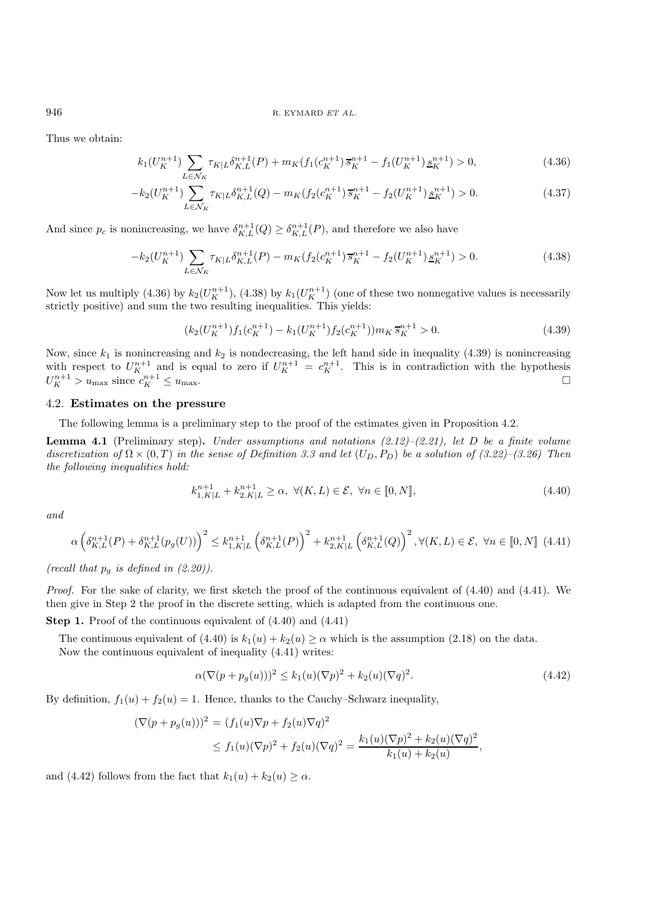Thus we obtain:

$$k_1(U_K^{n+1}) \sum_{L \in \mathcal{N}_K} \tau_{K|L} \delta_{K,L}^{n+1}(P) + m_K(f_1(c_K^{n+1})\,\overline{s}_K^{n+1} - f_1(U_K^{n+1})\,\underline{s}_K^{n+1}) > 0, \tag{4.36}$$

$$-k_2(U_K^{n+1}) \sum_{L \in \mathcal{N}_K} \tau_{K|L} \delta_{K,L}^{n+1}(Q) - m_K(f_2(c_K^{n+1})\,\overline{s}_K^{n+1} - f_2(U_K^{n+1})\,\underline{s}_K^{n+1}) > 0. \tag{4.37}$$

And since $p_c$ is nonincreasing, we have $\delta_{K,L}^{n+1}(Q) \geq \delta_{K,L}^{n+1}(P)$, and therefore we also have

$$-k_2(U_K^{n+1}) \sum_{L \in \mathcal{N}_K} \tau_{K|L} \delta_{K,L}^{n+1}(P) - m_K(f_2(c_K^{n+1})\,\overline{s}_K^{n+1} - f_2(U_K^{n+1})\,\underline{s}_K^{n+1}) > 0. \tag{4.38}$$

Now let us multiply (4.36) by $k_2(U_K^{n+1})$, (4.38) by $k_1(U_K^{n+1})$ (one of these two nonnegative values is necessarily strictly positive) and sum the two resulting inequalities. This yields:

$$(k_2(U_K^{n+1})f_1(c_K^{n+1}) - k_1(U_K^{n+1})f_2(c_K^{n+1}))m_K\,\overline{s}_K^{n+1} > 0. \tag{4.39}$$

Now, since $k_1$ is nonincreasing and $k_2$ is nondecreasing, the left hand side in inequality (4.39) is nonincreasing with respect to $U_K^{n+1}$ and is equal to zero if $U_K^{n+1} = c_K^{n+1}$. This is in contradiction with the hypothesis $U_K^{n+1} > u_{\max}$ since $c_K^{n+1} \leq u_{\max}$. □

## 4.2. Estimates on the pressure

The following lemma is a preliminary step to the proof of the estimates given in Proposition 4.2.

**Lemma 4.1** (Preliminary step). *Under assumptions and notations (2.12)–(2.21), let $D$ be a finite volume discretization of $\Omega \times (0,T)$ in the sense of Definition 3.3 and let $(U_D, P_D)$ be a solution of (3.22)–(3.26) Then the following inequalities hold:*

$$k_{1,K|L}^{n+1} + k_{2,K|L}^{n+1} \geq \alpha, \;\; \forall (K,L) \in \mathcal{E}, \;\; \forall n \in [\![0,N]\!], \tag{4.40}$$

*and*

$$\alpha \left(\delta_{K,L}^{n+1}(P) + \delta_{K,L}^{n+1}(p_g(U))\right)^2 \leq k_{1,K|L}^{n+1}\left(\delta_{K,L}^{n+1}(P)\right)^2 + k_{2,K|L}^{n+1}\left(\delta_{K,L}^{n+1}(Q)\right)^2, \forall (K,L) \in \mathcal{E}, \;\; \forall n \in [\![0,N]\!] \tag{4.41}$$

*(recall that $p_g$ is defined in (2.20)).*

*Proof.* For the sake of clarity, we first sketch the proof of the continuous equivalent of (4.40) and (4.41). We then give in Step 2 the proof in the discrete setting, which is adapted from the continuous one.

**Step 1.** Proof of the continuous equivalent of (4.40) and (4.41)

The continuous equivalent of (4.40) is $k_1(u) + k_2(u) \geq \alpha$ which is the assumption (2.18) on the data.

Now the continuous equivalent of inequality (4.41) writes:

$$\alpha(\nabla(p + p_g(u)))^2 \leq k_1(u)(\nabla p)^2 + k_2(u)(\nabla q)^2. \tag{4.42}$$

By definition, $f_1(u) + f_2(u) = 1$. Hence, thanks to the Cauchy–Schwarz inequality,

$$\begin{aligned}(\nabla(p + p_g(u)))^2 &= (f_1(u)\nabla p + f_2(u)\nabla q)^2 \\ &\leq f_1(u)(\nabla p)^2 + f_2(u)(\nabla q)^2 = \frac{k_1(u)(\nabla p)^2 + k_2(u)(\nabla q)^2}{k_1(u) + k_2(u)},\end{aligned}$$

and (4.42) follows from the fact that $k_1(u) + k_2(u) \geq \alpha$.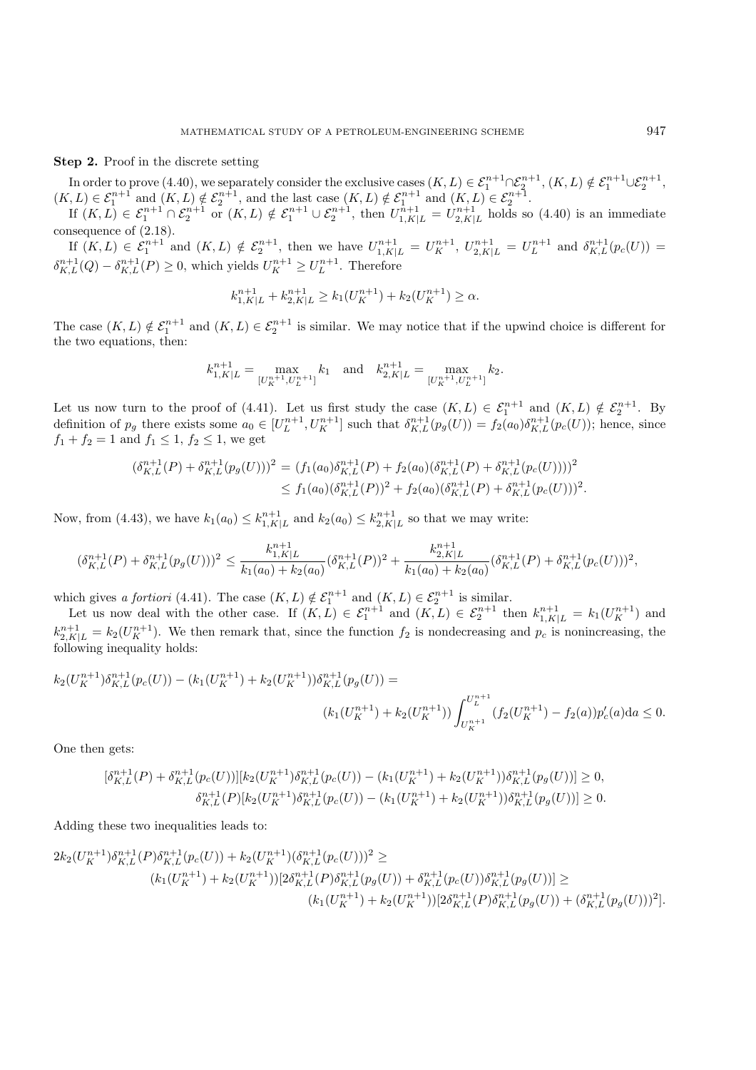**Step 2.** Proof in the discrete setting

In order to prove (4.40), we separately consider the exclusive cases $(K,L) \in \mathcal{E}_1^{n+1} \cap \mathcal{E}_2^{n+1}$, $(K,L) \notin \mathcal{E}_1^{n+1} \cup \mathcal{E}_2^{n+1}$, $(K,L) \in \mathcal{E}_1^{n+1}$ and $(K,L) \notin \mathcal{E}_2^{n+1}$, and the last case $(K,L) \notin \mathcal{E}_1^{n+1}$ and $(K,L) \in \mathcal{E}_2^{n+1}$.

If $(K,L) \in \mathcal{E}_1^{n+1} \cap \mathcal{E}_2^{n+1}$ or $(K,L) \notin \mathcal{E}_1^{n+1} \cup \mathcal{E}_2^{n+1}$, then $U_{1,K|L}^{n+1} = U_{2,K|L}^{n+1}$ holds so (4.40) is an immediate consequence of (2.18).

If $(K,L) \in \mathcal{E}_1^{n+1}$ and $(K,L) \notin \mathcal{E}_2^{n+1}$, then we have $U_{1,K|L}^{n+1} = U_K^{n+1}$, $U_{2,K|L}^{n+1} = U_L^{n+1}$ and $\delta_{K,L}^{n+1}(p_c(U)) = \delta_{K,L}^{n+1}(Q) - \delta_{K,L}^{n+1}(P) \geq 0$, which yields $U_K^{n+1} \geq U_L^{n+1}$. Therefore

$$k_{1,K|L}^{n+1} + k_{2,K|L}^{n+1} \geq k_1(U_K^{n+1}) + k_2(U_K^{n+1}) \geq \alpha.$$

The case $(K,L) \notin \mathcal{E}_1^{n+1}$ and $(K,L) \in \mathcal{E}_2^{n+1}$ is similar. We may notice that if the upwind choice is different for the two equations, then:

$$k_{1,K|L}^{n+1} = \max_{[U_K^{n+1}, U_L^{n+1}]} k_1 \quad \text{and} \quad k_{2,K|L}^{n+1} = \max_{[U_K^{n+1}, U_L^{n+1}]} k_2.$$

Let us now turn to the proof of (4.41). Let us first study the case $(K,L) \in \mathcal{E}_1^{n+1}$ and $(K,L) \notin \mathcal{E}_2^{n+1}$. By definition of $p_g$ there exists some $a_0 \in [U_L^{n+1}, U_K^{n+1}]$ such that $\delta_{K,L}^{n+1}(p_g(U)) = f_2(a_0)\delta_{K,L}^{n+1}(p_c(U))$; hence, since $f_1 + f_2 = 1$ and $f_1 \leq 1$, $f_2 \leq 1$, we get

$$\begin{aligned}
(\delta_{K,L}^{n+1}(P) + \delta_{K,L}^{n+1}(p_g(U)))^2 &= (f_1(a_0)\delta_{K,L}^{n+1}(P) + f_2(a_0)(\delta_{K,L}^{n+1}(P) + \delta_{K,L}^{n+1}(p_c(U))))^2 \\
&\leq f_1(a_0)(\delta_{K,L}^{n+1}(P))^2 + f_2(a_0)(\delta_{K,L}^{n+1}(P) + \delta_{K,L}^{n+1}(p_c(U)))^2.
\end{aligned}$$

Now, from (4.43), we have $k_1(a_0) \leq k_{1,K|L}^{n+1}$ and $k_2(a_0) \leq k_{2,K|L}^{n+1}$ so that we may write:

$$(\delta_{K,L}^{n+1}(P) + \delta_{K,L}^{n+1}(p_g(U)))^2 \leq \frac{k_{1,K|L}^{n+1}}{k_1(a_0) + k_2(a_0)}(\delta_{K,L}^{n+1}(P))^2 + \frac{k_{2,K|L}^{n+1}}{k_1(a_0) + k_2(a_0)}(\delta_{K,L}^{n+1}(P) + \delta_{K,L}^{n+1}(p_c(U)))^2,$$

which gives *a fortiori* (4.41). The case $(K,L) \notin \mathcal{E}_1^{n+1}$ and $(K,L) \in \mathcal{E}_2^{n+1}$ is similar.

Let us now deal with the other case. If $(K,L) \in \mathcal{E}_1^{n+1}$ and $(K,L) \in \mathcal{E}_2^{n+1}$ then $k_{1,K|L}^{n+1} = k_1(U_K^{n+1})$ and $k_{2,K|L}^{n+1} = k_2(U_K^{n+1})$. We then remark that, since the function $f_2$ is nondecreasing and $p_c$ is nonincreasing, the following inequality holds:

$$\begin{aligned}
k_2(U_K^{n+1})\delta_{K,L}^{n+1}(p_c(U)) - (k_1(U_K^{n+1}) + k_2(U_K^{n+1}))\delta_{K,L}^{n+1}(p_g(U)) &= \\
(k_1(U_K^{n+1}) + k_2(U_K^{n+1})) &\int_{U_K^{n+1}}^{U_L^{n+1}} (f_2(U_K^{n+1}) - f_2(a))p_c'(a)\mathrm{d}a \leq 0.
\end{aligned}$$

One then gets:

$$\begin{aligned}
[\delta_{K,L}^{n+1}(P) + \delta_{K,L}^{n+1}(p_c(U))][k_2(U_K^{n+1})\delta_{K,L}^{n+1}(p_c(U)) - (k_1(U_K^{n+1}) + k_2(U_K^{n+1}))\delta_{K,L}^{n+1}(p_g(U))] &\geq 0, \\
\delta_{K,L}^{n+1}(P)[k_2(U_K^{n+1})\delta_{K,L}^{n+1}(p_c(U)) - (k_1(U_K^{n+1}) + k_2(U_K^{n+1}))\delta_{K,L}^{n+1}(p_g(U))] &\geq 0.
\end{aligned}$$

Adding these two inequalities leads to:

$$\begin{aligned}
&2k_2(U_K^{n+1})\delta_{K,L}^{n+1}(P)\delta_{K,L}^{n+1}(p_c(U)) + k_2(U_K^{n+1})(\delta_{K,L}^{n+1}(p_c(U)))^2 \geq \\
&\qquad (k_1(U_K^{n+1}) + k_2(U_K^{n+1}))[2\delta_{K,L}^{n+1}(P)\delta_{K,L}^{n+1}(p_g(U)) + \delta_{K,L}^{n+1}(p_c(U))\delta_{K,L}^{n+1}(p_g(U))] \geq \\
&\qquad\qquad (k_1(U_K^{n+1}) + k_2(U_K^{n+1}))[2\delta_{K,L}^{n+1}(P)\delta_{K,L}^{n+1}(p_g(U)) + (\delta_{K,L}^{n+1}(p_g(U)))^2].
\end{aligned}$$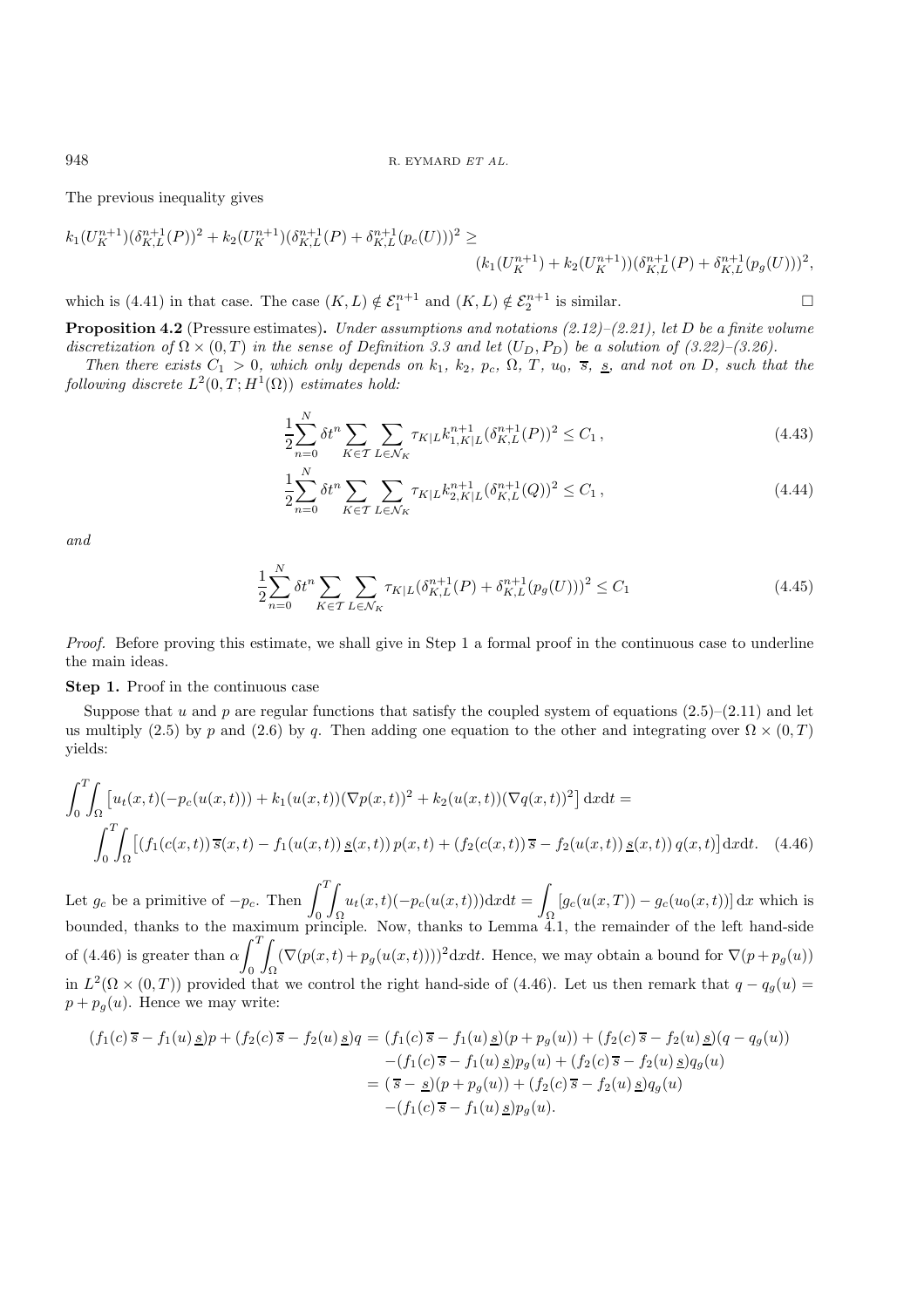The previous inequality gives

$$k_1(U_K^{n+1})(\delta_{K,L}^{n+1}(P))^2 + k_2(U_K^{n+1})(\delta_{K,L}^{n+1}(P) + \delta_{K,L}^{n+1}(p_c(U)))^2 \geq$$
$$(k_1(U_K^{n+1}) + k_2(U_K^{n+1}))(\delta_{K,L}^{n+1}(P) + \delta_{K,L}^{n+1}(p_g(U)))^2,$$

which is (4.41) in that case. The case $(K,L) \notin \mathcal{E}_1^{n+1}$ and $(K,L) \notin \mathcal{E}_2^{n+1}$ is similar. $\square$

**Proposition 4.2** (Pressure estimates)**.** *Under assumptions and notations (2.12)–(2.21), let $D$ be a finite volume discretization of $\Omega \times (0,T)$ in the sense of Definition 3.3 and let $(U_D, P_D)$ be a solution of (3.22)–(3.26).*

*Then there exists $C_1 > 0$, which only depends on $k_1$, $k_2$, $p_c$, $\Omega$, $T$, $u_0$, $\overline{s}$, $\underline{s}$, and not on $D$, such that the following discrete $L^2(0,T;H^1(\Omega))$ estimates hold:*

$$\frac{1}{2}\sum_{n=0}^{N} \delta t^n \sum_{K\in\mathcal{T}} \sum_{L\in\mathcal{N}_K} \tau_{K|L} k_{1,K|L}^{n+1} (\delta_{K,L}^{n+1}(P))^2 \leq C_1\,, \tag{4.43}$$

$$\frac{1}{2}\sum_{n=0}^{N} \delta t^n \sum_{K\in\mathcal{T}} \sum_{L\in\mathcal{N}_K} \tau_{K|L} k_{2,K|L}^{n+1} (\delta_{K,L}^{n+1}(Q))^2 \leq C_1\,, \tag{4.44}$$

*and*

$$\frac{1}{2}\sum_{n=0}^{N} \delta t^n \sum_{K\in\mathcal{T}} \sum_{L\in\mathcal{N}_K} \tau_{K|L} (\delta_{K,L}^{n+1}(P) + \delta_{K,L}^{n+1}(p_g(U)))^2 \leq C_1 \tag{4.45}$$

*Proof.* Before proving this estimate, we shall give in Step 1 a formal proof in the continuous case to underline the main ideas.

**Step 1.** Proof in the continuous case

Suppose that $u$ and $p$ are regular functions that satisfy the coupled system of equations (2.5)–(2.11) and let us multiply (2.5) by $p$ and (2.6) by $q$. Then adding one equation to the other and integrating over $\Omega \times (0,T)$ yields:

$$\int_0^T\!\!\int_\Omega \left[u_t(x,t)(-p_c(u(x,t))) + k_1(u(x,t))(\nabla p(x,t))^2 + k_2(u(x,t))(\nabla q(x,t))^2\right] \mathrm{d}x\mathrm{d}t =$$
$$\int_0^T\!\!\int_\Omega \left[(f_1(c(x,t))\,\overline{s}(x,t) - f_1(u(x,t))\,\underline{s}(x,t))\,p(x,t) + (f_2(c(x,t))\,\overline{s} - f_2(u(x,t))\,\underline{s}(x,t))\,q(x,t)\right]\mathrm{d}x\mathrm{d}t. \tag{4.46}$$

Let $g_c$ be a primitive of $-p_c$. Then $\displaystyle\int_0^T\!\!\int_\Omega u_t(x,t)(-p_c(u(x,t)))\mathrm{d}x\mathrm{d}t = \int_\Omega \left[g_c(u(x,T)) - g_c(u_0(x,t))\right]\mathrm{d}x$ which is bounded, thanks to the maximum principle. Now, thanks to Lemma 4.1, the remainder of the left hand-side of (4.46) is greater than $\alpha \displaystyle\int_0^T\!\!\int_\Omega (\nabla(p(x,t) + p_g(u(x,t))))^2 \mathrm{d}x\mathrm{d}t$. Hence, we may obtain a bound for $\nabla(p + p_g(u))$ in $L^2(\Omega \times (0,T))$ provided that we control the right hand-side of (4.46). Let us then remark that $q - q_g(u) = p + p_g(u)$. Hence we may write:

$$\begin{aligned}
(f_1(c)\,\overline{s} - f_1(u)\,\underline{s})p + (f_2(c)\,\overline{s} - f_2(u)\,\underline{s})q &= (f_1(c)\,\overline{s} - f_1(u)\,\underline{s})(p + p_g(u)) + (f_2(c)\,\overline{s} - f_2(u)\,\underline{s})(q - q_g(u)) \\
&\quad - (f_1(c)\,\overline{s} - f_1(u)\,\underline{s})p_g(u) + (f_2(c)\,\overline{s} - f_2(u)\,\underline{s})q_g(u) \\
&= (\,\overline{s} - \underline{s})(p + p_g(u)) + (f_2(c)\,\overline{s} - f_2(u)\,\underline{s})q_g(u) \\
&\quad - (f_1(c)\,\overline{s} - f_1(u)\,\underline{s})p_g(u).
\end{aligned}$$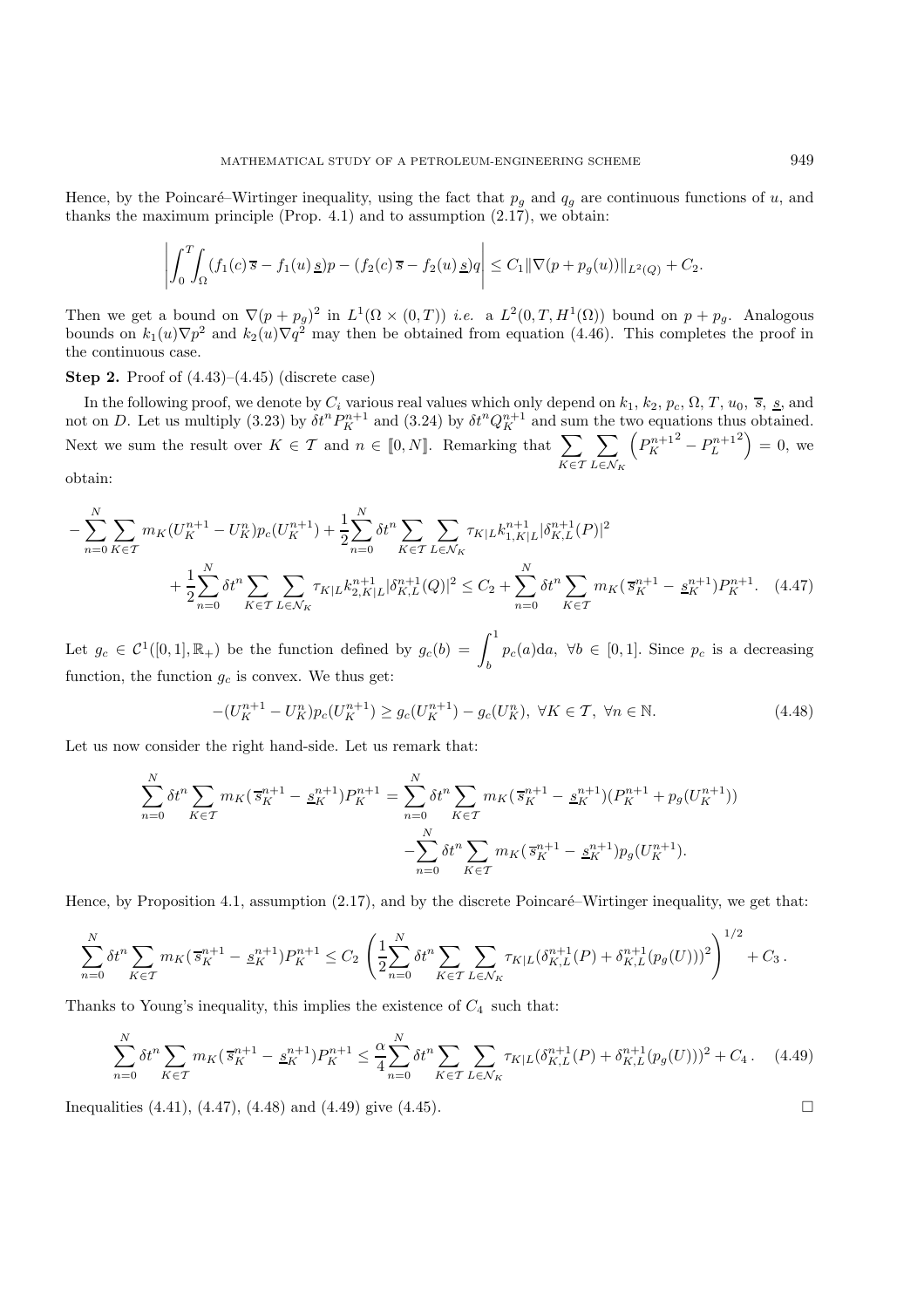Hence, by the Poincaré–Wirtinger inequality, using the fact that $p_g$ and $q_g$ are continuous functions of $u$, and thanks the maximum principle (Prop. 4.1) and to assumption (2.17), we obtain:

$$\left|\int_0^T\!\!\int_\Omega (f_1(c)\,\overline{s} - f_1(u)\,\underline{s})p - (f_2(c)\,\overline{s} - f_2(u)\,\underline{s})q\right| \le C_1\|\nabla(p+p_g(u))\|_{L^2(Q)} + C_2.$$

Then we get a bound on $\nabla(p+p_g)^2$ in $L^1(\Omega\times(0,T))$ *i.e.* a $L^2(0,T,H^1(\Omega))$ bound on $p+p_g$. Analogous bounds on $k_1(u)\nabla p^2$ and $k_2(u)\nabla q^2$ may then be obtained from equation (4.46). This completes the proof in the continuous case.

**Step 2.** Proof of (4.43)–(4.45) (discrete case)

In the following proof, we denote by $C_i$ various real values which only depend on $k_1$, $k_2$, $p_c$, $\Omega$, $T$, $u_0$, $\overline{s}$, $\underline{s}$, and not on $D$. Let us multiply (3.23) by $\delta t^n P_K^{n+1}$ and (3.24) by $\delta t^n Q_K^{n+1}$ and sum the two equations thus obtained. Next we sum the result over $K\in\mathcal{T}$ and $n\in[\![0,N]\!]$. Remarking that $\displaystyle\sum_{K\in\mathcal{T}}\sum_{L\in\mathcal{N}_K}\left({P_K^{n+1}}^2 - {P_L^{n+1}}^2\right) = 0$, we obtain:

$$-\sum_{n=0}^N\sum_{K\in\mathcal{T}} m_K(U_K^{n+1}-U_K^n)p_c(U_K^{n+1}) + \frac{1}{2}\sum_{n=0}^N\delta t^n\sum_{K\in\mathcal{T}}\sum_{L\in\mathcal{N}_K}\tau_{K|L}k_{1,K|L}^{n+1}|\delta_{K,L}^{n+1}(P)|^2$$
$$+\frac{1}{2}\sum_{n=0}^N\delta t^n\sum_{K\in\mathcal{T}}\sum_{L\in\mathcal{N}_K}\tau_{K|L}k_{2,K|L}^{n+1}|\delta_{K,L}^{n+1}(Q)|^2 \le C_2 + \sum_{n=0}^N\delta t^n\sum_{K\in\mathcal{T}} m_K(\overline{s}_K^{n+1}-\underline{s}_K^{n+1})P_K^{n+1}. \quad (4.47)$$

Let $g_c\in\mathcal{C}^1([0,1],\mathbb{R}_+)$ be the function defined by $g_c(b) = \displaystyle\int_b^1 p_c(a)\mathrm{d}a$, $\forall b\in[0,1]$. Since $p_c$ is a decreasing function, the function $g_c$ is convex. We thus get:

$$-(U_K^{n+1}-U_K^n)p_c(U_K^{n+1}) \ge g_c(U_K^{n+1}) - g_c(U_K^n),\ \forall K\in\mathcal{T},\ \forall n\in\mathbb{N}. \quad (4.48)$$

Let us now consider the right hand-side. Let us remark that:

$$\sum_{n=0}^N\delta t^n\sum_{K\in\mathcal{T}} m_K(\overline{s}_K^{n+1}-\underline{s}_K^{n+1})P_K^{n+1} = \sum_{n=0}^N\delta t^n\sum_{K\in\mathcal{T}} m_K(\overline{s}_K^{n+1}-\underline{s}_K^{n+1})(P_K^{n+1}+p_g(U_K^{n+1}))$$
$$-\sum_{n=0}^N\delta t^n\sum_{K\in\mathcal{T}} m_K(\overline{s}_K^{n+1}-\underline{s}_K^{n+1})p_g(U_K^{n+1}).$$

Hence, by Proposition 4.1, assumption (2.17), and by the discrete Poincaré–Wirtinger inequality, we get that:

$$\sum_{n=0}^N\delta t^n\sum_{K\in\mathcal{T}} m_K(\overline{s}_K^{n+1}-\underline{s}_K^{n+1})P_K^{n+1} \le C_2\left(\frac{1}{2}\sum_{n=0}^N\delta t^n\sum_{K\in\mathcal{T}}\sum_{L\in\mathcal{N}_K}\tau_{K|L}(\delta_{K,L}^{n+1}(P)+\delta_{K,L}^{n+1}(p_g(U)))^2\right)^{1/2} + C_3\,.$$

Thanks to Young's inequality, this implies the existence of $C_4$ such that:

$$\sum_{n=0}^N\delta t^n\sum_{K\in\mathcal{T}} m_K(\overline{s}_K^{n+1}-\underline{s}_K^{n+1})P_K^{n+1} \le \frac{\alpha}{4}\sum_{n=0}^N\delta t^n\sum_{K\in\mathcal{T}}\sum_{L\in\mathcal{N}_K}\tau_{K|L}(\delta_{K,L}^{n+1}(P)+\delta_{K,L}^{n+1}(p_g(U)))^2 + C_4\,. \quad (4.49)$$

Inequalities (4.41), (4.47), (4.48) and (4.49) give (4.45). $\square$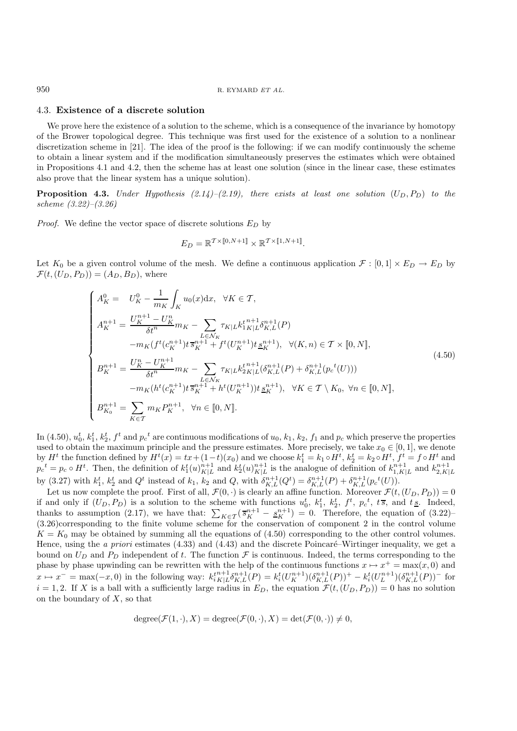### 4.3. **Existence of a discrete solution**

We prove here the existence of a solution to the scheme, which is a consequence of the invariance by homotopy of the Brower topological degree. This technique was first used for the existence of a solution to a nonlinear discretization scheme in [21]. The idea of the proof is the following: if we can modify continuously the scheme to obtain a linear system and if the modification simultaneously preserves the estimates which were obtained in Propositions 4.1 and 4.2, then the scheme has at least one solution (since in the linear case, these estimates also prove that the linear system has a unique solution).

**Proposition 4.3.** *Under Hypothesis (2.14)–(2.19), there exists at least one solution $(U_D, P_D)$ to the scheme (3.22)–(3.26)*

*Proof.* We define the vector space of discrete solutions $E_D$ by

$$E_D = \mathbb{R}^{\mathcal{T}\times[\![0,N+1]\!]} \times \mathbb{R}^{\mathcal{T}\times[\![1,N+1]\!]}.$$

Let $K_0$ be a given control volume of the mesh. We define a continuous application $\mathcal{F} : [0, 1] \times E_D \to E_D$ by $\mathcal{F}(t, (U_D, P_D)) = (A_D, B_D)$, where

$$\begin{cases} A_K^0 = \quad U_K^0 - \dfrac{1}{m_K}\displaystyle\int_K u_0(x)\mathrm{d}x, \quad \forall K \in \mathcal{T}, \\ A_K^{n+1} = \dfrac{U_K^{n+1} - U_K^n}{\delta t^n} m_K - \displaystyle\sum_{L\in\mathcal{N}_K} \tau_{K|L} k^{t\,n+1}_{1\,K|L} \delta^{n+1}_{K,L}(P) \\ \qquad -m_K (f^t(c_K^{n+1}) t\,\overline{s}_K^{n+1} + f^t(U_K^{n+1}) t\,\underline{s}_K^{n+1}), \quad \forall (K, n) \in \mathcal{T} \times [\![0, N]\!], \\ B_K^{n+1} = \dfrac{U_K^n - U_K^{n+1}}{\delta t^n} m_K - \displaystyle\sum_{L\in\mathcal{N}_K} \tau_{K|L} k^{t\,n+1}_{2\,K|L} (\delta^{n+1}_{K,L}(P) + \delta^{n+1}_{K,L}({p_c}^t(U))) \\ \qquad -m_K (h^t(c_K^{n+1}) t\,\overline{s}_K^{n+1} + h^t(U_K^{n+1})) t\,\underline{s}_K^{n+1}), \quad \forall K \in \mathcal{T} \setminus K_0, \ \forall n \in [\![0, N]\!], \\ B_{K_0}^{n+1} = \displaystyle\sum_{K\in\mathcal{T}} m_K P_K^{n+1}, \quad \forall n \in [\![0, N]\!]. \end{cases} \tag{4.50}$$

In (4.50), $u_0^t$, $k_1^t$, $k_2^t$, $f^t$ and ${p_c}^t$ are continuous modifications of $u_0$, $k_1$, $k_2$, $f_1$ and $p_c$ which preserve the properties used to obtain the maximum principle and the pressure estimates. More precisely, we take $x_0 \in [0, 1]$, we denote by $H^t$ the function defined by $H^t(x) = tx+(1-t)(x_0)$ and we choose $k_1^t = k_1 \circ H^t$, $k_2^t = k_2 \circ H^t$, $f^t = f \circ H^t$ and ${p_c}^t = p_c \circ H^t$. Then, the definition of $k_1^t(u)^{n+1}_{K|L}$ and $k_2^t(u)^{n+1}_{K|L}$ is the analogue of definition of $k^{n+1}_{1,K|L}$ and $k^{n+1}_{2,K|L}$ by (3.27) with $k_1^t$, $k_2^t$ and $Q^t$ instead of $k_1$, $k_2$ and $Q$, with $\delta^{n+1}_{K,L}(Q^t) = \delta^{n+1}_{K,L}(P) + \delta^{n+1}_{K,L}({p_c}^t(U))$.

Let us now complete the proof. First of all, $\mathcal{F}(0, \cdot)$ is clearly an affine function. Moreover $\mathcal{F}(t, (U_D, P_D)) = 0$ if and only if $(U_D, P_D)$ is a solution to the scheme with functions $u_0^t$, $k_1^t$, $k_2^t$, $f^t$, ${p_c}^t$, $t\,\overline{s}$, and $t\,\underline{s}$. Indeed, thanks to assumption (2.17), we have that: $\sum_{K\in\mathcal{T}}(\overline{s}_K^{n+1} - \underline{s}_K^{n+1}) = 0$. Therefore, the equation of (3.22)–(3.26)corresponding to the finite volume scheme for the conservation of component 2 in the control volume $K = K_0$ may be obtained by summing all the equations of (4.50) corresponding to the other control volumes. Hence, using the *a priori* estimates (4.33) and (4.43) and the discrete Poincaré–Wirtinger inequality, we get a bound on $U_D$ and $P_D$ independent of $t$. The function $\mathcal{F}$ is continuous. Indeed, the terms corresponding to the phase by phase upwinding can be rewritten with the help of the continuous functions $x \mapsto x^+ = \max(x, 0)$ and $x \mapsto x^- = \max(-x, 0)$ in the following way: $k^{t\,n+1}_{i\,K|L}\delta^{n+1}_{K,L}(P) = k_i^t(U_K^{n+1})(\delta^{n+1}_{K,L}(P))^+ - k_i^t(U_L^{n+1})(\delta^{n+1}_{K,L}(P))^-$ for $i = 1, 2$. If $X$ is a ball with a sufficiently large radius in $E_D$, the equation $\mathcal{F}(t, (U_D, P_D)) = 0$ has no solution on the boundary of $X$, so that

$$\mathrm{degree}(\mathcal{F}(1, \cdot), X) = \mathrm{degree}(\mathcal{F}(0, \cdot), X) = \det(\mathcal{F}(0, \cdot)) \neq 0,$$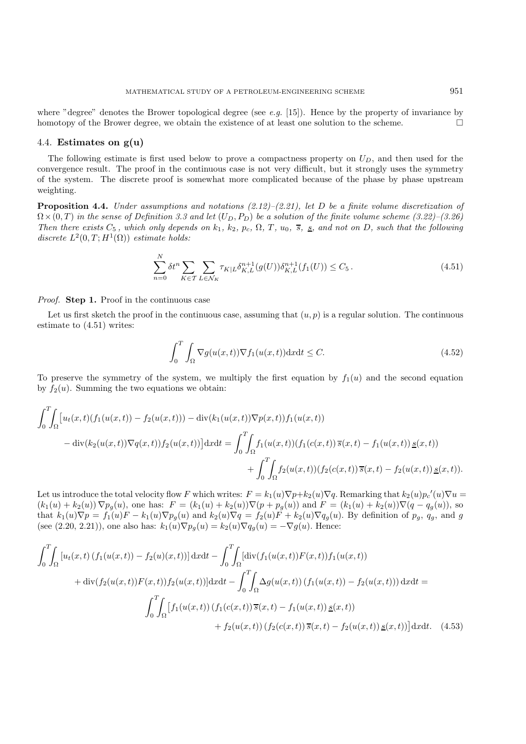where "degree" denotes the Brower topological degree (see *e.g.* [15]). Hence by the property of invariance by homotopy of the Brower degree, we obtain the existence of at least one solution to the scheme. □

### 4.4. Estimates on g(u)

The following estimate is first used below to prove a compactness property on $U_D$, and then used for the convergence result. The proof in the continuous case is not very difficult, but it strongly uses the symmetry of the system. The discrete proof is somewhat more complicated because of the phase by phase upstream weighting.

**Proposition 4.4.** *Under assumptions and notations (2.12)–(2.21), let $D$ be a finite volume discretization of $\Omega \times (0,T)$ in the sense of Definition 3.3 and let $(U_D, P_D)$ be a solution of the finite volume scheme (3.22)–(3.26) Then there exists $C_5$, which only depends on $k_1$, $k_2$, $p_c$, $\Omega$, $T$, $u_0$, $\overline{s}$, $\underline{s}$, and not on $D$, such that the following discrete $L^2(0,T;H^1(\Omega))$ estimate holds:*

$$\sum_{n=0}^{N} \delta t^n \sum_{K \in \mathcal{T}} \sum_{L \in \mathcal{N}_K} \tau_{K|L} \delta_{K,L}^{n+1}(g(U)) \delta_{K,L}^{n+1}(f_1(U)) \leq C_5 \,. \tag{4.51}$$

*Proof.* **Step 1.** Proof in the continuous case

Let us first sketch the proof in the continuous case, assuming that $(u,p)$ is a regular solution. The continuous estimate to (4.51) writes:

$$\int_0^T \int_\Omega \nabla g(u(x,t)) \nabla f_1(u(x,t)) \mathrm{d}x\mathrm{d}t \leq C. \tag{4.52}$$

To preserve the symmetry of the system, we multiply the first equation by $f_1(u)$ and the second equation by $f_2(u)$. Summing the two equations we obtain:

$$\begin{aligned}
\int_0^T\!\!\int_\Omega \big[u_t(x,t)(f_1(u(x,t)) - f_2(u(x,t))) - \mathrm{div}(k_1(u(x,t))\nabla p(x,t)) f_1(u(x,t)) \\
- \mathrm{div}(k_2(u(x,t))\nabla q(x,t)) f_2(u(x,t))\big] \mathrm{d}x\mathrm{d}t = \int_0^T\!\!\int_\Omega f_1(u(x,t))(f_1(c(x,t))\,\overline{s}(x,t) - f_1(u(x,t))\,\underline{s}(x,t)) \\
+ \int_0^T\!\!\int_\Omega f_2(u(x,t))(f_2(c(x,t))\,\overline{s}(x,t) - f_2(u(x,t))\,\underline{s}(x,t)).
\end{aligned}$$

Let us introduce the total velocity flow $F$ which writes: $F = k_1(u)\nabla p + k_2(u)\nabla q$. Remarking that $k_2(u) p_c{}'(u)\nabla u = (k_1(u) + k_2(u))\nabla p_g(u)$, one has: $F = (k_1(u) + k_2(u))\nabla(p + p_g(u))$ and $F = (k_1(u) + k_2(u))\nabla(q - q_g(u))$, so that $k_1(u)\nabla p = f_1(u)F - k_1(u)\nabla p_g(u)$ and $k_2(u)\nabla q = f_2(u)F + k_2(u)\nabla q_g(u)$. By definition of $p_g$, $q_g$, and $g$ (see (2.20, 2.21)), one also has: $k_1(u)\nabla p_g(u) = k_2(u)\nabla q_g(u) = -\nabla g(u)$. Hence:

$$\begin{aligned}
\int_0^T\!\!\int_\Omega \left[u_t(x,t)\left(f_1(u(x,t)) - f_2(u)(x,t)\right)\right] \mathrm{d}x\mathrm{d}t - \int_0^T\!\!\int_\Omega [\mathrm{div}(f_1(u(x,t))F(x,t)) f_1(u(x,t)) \\
+ \mathrm{div}(f_2(u(x,t))F(x,t)) f_2(u(x,t))] \mathrm{d}x\mathrm{d}t - \int_0^T\!\!\int_\Omega \Delta g(u(x,t))\left(f_1(u(x,t)) - f_2(u(x,t))\right) \mathrm{d}x\mathrm{d}t = \\
\int_0^T\!\!\int_\Omega \big[f_1(u(x,t))\left(f_1(c(x,t))\,\overline{s}(x,t) - f_1(u(x,t))\,\underline{s}(x,t)\right) \\
+ f_2(u(x,t))\left(f_2(c(x,t))\,\overline{s}(x,t) - f_2(u(x,t))\,\underline{s}(x,t)\right)\big] \mathrm{d}x\mathrm{d}t.
\end{aligned} \tag{4.53}$$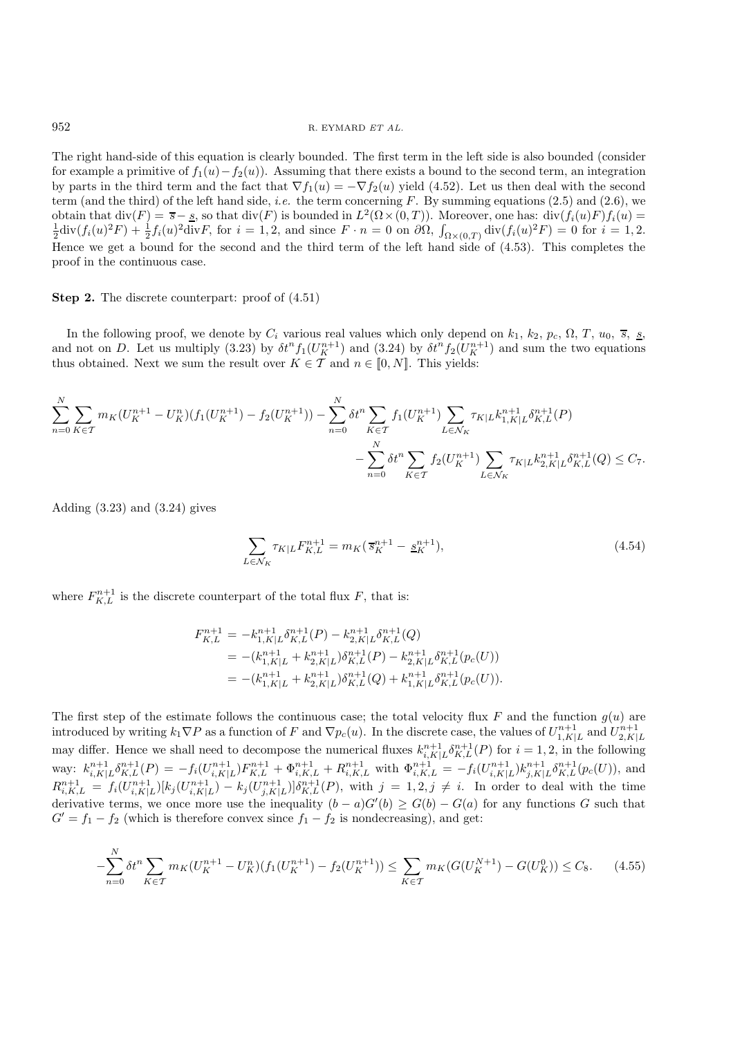The right hand-side of this equation is clearly bounded. The first term in the left side is also bounded (consider for example a primitive of $f_1(u) - f_2(u)$). Assuming that there exists a bound to the second term, an integration by parts in the third term and the fact that $\nabla f_1(u) = -\nabla f_2(u)$ yield (4.52). Let us then deal with the second term (and the third) of the left hand side, *i.e.* the term concerning $F$. By summing equations (2.5) and (2.6), we obtain that $\text{div}(F) = \overline{s} - \underline{s}$, so that $\text{div}(F)$ is bounded in $L^2(\Omega \times (0,T))$. Moreover, one has: $\text{div}(f_i(u)F)f_i(u) = \frac{1}{2}\text{div}(f_i(u)^2 F) + \frac{1}{2}f_i(u)^2 \text{div} F$, for $i = 1, 2$, and since $F \cdot n = 0$ on $\partial\Omega$, $\int_{\Omega \times (0,T)} \text{div}(f_i(u)^2 F) = 0$ for $i = 1, 2$. Hence we get a bound for the second and the third term of the left hand side of (4.53). This completes the proof in the continuous case.

**Step 2.** The discrete counterpart: proof of (4.51)

In the following proof, we denote by $C_i$ various real values which only depend on $k_1$, $k_2$, $p_c$, $\Omega$, $T$, $u_0$, $\overline{s}$, $\underline{s}$, and not on $D$. Let us multiply (3.23) by $\delta t^n f_1(U_K^{n+1})$ and (3.24) by $\delta t^n f_2(U_K^{n+1})$ and sum the two equations thus obtained. Next we sum the result over $K \in \mathcal{T}$ and $n \in [\![0, N]\!]$. This yields:

$$\sum_{n=0}^{N} \sum_{K \in \mathcal{T}} m_K (U_K^{n+1} - U_K^n)(f_1(U_K^{n+1}) - f_2(U_K^{n+1})) - \sum_{n=0}^{N} \delta t^n \sum_{K \in \mathcal{T}} f_1(U_K^{n+1}) \sum_{L \in \mathcal{N}_K} \tau_{K|L} k_{1,K|L}^{n+1} \delta_{K,L}^{n+1}(P)$$
$$- \sum_{n=0}^{N} \delta t^n \sum_{K \in \mathcal{T}} f_2(U_K^{n+1}) \sum_{L \in \mathcal{N}_K} \tau_{K|L} k_{2,K|L}^{n+1} \delta_{K,L}^{n+1}(Q) \leq C_7.$$

Adding (3.23) and (3.24) gives

$$\sum_{L \in \mathcal{N}_K} \tau_{K|L} F_{K,L}^{n+1} = m_K (\overline{s}_K^{n+1} - \underline{s}_K^{n+1}), \tag{4.54}$$

where $F_{K,L}^{n+1}$ is the discrete counterpart of the total flux $F$, that is:

$$\begin{aligned}
F_{K,L}^{n+1} &= -k_{1,K|L}^{n+1} \delta_{K,L}^{n+1}(P) - k_{2,K|L}^{n+1} \delta_{K,L}^{n+1}(Q) \\
&= -(k_{1,K|L}^{n+1} + k_{2,K|L}^{n+1}) \delta_{K,L}^{n+1}(P) - k_{2,K|L}^{n+1} \delta_{K,L}^{n+1}(p_c(U)) \\
&= -(k_{1,K|L}^{n+1} + k_{2,K|L}^{n+1}) \delta_{K,L}^{n+1}(Q) + k_{1,K|L}^{n+1} \delta_{K,L}^{n+1}(p_c(U)).
\end{aligned}$$

The first step of the estimate follows the continuous case; the total velocity flux $F$ and the function $g(u)$ are introduced by writing $k_1 \nabla P$ as a function of $F$ and $\nabla p_c(u)$. In the discrete case, the values of $U_{1,K|L}^{n+1}$ and $U_{2,K|L}^{n+1}$ may differ. Hence we shall need to decompose the numerical fluxes $k_{i,K|L}^{n+1} \delta_{K,L}^{n+1}(P)$ for $i = 1, 2$, in the following way: $k_{i,K|L}^{n+1} \delta_{K,L}^{n+1}(P) = -f_i(U_{i,K|L}^{n+1}) F_{K,L}^{n+1} + \Phi_{i,K,L}^{n+1} + R_{i,K,L}^{n+1}$ with $\Phi_{i,K,L}^{n+1} = -f_i(U_{i,K|L}^{n+1}) k_{j,K|L}^{n+1} \delta_{K,L}^{n+1}(p_c(U))$, and $R_{i,K,L}^{n+1} = f_i(U_{i,K|L}^{n+1})[k_j(U_{i,K|L}^{n+1}) - k_j(U_{j,K|L}^{n+1})] \delta_{K,L}^{n+1}(P)$, with $j = 1, 2, j \neq i$. In order to deal with the time derivative terms, we once more use the inequality $(b - a)G'(b) \geq G(b) - G(a)$ for any functions $G$ such that $G' = f_1 - f_2$ (which is therefore convex since $f_1 - f_2$ is nondecreasing), and get:

$$-\sum_{n=0}^{N} \delta t^n \sum_{K \in \mathcal{T}} m_K (U_K^{n+1} - U_K^n)(f_1(U_K^{n+1}) - f_2(U_K^{n+1})) \leq \sum_{K \in \mathcal{T}} m_K (G(U_K^{N+1}) - G(U_K^0)) \leq C_8. \tag{4.55}$$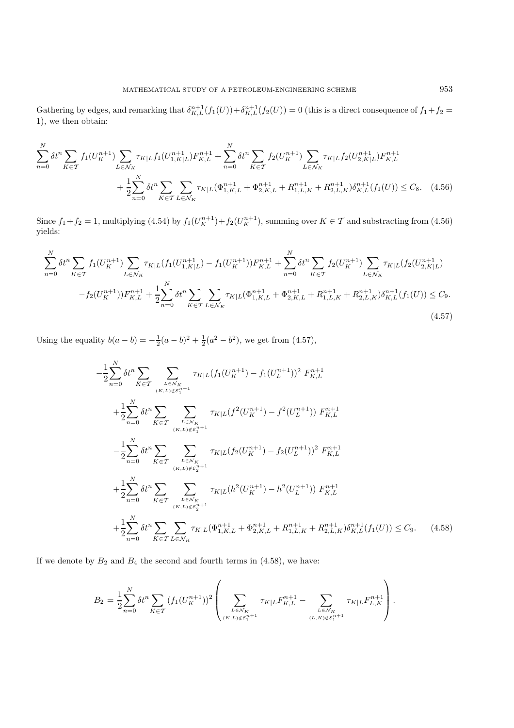Gathering by edges, and remarking that $\delta_{K,L}^{n+1}(f_1(U)) + \delta_{K,L}^{n+1}(f_2(U)) = 0$ (this is a direct consequence of $f_1 + f_2 = 1$), we then obtain:

$$
\begin{aligned}
\sum_{n=0}^{N} \delta t^n \sum_{K\in\mathcal{T}} f_1(U_K^{n+1}) \sum_{L\in\mathcal{N}_K} \tau_{K|L} f_1(U_{1,K|L}^{n+1}) F_{K,L}^{n+1} + \sum_{n=0}^{N} \delta t^n \sum_{K\in\mathcal{T}} f_2(U_K^{n+1}) \sum_{L\in\mathcal{N}_K} \tau_{K|L} f_2(U_{2,K|L}^{n+1}) F_{K,L}^{n+1} \\
+ \frac{1}{2}\sum_{n=0}^{N} \delta t^n \sum_{K\in\mathcal{T}} \sum_{L\in\mathcal{N}_K} \tau_{K|L} (\Phi_{1,K,L}^{n+1} + \Phi_{2,K,L}^{n+1} + R_{1,L,K}^{n+1} + R_{2,L,K}^{n+1}) \delta_{K,L}^{n+1}(f_1(U)) \leq C_8. \quad (4.56)
\end{aligned}
$$

Since $f_1 + f_2 = 1$, multiplying (4.54) by $f_1(U_K^{n+1}) + f_2(U_K^{n+1})$, summing over $K \in \mathcal{T}$ and substracting from (4.56) yields:

$$
\begin{aligned}
\sum_{n=0}^{N} \delta t^n \sum_{K\in\mathcal{T}} f_1(U_K^{n+1}) \sum_{L\in\mathcal{N}_K} \tau_{K|L} (f_1(U_{1,K|L}^{n+1}) - f_1(U_K^{n+1})) F_{K,L}^{n+1} + \sum_{n=0}^{N} \delta t^n \sum_{K\in\mathcal{T}} f_2(U_K^{n+1}) \sum_{L\in\mathcal{N}_K} \tau_{K|L} (f_2(U_{2,K|L}^{n+1}) \\
- f_2(U_K^{n+1})) F_{K,L}^{n+1} + \frac{1}{2}\sum_{n=0}^{N} \delta t^n \sum_{K\in\mathcal{T}} \sum_{L\in\mathcal{N}_K} \tau_{K|L} (\Phi_{1,K,L}^{n+1} + \Phi_{2,K,L}^{n+1} + R_{1,L,K}^{n+1} + R_{2,L,K}^{n+1}) \delta_{K,L}^{n+1}(f_1(U)) \leq C_9. \\
(4.57)
\end{aligned}
$$

Using the equality $b(a-b) = -\frac{1}{2}(a-b)^2 + \frac{1}{2}(a^2 - b^2)$, we get from (4.57),

$$
\begin{aligned}
-\frac{1}{2}\sum_{n=0}^{N} \delta t^n \sum_{K\in\mathcal{T}} \sum_{\substack{L\in\mathcal{N}_K \\ (K,L)\notin\mathcal{E}_1^{n+1}}} \tau_{K|L} (f_1(U_K^{n+1}) - f_1(U_L^{n+1}))^2 \; F_{K,L}^{n+1} \\
+\frac{1}{2}\sum_{n=0}^{N} \delta t^n \sum_{K\in\mathcal{T}} \sum_{\substack{L\in\mathcal{N}_K \\ (K,L)\notin\mathcal{E}_1^{n+1}}} \tau_{K|L} (f^2(U_K^{n+1}) - f^2(U_L^{n+1})) \; F_{K,L}^{n+1} \\
-\frac{1}{2}\sum_{n=0}^{N} \delta t^n \sum_{K\in\mathcal{T}} \sum_{\substack{L\in\mathcal{N}_K \\ (K,L)\notin\mathcal{E}_2^{n+1}}} \tau_{K|L} (f_2(U_K^{n+1}) - f_2(U_L^{n+1}))^2 \; F_{K,L}^{n+1} \\
+\frac{1}{2}\sum_{n=0}^{N} \delta t^n \sum_{K\in\mathcal{T}} \sum_{\substack{L\in\mathcal{N}_K \\ (K,L)\notin\mathcal{E}_2^{n+1}}} \tau_{K|L} (h^2(U_K^{n+1}) - h^2(U_L^{n+1})) \; F_{K,L}^{n+1} \\
+\frac{1}{2}\sum_{n=0}^{N} \delta t^n \sum_{K\in\mathcal{T}} \sum_{L\in\mathcal{N}_K} \tau_{K|L} (\Phi_{1,K,L}^{n+1} + \Phi_{2,K,L}^{n+1} + R_{1,L,K}^{n+1} + R_{2,L,K}^{n+1}) \delta_{K,L}^{n+1}(f_1(U)) \leq C_9. \quad (4.58)
\end{aligned}
$$

If we denote by $B_2$ and $B_4$ the second and fourth terms in (4.58), we have:

$$
B_2 = \frac{1}{2}\sum_{n=0}^{N} \delta t^n \sum_{K\in\mathcal{T}} (f_1(U_K^{n+1}))^2 \left( \sum_{\substack{L\in\mathcal{N}_K \\ (K,L)\notin\mathcal{E}_1^{n+1}}} \tau_{K|L} F_{K,L}^{n+1} - \sum_{\substack{L\in\mathcal{N}_K \\ (L,K)\notin\mathcal{E}_1^{n+1}}} \tau_{K|L} F_{L,K}^{n+1} \right).
$$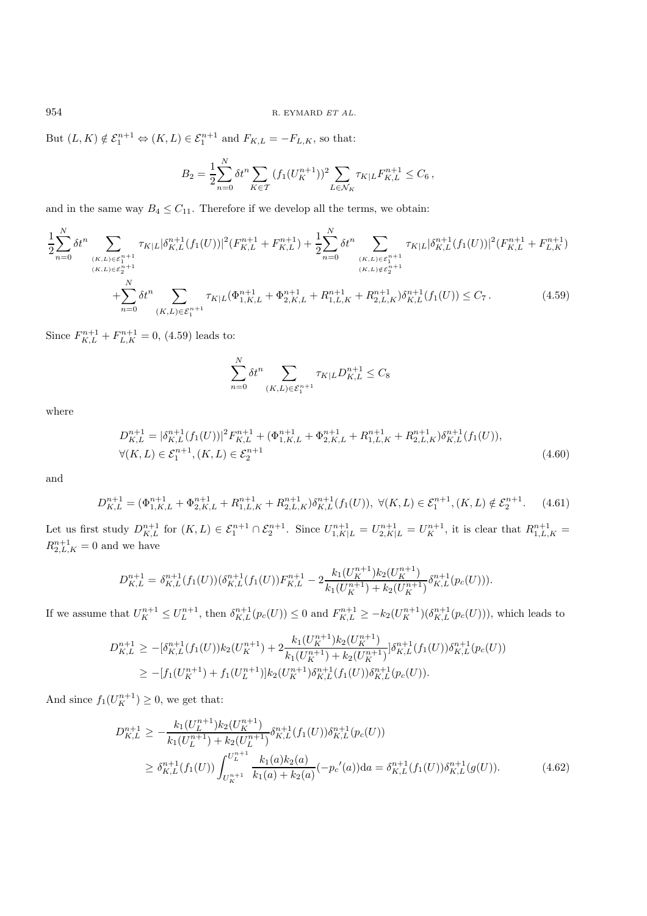But $(L,K) \notin \mathcal{E}_1^{n+1} \Leftrightarrow (K,L) \in \mathcal{E}_1^{n+1}$ and $F_{K,L} = -F_{L,K}$, so that:

$$B_2 = \frac{1}{2}\sum_{n=0}^{N} \delta t^n \sum_{K\in\mathcal{T}} (f_1(U_K^{n+1}))^2 \sum_{L\in\mathcal{N}_K} \tau_{K|L} F_{K,L}^{n+1} \leq C_6\,,$$

and in the same way $B_4 \leq C_{11}$. Therefore if we develop all the terms, we obtain:

$$\frac{1}{2}\sum_{n=0}^{N} \delta t^n \sum_{\substack{(K,L)\in\mathcal{E}_1^{n+1}\\(K,L)\in\mathcal{E}_2^{n+1}}} \tau_{K|L} |\delta_{K,L}^{n+1}(f_1(U))|^2 (F_{K,L}^{n+1} + F_{K,L}^{n+1}) + \frac{1}{2}\sum_{n=0}^{N} \delta t^n \sum_{\substack{(K,L)\in\mathcal{E}_1^{n+1}\\(K,L)\notin\mathcal{E}_2^{n+1}}} \tau_{K|L} |\delta_{K,L}^{n+1}(f_1(U))|^2 (F_{K,L}^{n+1} + F_{L,K}^{n+1})$$
$$+\sum_{n=0}^{N} \delta t^n \sum_{(K,L)\in\mathcal{E}_1^{n+1}} \tau_{K|L} (\Phi_{1,K,L}^{n+1} + \Phi_{2,K,L}^{n+1} + R_{1,L,K}^{n+1} + R_{2,L,K}^{n+1}) \delta_{K,L}^{n+1}(f_1(U)) \leq C_7\,. \tag{4.59}$$

Since $F_{K,L}^{n+1} + F_{L,K}^{n+1} = 0$, (4.59) leads to:

$$\sum_{n=0}^{N} \delta t^n \sum_{(K,L)\in\mathcal{E}_1^{n+1}} \tau_{K|L} D_{K,L}^{n+1} \leq C_8$$

where

$$D_{K,L}^{n+1} = |\delta_{K,L}^{n+1}(f_1(U))|^2 F_{K,L}^{n+1} + (\Phi_{1,K,L}^{n+1} + \Phi_{2,K,L}^{n+1} + R_{1,L,K}^{n+1} + R_{2,L,K}^{n+1}) \delta_{K,L}^{n+1}(f_1(U)),$$
$$\forall (K,L) \in \mathcal{E}_1^{n+1}, (K,L) \in \mathcal{E}_2^{n+1} \tag{4.60}$$

and

$$D_{K,L}^{n+1} = (\Phi_{1,K,L}^{n+1} + \Phi_{2,K,L}^{n+1} + R_{1,L,K}^{n+1} + R_{2,L,K}^{n+1}) \delta_{K,L}^{n+1}(f_1(U)),\ \forall (K,L) \in \mathcal{E}_1^{n+1}, (K,L) \notin \mathcal{E}_2^{n+1}. \tag{4.61}$$

Let us first study $D_{K,L}^{n+1}$ for $(K,L) \in \mathcal{E}_1^{n+1} \cap \mathcal{E}_2^{n+1}$. Since $U_{1,K|L}^{n+1} = U_{2,K|L}^{n+1} = U_K^{n+1}$, it is clear that $R_{1,L,K}^{n+1} = R_{2,L,K}^{n+1} = 0$ and we have

$$D_{K,L}^{n+1} = \delta_{K,L}^{n+1}(f_1(U))(\delta_{K,L}^{n+1}(f_1(U))F_{K,L}^{n+1} - 2\frac{k_1(U_K^{n+1})k_2(U_K^{n+1})}{k_1(U_K^{n+1}) + k_2(U_K^{n+1})}\delta_{K,L}^{n+1}(p_c(U))).$$

If we assume that $U_K^{n+1} \leq U_L^{n+1}$, then $\delta_{K,L}^{n+1}(p_c(U)) \leq 0$ and $F_{K,L}^{n+1} \geq -k_2(U_K^{n+1})(\delta_{K,L}^{n+1}(p_c(U)))$, which leads to

$$\begin{aligned} D_{K,L}^{n+1} &\geq -[\delta_{K,L}^{n+1}(f_1(U))k_2(U_K^{n+1}) + 2\frac{k_1(U_K^{n+1})k_2(U_K^{n+1})}{k_1(U_K^{n+1}) + k_2(U_K^{n+1})}]\delta_{K,L}^{n+1}(f_1(U))\delta_{K,L}^{n+1}(p_c(U)) \\ &\geq -[f_1(U_K^{n+1}) + f_1(U_L^{n+1})]k_2(U_K^{n+1})\delta_{K,L}^{n+1}(f_1(U))\delta_{K,L}^{n+1}(p_c(U)). \end{aligned}$$

And since $f_1(U_K^{n+1}) \geq 0$, we get that:

$$\begin{aligned} D_{K,L}^{n+1} &\geq -\frac{k_1(U_L^{n+1})k_2(U_K^{n+1})}{k_1(U_L^{n+1}) + k_2(U_L^{n+1})}\delta_{K,L}^{n+1}(f_1(U))\delta_{K,L}^{n+1}(p_c(U)) \\ &\geq \delta_{K,L}^{n+1}(f_1(U))\int_{U_K^{n+1}}^{U_L^{n+1}} \frac{k_1(a)k_2(a)}{k_1(a) + k_2(a)}(-{p_c}'(a))\mathrm{d}a = \delta_{K,L}^{n+1}(f_1(U))\delta_{K,L}^{n+1}(g(U)). \end{aligned} \tag{4.62}$$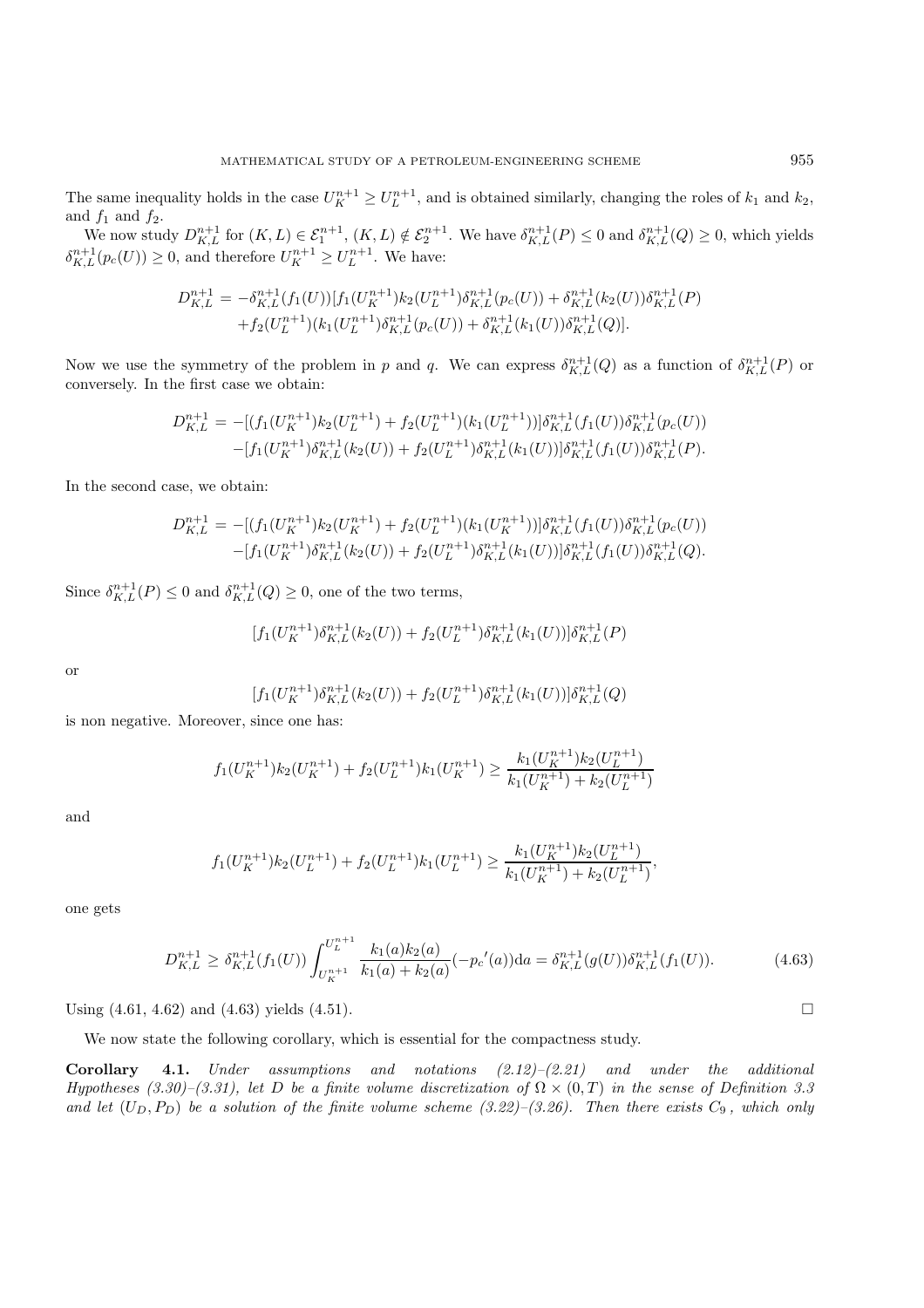The same inequality holds in the case $U_K^{n+1} \geq U_L^{n+1}$, and is obtained similarly, changing the roles of $k_1$ and $k_2$, and $f_1$ and $f_2$.

We now study $D_{K,L}^{n+1}$ for $(K,L) \in \mathcal{E}_1^{n+1}$, $(K,L) \notin \mathcal{E}_2^{n+1}$. We have $\delta_{K,L}^{n+1}(P) \leq 0$ and $\delta_{K,L}^{n+1}(Q) \geq 0$, which yields $\delta_{K,L}^{n+1}(p_c(U)) \geq 0$, and therefore $U_K^{n+1} \geq U_L^{n+1}$. We have:

$$D_{K,L}^{n+1} = -\delta_{K,L}^{n+1}(f_1(U))[f_1(U_K^{n+1})k_2(U_L^{n+1})\delta_{K,L}^{n+1}(p_c(U)) + \delta_{K,L}^{n+1}(k_2(U))\delta_{K,L}^{n+1}(P)$$
$$+f_2(U_L^{n+1})(k_1(U_L^{n+1})\delta_{K,L}^{n+1}(p_c(U)) + \delta_{K,L}^{n+1}(k_1(U))\delta_{K,L}^{n+1}(Q)].$$

Now we use the symmetry of the problem in $p$ and $q$. We can express $\delta_{K,L}^{n+1}(Q)$ as a function of $\delta_{K,L}^{n+1}(P)$ or conversely. In the first case we obtain:

$$D_{K,L}^{n+1} = -[(f_1(U_K^{n+1})k_2(U_L^{n+1}) + f_2(U_L^{n+1})(k_1(U_L^{n+1}))]\delta_{K,L}^{n+1}(f_1(U))\delta_{K,L}^{n+1}(p_c(U))$$
$$-[f_1(U_K^{n+1})\delta_{K,L}^{n+1}(k_2(U)) + f_2(U_L^{n+1})\delta_{K,L}^{n+1}(k_1(U))]\delta_{K,L}^{n+1}(f_1(U))\delta_{K,L}^{n+1}(P).$$

In the second case, we obtain:

$$D_{K,L}^{n+1} = -[(f_1(U_K^{n+1})k_2(U_K^{n+1}) + f_2(U_L^{n+1})(k_1(U_K^{n+1}))]\delta_{K,L}^{n+1}(f_1(U))\delta_{K,L}^{n+1}(p_c(U))$$
$$-[f_1(U_K^{n+1})\delta_{K,L}^{n+1}(k_2(U)) + f_2(U_L^{n+1})\delta_{K,L}^{n+1}(k_1(U))]\delta_{K,L}^{n+1}(f_1(U))\delta_{K,L}^{n+1}(Q).$$

Since $\delta_{K,L}^{n+1}(P) \leq 0$ and $\delta_{K,L}^{n+1}(Q) \geq 0$, one of the two terms,

$$[f_1(U_K^{n+1})\delta_{K,L}^{n+1}(k_2(U)) + f_2(U_L^{n+1})\delta_{K,L}^{n+1}(k_1(U))]\delta_{K,L}^{n+1}(P)$$

or

$$[f_1(U_K^{n+1})\delta_{K,L}^{n+1}(k_2(U)) + f_2(U_L^{n+1})\delta_{K,L}^{n+1}(k_1(U))]\delta_{K,L}^{n+1}(Q)$$

is non negative. Moreover, since one has:

$$f_1(U_K^{n+1})k_2(U_K^{n+1}) + f_2(U_L^{n+1})k_1(U_K^{n+1}) \geq \frac{k_1(U_K^{n+1})k_2(U_L^{n+1})}{k_1(U_K^{n+1}) + k_2(U_L^{n+1})}$$

and

$$f_1(U_K^{n+1})k_2(U_L^{n+1}) + f_2(U_L^{n+1})k_1(U_L^{n+1}) \geq \frac{k_1(U_K^{n+1})k_2(U_L^{n+1})}{k_1(U_K^{n+1}) + k_2(U_L^{n+1})},$$

one gets

$$D_{K,L}^{n+1} \geq \delta_{K,L}^{n+1}(f_1(U)) \int_{U_K^{n+1}}^{U_L^{n+1}} \frac{k_1(a)k_2(a)}{k_1(a)+k_2(a)}(-{p_c}'(a))\mathrm{d}a = \delta_{K,L}^{n+1}(g(U))\delta_{K,L}^{n+1}(f_1(U)). \tag{4.63}$$

Using (4.61, 4.62) and (4.63) yields (4.51). $\square$

We now state the following corollary, which is essential for the compactness study.

**Corollary 4.1.** *Under assumptions and notations (2.12)–(2.21) and under the additional Hypotheses (3.30)–(3.31), let $D$ be a finite volume discretization of $\Omega \times (0,T)$ in the sense of Definition 3.3 and let $(U_D, P_D)$ be a solution of the finite volume scheme (3.22)–(3.26). Then there exists $C_9$, which only*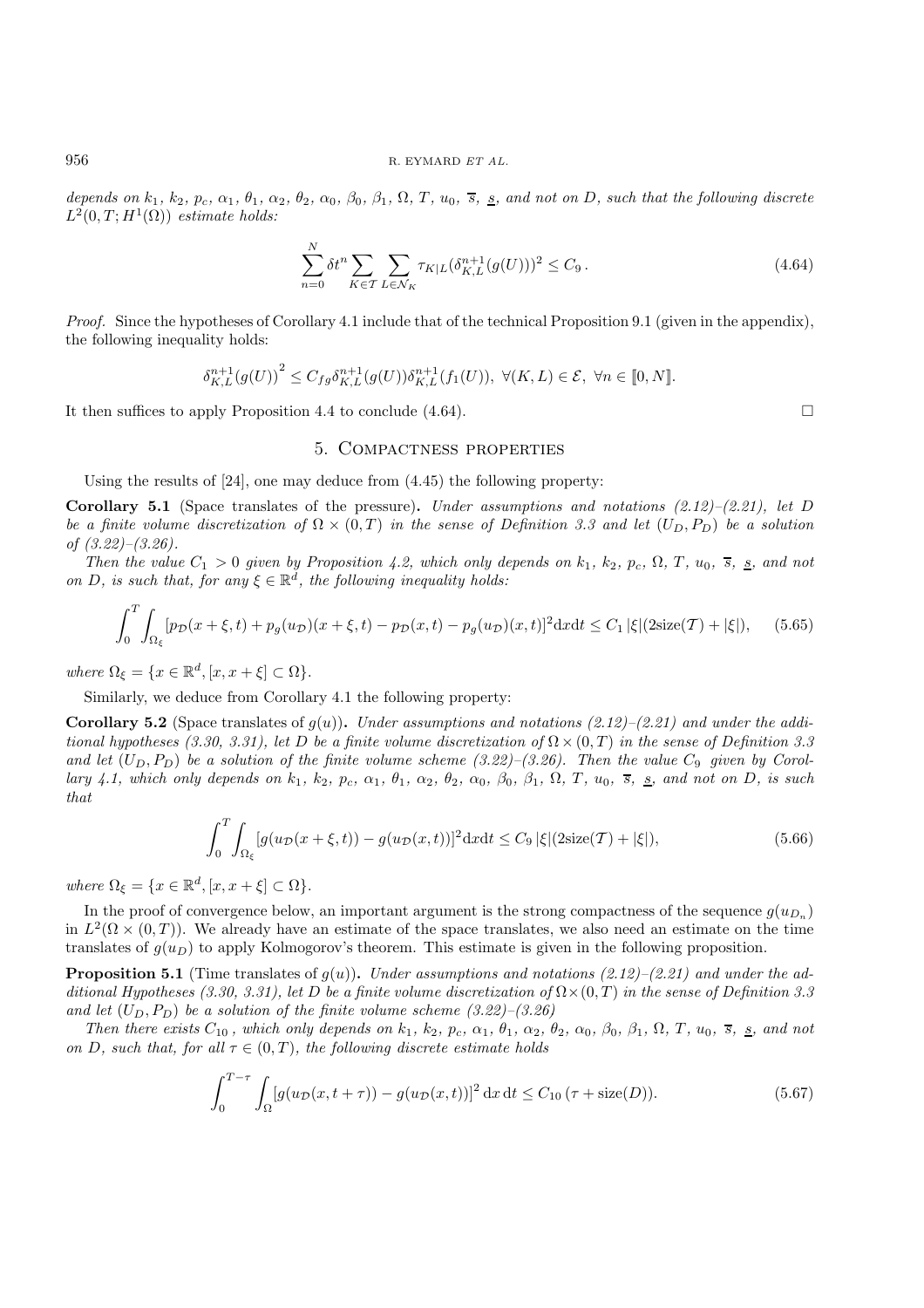*depends on $k_1$, $k_2$, $p_c$, $\alpha_1$, $\theta_1$, $\alpha_2$, $\theta_2$, $\alpha_0$, $\beta_0$, $\beta_1$, $\Omega$, $T$, $u_0$, $\overline{s}$, $\underline{s}$, and not on $D$, such that the following discrete $L^2(0,T;H^1(\Omega))$ estimate holds:*

$$\sum_{n=0}^{N} \delta t^n \sum_{K\in\mathcal{T}} \sum_{L\in\mathcal{N}_K} \tau_{K|L} (\delta_{K,L}^{n+1}(g(U)))^2 \leq C_9 \,. \tag{4.64}$$

*Proof.* Since the hypotheses of Corollary 4.1 include that of the technical Proposition 9.1 (given in the appendix), the following inequality holds:

$$\delta_{K,L}^{n+1}(g(U))^2 \leq C_{fg} \delta_{K,L}^{n+1}(g(U)) \delta_{K,L}^{n+1}(f_1(U)), \ \forall (K,L) \in \mathcal{E}, \ \forall n \in [\![0,N]\!].$$

It then suffices to apply Proposition 4.4 to conclude (4.64). □

## 5. Compactness properties

Using the results of [24], one may deduce from (4.45) the following property:

**Corollary 5.1** (Space translates of the pressure)**.** *Under assumptions and notations (2.12)–(2.21), let $D$ be a finite volume discretization of $\Omega \times (0,T)$ in the sense of Definition 3.3 and let $(U_D, P_D)$ be a solution of (3.22)–(3.26).*

*Then the value $C_1 > 0$ given by Proposition 4.2, which only depends on $k_1$, $k_2$, $p_c$, $\Omega$, $T$, $u_0$, $\overline{s}$, $\underline{s}$, and not on $D$, is such that, for any $\xi \in \mathbb{R}^d$, the following inequality holds:*

$$\int_0^T \int_{\Omega_\xi} [p_{\mathcal{D}}(x+\xi,t) + p_g(u_{\mathcal{D}})(x+\xi,t) - p_{\mathcal{D}}(x,t) - p_g(u_{\mathcal{D}})(x,t)]^2 \mathrm{d}x\mathrm{d}t \leq C_1 \, |\xi| (2\mathrm{size}(\mathcal{T}) + |\xi|), \tag{5.65}$$

*where $\Omega_\xi = \{x \in \mathbb{R}^d, [x, x+\xi] \subset \Omega\}$.*

Similarly, we deduce from Corollary 4.1 the following property:

**Corollary 5.2** (Space translates of $g(u)$)**.** *Under assumptions and notations (2.12)–(2.21) and under the additional hypotheses (3.30, 3.31), let $D$ be a finite volume discretization of $\Omega \times (0,T)$ in the sense of Definition 3.3 and let $(U_D, P_D)$ be a solution of the finite volume scheme (3.22)–(3.26). Then the value $C_9$ given by Corollary 4.1, which only depends on $k_1$, $k_2$, $p_c$, $\alpha_1$, $\theta_1$, $\alpha_2$, $\theta_2$, $\alpha_0$, $\beta_0$, $\beta_1$, $\Omega$, $T$, $u_0$, $\overline{s}$, $\underline{s}$, and not on $D$, is such that*

$$\int_0^T \int_{\Omega_\xi} [g(u_{\mathcal{D}}(x+\xi,t)) - g(u_{\mathcal{D}}(x,t))]^2 \mathrm{d}x\mathrm{d}t \leq C_9 \, |\xi| (2\mathrm{size}(\mathcal{T}) + |\xi|), \tag{5.66}$$

*where $\Omega_\xi = \{x \in \mathbb{R}^d, [x, x+\xi] \subset \Omega\}$.*

In the proof of convergence below, an important argument is the strong compactness of the sequence $g(u_{D_n})$ in $L^2(\Omega \times (0,T))$. We already have an estimate of the space translates, we also need an estimate on the time translates of $g(u_D)$ to apply Kolmogorov's theorem. This estimate is given in the following proposition.

**Proposition 5.1** (Time translates of $g(u)$)**.** *Under assumptions and notations (2.12)–(2.21) and under the additional Hypotheses (3.30, 3.31), let $D$ be a finite volume discretization of $\Omega \times (0,T)$ in the sense of Definition 3.3 and let $(U_D, P_D)$ be a solution of the finite volume scheme (3.22)–(3.26)*

*Then there exists $C_{10}$, which only depends on $k_1$, $k_2$, $p_c$, $\alpha_1$, $\theta_1$, $\alpha_2$, $\theta_2$, $\alpha_0$, $\beta_0$, $\beta_1$, $\Omega$, $T$, $u_0$, $\overline{s}$, $\underline{s}$, and not on $D$, such that, for all $\tau \in (0,T)$, the following discrete estimate holds*

$$\int_0^{T-\tau} \int_\Omega [g(u_{\mathcal{D}}(x,t+\tau)) - g(u_{\mathcal{D}}(x,t))]^2 \, \mathrm{d}x \, \mathrm{d}t \leq C_{10} \, (\tau + \mathrm{size}(D)). \tag{5.67}$$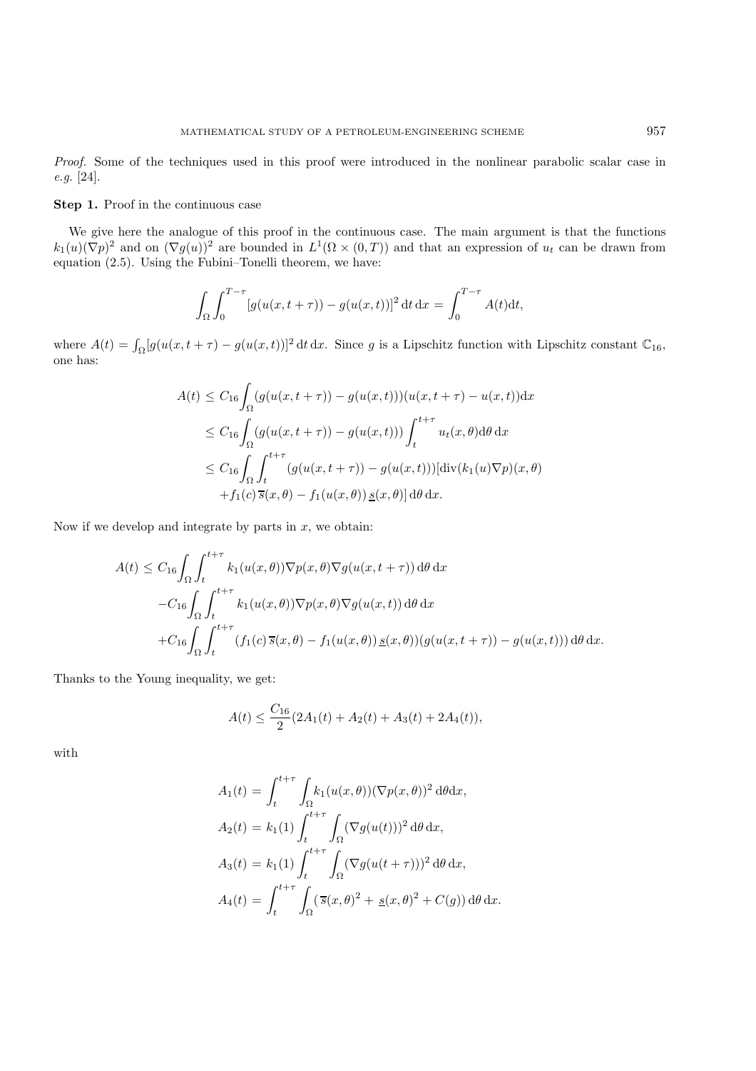*Proof.* Some of the techniques used in this proof were introduced in the nonlinear parabolic scalar case in *e.g.* [24].

**Step 1.** Proof in the continuous case

We give here the analogue of this proof in the continuous case. The main argument is that the functions $k_1(u)(\nabla p)^2$ and on $(\nabla g(u))^2$ are bounded in $L^1(\Omega \times (0,T))$ and that an expression of $u_t$ can be drawn from equation (2.5). Using the Fubini–Tonelli theorem, we have:

$$\int_\Omega \int_0^{T-\tau} [g(u(x,t+\tau)) - g(u(x,t))]^2 \, \mathrm{d}t \, \mathrm{d}x = \int_0^{T-\tau} A(t) \mathrm{d}t,$$

where $A(t) = \int_\Omega [g(u(x,t+\tau)) - g(u(x,t))]^2 \, \mathrm{d}t \, \mathrm{d}x$. Since $g$ is a Lipschitz function with Lipschitz constant $\mathbb{C}_{16}$, one has:

$$\begin{aligned}
A(t) &\leq C_{16} \int_\Omega (g(u(x,t+\tau)) - g(u(x,t)))(u(x,t+\tau) - u(x,t)) \mathrm{d}x \\
&\leq C_{16} \int_\Omega (g(u(x,t+\tau)) - g(u(x,t))) \int_t^{t+\tau} u_t(x,\theta) \mathrm{d}\theta \, \mathrm{d}x \\
&\leq C_{16} \int_\Omega \int_t^{t+\tau} (g(u(x,t+\tau)) - g(u(x,t))) [\mathrm{div}(k_1(u)\nabla p)(x,\theta) \\
&\quad + f_1(c) \, \overline{s}(x,\theta) - f_1(u(x,\theta)) \, \underline{s}(x,\theta)] \, \mathrm{d}\theta \, \mathrm{d}x.
\end{aligned}$$

Now if we develop and integrate by parts in $x$, we obtain:

$$\begin{aligned}
A(t) \leq\ & C_{16} \int_\Omega \int_t^{t+\tau} k_1(u(x,\theta)) \nabla p(x,\theta) \nabla g(u(x,t+\tau)) \, \mathrm{d}\theta \, \mathrm{d}x \\
& - C_{16} \int_\Omega \int_t^{t+\tau} k_1(u(x,\theta)) \nabla p(x,\theta) \nabla g(u(x,t)) \, \mathrm{d}\theta \, \mathrm{d}x \\
& + C_{16} \int_\Omega \int_t^{t+\tau} (f_1(c) \, \overline{s}(x,\theta) - f_1(u(x,\theta)) \, \underline{s}(x,\theta)) (g(u(x,t+\tau)) - g(u(x,t))) \, \mathrm{d}\theta \, \mathrm{d}x.
\end{aligned}$$

Thanks to the Young inequality, we get:

$$A(t) \leq \frac{C_{16}}{2} (2A_1(t) + A_2(t) + A_3(t) + 2A_4(t)),$$

with

$$\begin{aligned}
A_1(t) &= \int_t^{t+\tau} \int_\Omega k_1(u(x,\theta)) (\nabla p(x,\theta))^2 \, \mathrm{d}\theta \mathrm{d}x, \\
A_2(t) &= k_1(1) \int_t^{t+\tau} \int_\Omega (\nabla g(u(t)))^2 \, \mathrm{d}\theta \, \mathrm{d}x, \\
A_3(t) &= k_1(1) \int_t^{t+\tau} \int_\Omega (\nabla g(u(t+\tau)))^2 \, \mathrm{d}\theta \, \mathrm{d}x, \\
A_4(t) &= \int_t^{t+\tau} \int_\Omega (\overline{s}(x,\theta)^2 + \underline{s}(x,\theta)^2 + C(g)) \, \mathrm{d}\theta \, \mathrm{d}x.
\end{aligned}$$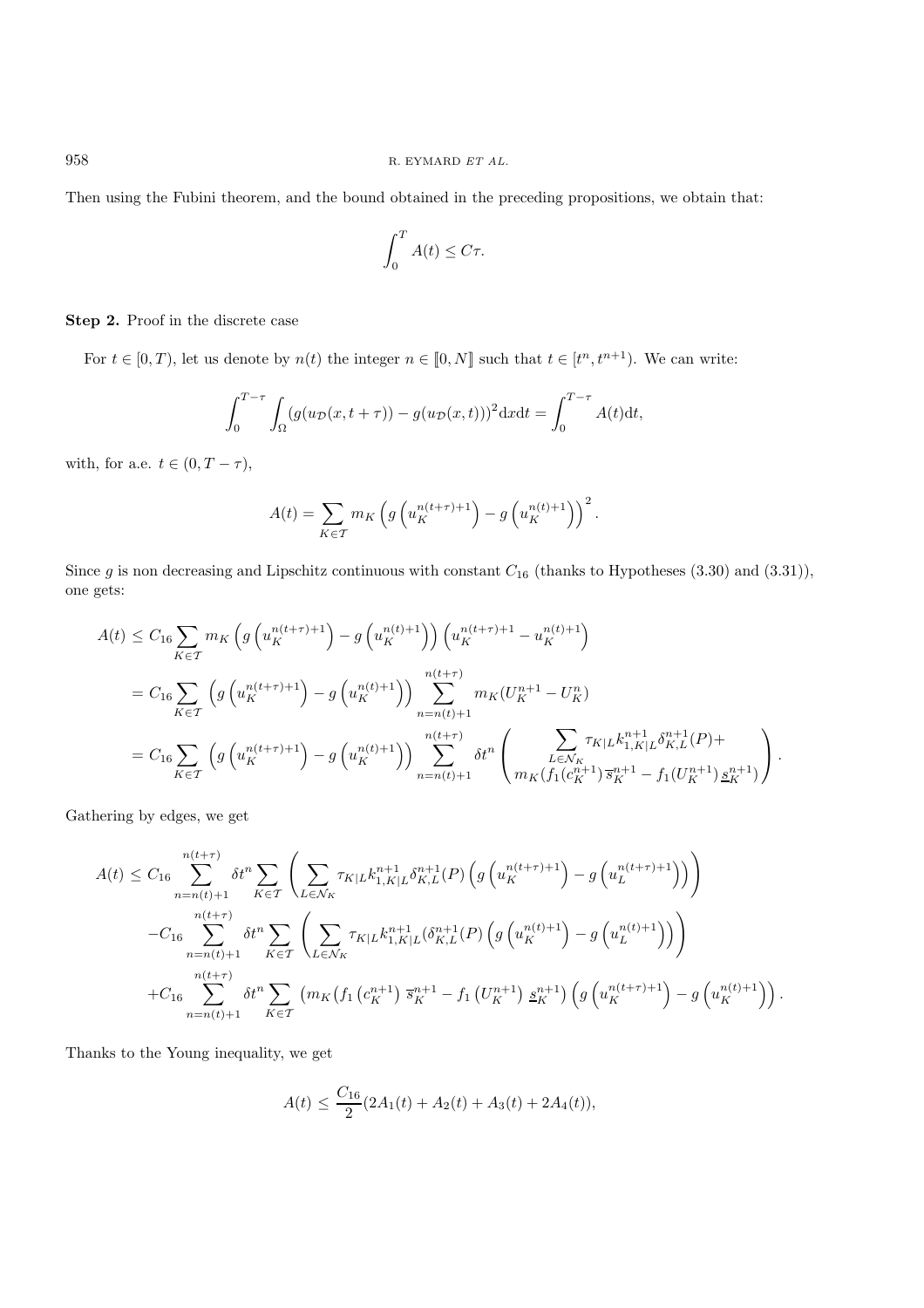Then using the Fubini theorem, and the bound obtained in the preceding propositions, we obtain that:

$$\int_0^T A(t) \leq C\tau.$$

**Step 2.** Proof in the discrete case

For $t \in [0, T)$, let us denote by $n(t)$ the integer $n \in [\![0, N]\!]$ such that $t \in [t^n, t^{n+1})$. We can write:

$$\int_0^{T-\tau} \int_\Omega (g(u_\mathcal{D}(x, t+\tau)) - g(u_\mathcal{D}(x,t)))^2 \mathrm{d}x\mathrm{d}t = \int_0^{T-\tau} A(t)\mathrm{d}t,$$

with, for a.e. $t \in (0, T-\tau)$,

$$A(t) = \sum_{K \in \mathcal{T}} m_K \left( g\left(u_K^{n(t+\tau)+1}\right) - g\left(u_K^{n(t)+1}\right) \right)^2.$$

Since $g$ is non decreasing and Lipschitz continuous with constant $C_{16}$ (thanks to Hypotheses (3.30) and (3.31)), one gets:

$$\begin{aligned}
A(t) &\leq C_{16} \sum_{K \in \mathcal{T}} m_K \left( g\left(u_K^{n(t+\tau)+1}\right) - g\left(u_K^{n(t)+1}\right) \right) \left( u_K^{n(t+\tau)+1} - u_K^{n(t)+1} \right) \\
&= C_{16} \sum_{K \in \mathcal{T}} \left( g\left(u_K^{n(t+\tau)+1}\right) - g\left(u_K^{n(t)+1}\right) \right) \sum_{n=n(t)+1}^{n(t+\tau)} m_K (U_K^{n+1} - U_K^n) \\
&= C_{16} \sum_{K \in \mathcal{T}} \left( g\left(u_K^{n(t+\tau)+1}\right) - g\left(u_K^{n(t)+1}\right) \right) \sum_{n=n(t)+1}^{n(t+\tau)} \delta t^n \left( \begin{array}{c} \sum\limits_{L \in \mathcal{N}_K} \tau_{K|L} k_{1,K|L}^{n+1} \delta_{K,L}^{n+1}(P) + \\ m_K (f_1(c_K^{n+1}) \overline{s}_K^{n+1} - f_1(U_K^{n+1}) \underline{s}_K^{n+1}) \end{array} \right).
\end{aligned}$$

Gathering by edges, we get

$$\begin{aligned}
A(t) \leq\; & C_{16} \sum_{n=n(t)+1}^{n(t+\tau)} \delta t^n \sum_{K \in \mathcal{T}} \left( \sum_{L \in \mathcal{N}_K} \tau_{K|L} k_{1,K|L}^{n+1} \delta_{K,L}^{n+1}(P) \left( g\left(u_K^{n(t+\tau)+1}\right) - g\left(u_L^{n(t+\tau)+1}\right) \right) \right) \\
& - C_{16} \sum_{n=n(t)+1}^{n(t+\tau)} \delta t^n \sum_{K \in \mathcal{T}} \left( \sum_{L \in \mathcal{N}_K} \tau_{K|L} k_{1,K|L}^{n+1} (\delta_{K,L}^{n+1}(P) \left( g\left(u_K^{n(t)+1}\right) - g\left(u_L^{n(t)+1}\right) \right) \right) \\
& + C_{16} \sum_{n=n(t)+1}^{n(t+\tau)} \delta t^n \sum_{K \in \mathcal{T}} \left( m_K (f_1\left(c_K^{n+1}\right) \overline{s}_K^{n+1} - f_1\left(U_K^{n+1}\right) \underline{s}_K^{n+1} \right) \left( g\left(u_K^{n(t+\tau)+1}\right) - g\left(u_K^{n(t)+1}\right) \right).
\end{aligned}$$

Thanks to the Young inequality, we get

$$A(t) \leq \frac{C_{16}}{2} (2A_1(t) + A_2(t) + A_3(t) + 2A_4(t)),$$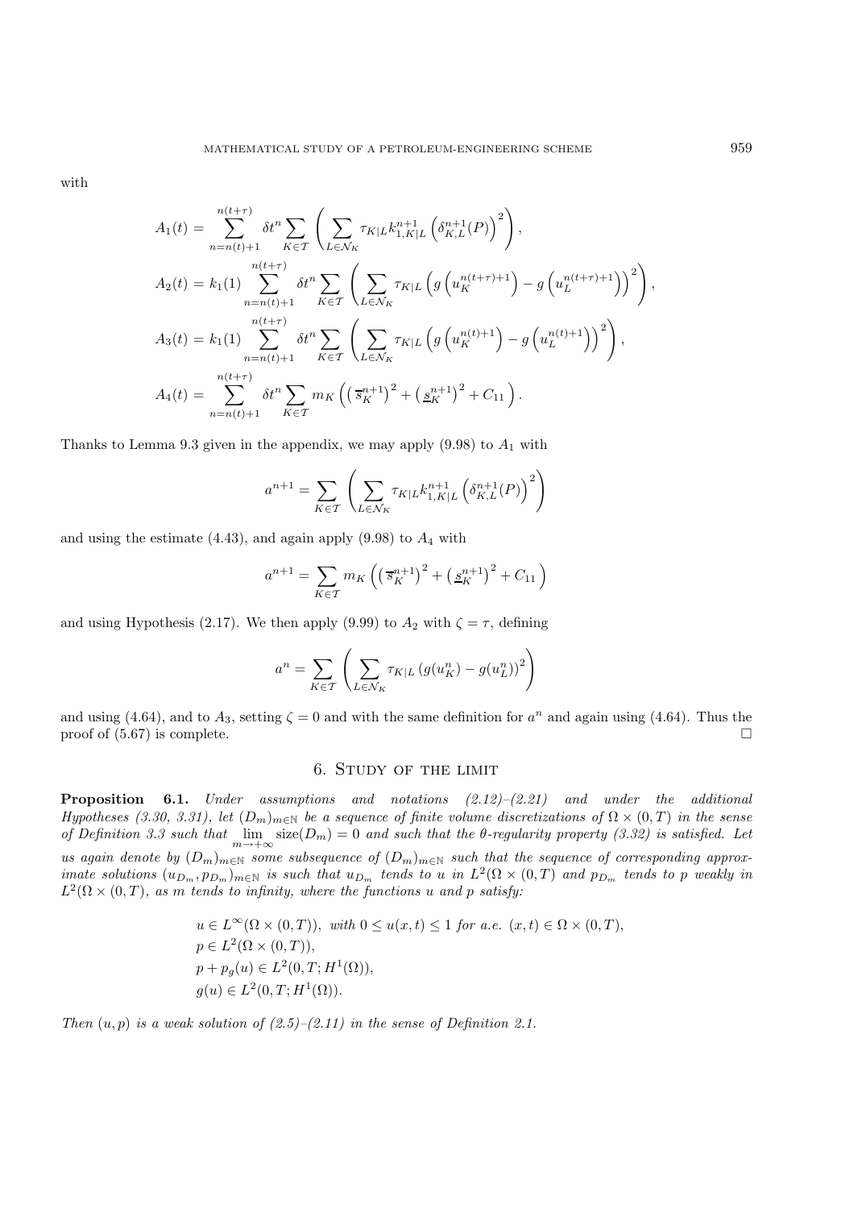with

$$
\begin{aligned}
A_1(t) &= \sum_{n=n(t)+1}^{n(t+\tau)} \delta t^n \sum_{K\in\mathcal{T}} \left( \sum_{L\in\mathcal{N}_K} \tau_{K|L} k_{1,K|L}^{n+1} \left(\delta_{K,L}^{n+1}(P)\right)^2 \right),\\
A_2(t) &= k_1(1) \sum_{n=n(t)+1}^{n(t+\tau)} \delta t^n \sum_{K\in\mathcal{T}} \left( \sum_{L\in\mathcal{N}_K} \tau_{K|L} \left( g\left(u_K^{n(t+\tau)+1}\right) - g\left(u_L^{n(t+\tau)+1}\right)\right)^2 \right),\\
A_3(t) &= k_1(1) \sum_{n=n(t)+1}^{n(t+\tau)} \delta t^n \sum_{K\in\mathcal{T}} \left( \sum_{L\in\mathcal{N}_K} \tau_{K|L} \left( g\left(u_K^{n(t)+1}\right) - g\left(u_L^{n(t)+1}\right)\right)^2 \right),\\
A_4(t) &= \sum_{n=n(t)+1}^{n(t+\tau)} \delta t^n \sum_{K\in\mathcal{T}} m_K \left( \left(\overline{s}_K^{n+1}\right)^2 + \left(\underline{s}_K^{n+1}\right)^2 + C_{11} \right).
\end{aligned}
$$

Thanks to Lemma 9.3 given in the appendix, we may apply (9.98) to $A_1$ with

$$
a^{n+1} = \sum_{K\in\mathcal{T}} \left( \sum_{L\in\mathcal{N}_K} \tau_{K|L} k_{1,K|L}^{n+1} \left(\delta_{K,L}^{n+1}(P)\right)^2 \right)
$$

and using the estimate (4.43), and again apply (9.98) to $A_4$ with

$$
a^{n+1} = \sum_{K\in\mathcal{T}} m_K \left( \left(\overline{s}_K^{n+1}\right)^2 + \left(\underline{s}_K^{n+1}\right)^2 + C_{11} \right)
$$

and using Hypothesis (2.17). We then apply (9.99) to $A_2$ with $\zeta = \tau$, defining

$$
a^{n} = \sum_{K\in\mathcal{T}} \left( \sum_{L\in\mathcal{N}_K} \tau_{K|L} \left(g(u_K^n) - g(u_L^n)\right)^2 \right)
$$

and using (4.64), and to $A_3$, setting $\zeta = 0$ and with the same definition for $a^n$ and again using (4.64). Thus the proof of (5.67) is complete. □

## 6. Study of the limit

**Proposition 6.1.** *Under assumptions and notations (2.12)–(2.21) and under the additional Hypotheses (3.30, 3.31), let $(D_m)_{m\in\mathbb{N}}$ be a sequence of finite volume discretizations of $\Omega\times(0,T)$ in the sense of Definition 3.3 such that $\lim_{m\to+\infty} \mathrm{size}(D_m) = 0$ and such that the $\theta$-regularity property (3.32) is satisfied. Let us again denote by $(D_m)_{m\in\mathbb{N}}$ some subsequence of $(D_m)_{m\in\mathbb{N}}$ such that the sequence of corresponding approximate solutions $(u_{D_m}, p_{D_m})_{m\in\mathbb{N}}$ is such that $u_{D_m}$ tends to $u$ in $L^2(\Omega\times(0,T)$ and $p_{D_m}$ tends to $p$ weakly in $L^2(\Omega\times(0,T))$, as $m$ tends to infinity, where the functions $u$ and $p$ satisfy:*

$$
\begin{aligned}
&u \in L^\infty(\Omega\times(0,T)),\ \text{with } 0 \le u(x,t) \le 1 \text{ for a.e. } (x,t)\in\Omega\times(0,T),\\
&p \in L^2(\Omega\times(0,T)),\\
&p + p_g(u) \in L^2(0,T;H^1(\Omega)),\\
&g(u) \in L^2(0,T;H^1(\Omega)).
\end{aligned}
$$

*Then $(u,p)$ is a weak solution of (2.5)–(2.11) in the sense of Definition 2.1.*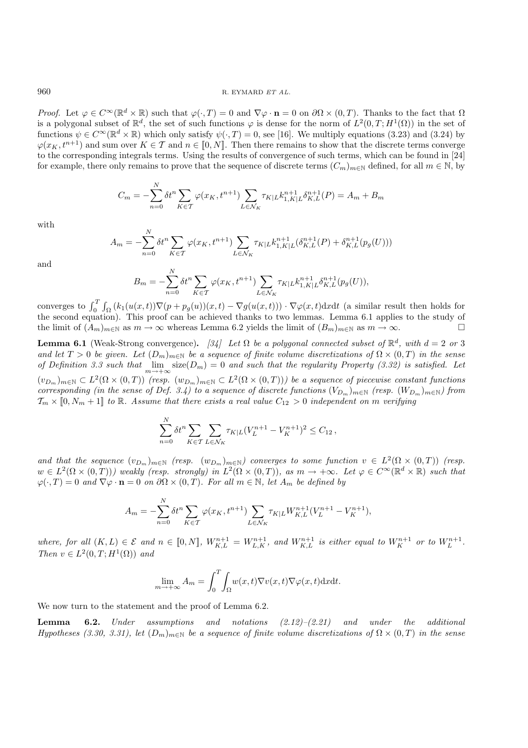*Proof.* Let $\varphi \in C^\infty(\mathbb{R}^d \times \mathbb{R})$ such that $\varphi(\cdot, T) = 0$ and $\nabla\varphi \cdot \mathbf{n} = 0$ on $\partial\Omega \times (0, T)$. Thanks to the fact that $\Omega$ is a polygonal subset of $\mathbb{R}^d$, the set of such functions $\varphi$ is dense for the norm of $L^2(0, T; H^1(\Omega))$ in the set of functions $\psi \in C^\infty(\mathbb{R}^d \times \mathbb{R})$ which only satisfy $\psi(\cdot, T) = 0$, see [16]. We multiply equations (3.23) and (3.24) by $\varphi(x_K, t^{n+1})$ and sum over $K \in \mathcal{T}$ and $n \in [\![0, N]\!]$. Then there remains to show that the discrete terms converge to the corresponding integrals terms. Using the results of convergence of such terms, which can be found in [24] for example, there only remains to prove that the sequence of discrete terms $(C_m)_{m\in\mathbb{N}}$ defined, for all $m \in \mathbb{N}$, by

$$C_m = -\sum_{n=0}^{N} \delta t^n \sum_{K\in\mathcal{T}} \varphi(x_K, t^{n+1}) \sum_{L\in\mathcal{N}_K} \tau_{K|L} k_{1,K|L}^{n+1} \delta_{K,L}^{n+1}(P) = A_m + B_m$$

with

$$A_m = -\sum_{n=0}^{N} \delta t^n \sum_{K\in\mathcal{T}} \varphi(x_K, t^{n+1}) \sum_{L\in\mathcal{N}_K} \tau_{K|L} k_{1,K|L}^{n+1} (\delta_{K,L}^{n+1}(P) + \delta_{K,L}^{n+1}(p_g(U)))$$

and

$$B_m = -\sum_{n=0}^{N} \delta t^n \sum_{K\in\mathcal{T}} \varphi(x_K, t^{n+1}) \sum_{L\in\mathcal{N}_K} \tau_{K|L} k_{1,K|L}^{n+1} \delta_{K,L}^{n+1}(p_g(U)),$$

converges to $\int_0^T \int_\Omega (k_1(u(x,t))\nabla(p + p_g(u))(x,t) - \nabla g(u(x,t))) \cdot \nabla\varphi(x,t) \mathrm{d}x\mathrm{d}t$ (a similar result then holds for the second equation). This proof can be achieved thanks to two lemmas. Lemma 6.1 applies to the study of the limit of $(A_m)_{m\in\mathbb{N}}$ as $m \to \infty$ whereas Lemma 6.2 yields the limit of $(B_m)_{m\in\mathbb{N}}$ as $m \to \infty$. $\square$

**Lemma 6.1** (Weak-Strong convergence)**.** *[34] Let $\Omega$ be a polygonal connected subset of $\mathbb{R}^d$, with $d = 2$ or $3$ and let $T > 0$ be given. Let $(D_m)_{m\in\mathbb{N}}$ be a sequence of finite volume discretizations of $\Omega \times (0, T)$ in the sense of Definition 3.3 such that $\lim_{m\to+\infty} \mathrm{size}(D_m) = 0$ and such that the regularity Property (3.32) is satisfied. Let $(v_{D_m})_{m\in\mathbb{N}} \subset L^2(\Omega \times (0, T))$ (resp. $(w_{D_m})_{m\in\mathbb{N}} \subset L^2(\Omega \times (0, T))$) be a sequence of piecewise constant functions corresponding (in the sense of Def. 3.4) to a sequence of discrete functions $(V_{D_m})_{m\in\mathbb{N}}$ (resp. $(W_{D_m})_{m\in\mathbb{N}}$) from $\mathcal{T}_m \times [\![0, N_m + 1]\!]$ to $\mathbb{R}$. Assume that there exists a real value $C_{12} > 0$ independent on $m$ verifying*

$$\sum_{n=0}^{N} \delta t^n \sum_{K\in\mathcal{T}} \sum_{L\in\mathcal{N}_K} \tau_{K|L} (V_L^{n+1} - V_K^{n+1})^2 \le C_{12}\,,$$

*and that the sequence $(v_{D_m})_{m\in\mathbb{N}}$ (resp. $(w_{D_m})_{m\in\mathbb{N}}$) converges to some function $v \in L^2(\Omega \times (0, T))$ (resp. $w \in L^2(\Omega \times (0, T))$) weakly (resp. strongly) in $L^2(\Omega \times (0, T))$, as $m \to +\infty$. Let $\varphi \in C^\infty(\mathbb{R}^d \times \mathbb{R})$ such that $\varphi(\cdot, T) = 0$ and $\nabla\varphi \cdot \mathbf{n} = 0$ on $\partial\Omega \times (0, T)$. For all $m \in \mathbb{N}$, let $A_m$ be defined by*

$$A_m = -\sum_{n=0}^{N} \delta t^n \sum_{K\in\mathcal{T}} \varphi(x_K, t^{n+1}) \sum_{L\in\mathcal{N}_K} \tau_{K|L} W_{K,L}^{n+1} (V_L^{n+1} - V_K^{n+1}),$$

*where, for all $(K, L) \in \mathcal{E}$ and $n \in [\![0, N]\!]$, $W_{K,L}^{n+1} = W_{L,K}^{n+1}$, and $W_{K,L}^{n+1}$ is either equal to $W_K^{n+1}$ or to $W_L^{n+1}$. Then $v \in L^2(0, T; H^1(\Omega))$ and*

$$\lim_{m\to+\infty} A_m = \int_0^T \int_\Omega w(x,t)\nabla v(x,t)\nabla\varphi(x,t)\mathrm{d}x\mathrm{d}t.$$

We now turn to the statement and the proof of Lemma 6.2.

**Lemma 6.2.** *Under assumptions and notations (2.12)–(2.21) and under the additional Hypotheses (3.30, 3.31), let $(D_m)_{m\in\mathbb{N}}$ be a sequence of finite volume discretizations of $\Omega \times (0, T)$ in the sense*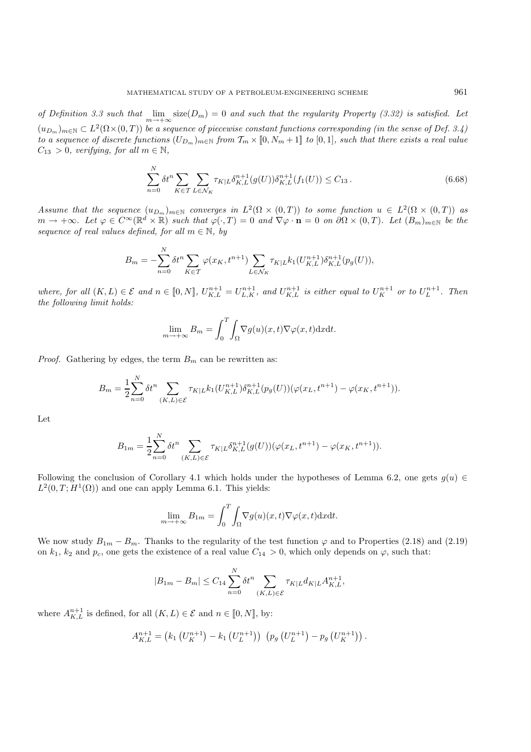*of Definition 3.3 such that* $\lim_{m\to+\infty} \text{size}(D_m) = 0$ *and such that the regularity Property (3.32) is satisfied. Let* $(u_{D_m})_{m\in\mathbb{N}} \subset L^2(\Omega\times(0,T))$ *be a sequence of piecewise constant functions corresponding (in the sense of Def. 3.4) to a sequence of discrete functions* $(U_{D_m})_{m\in\mathbb{N}}$ *from* $\mathcal{T}_m \times [\![0, N_m+1]\!]$ *to* $[0,1]$*, such that there exists a real value* $C_{13} > 0$*, verifying, for all* $m \in \mathbb{N}$*,*

$$\sum_{n=0}^{N} \delta t^n \sum_{K\in\mathcal{T}} \sum_{L\in\mathcal{N}_K} \tau_{K|L} \delta_{K,L}^{n+1}(g(U)) \delta_{K,L}^{n+1}(f_1(U)) \leq C_{13}\,. \tag{6.68}$$

*Assume that the sequence* $(u_{D_m})_{m\in\mathbb{N}}$ *converges in* $L^2(\Omega\times(0,T))$ *to some function* $u \in L^2(\Omega\times(0,T))$ *as* $m \to +\infty$*. Let* $\varphi \in C^\infty(\mathbb{R}^d \times \mathbb{R})$ *such that* $\varphi(\cdot, T) = 0$ *and* $\nabla\varphi \cdot \mathbf{n} = 0$ *on* $\partial\Omega \times (0,T)$*. Let* $(B_m)_{m\in\mathbb{N}}$ *be the sequence of real values defined, for all* $m \in \mathbb{N}$*, by*

$$B_m = -\sum_{n=0}^{N} \delta t^n \sum_{K\in\mathcal{T}} \varphi(x_K, t^{n+1}) \sum_{L\in\mathcal{N}_K} \tau_{K|L} k_1(U_{K,L}^{n+1}) \delta_{K,L}^{n+1}(p_g(U)),$$

*where, for all* $(K,L) \in \mathcal{E}$ *and* $n \in [\![0,N]\!]$*,* $U_{K,L}^{n+1} = U_{L,K}^{n+1}$*, and* $U_{K,L}^{n+1}$ *is either equal to* $U_K^{n+1}$ *or to* $U_L^{n+1}$*. Then the following limit holds:*

$$\lim_{m\to+\infty} B_m = \int_0^T \int_\Omega \nabla g(u)(x,t) \nabla\varphi(x,t) \mathrm{d}x\mathrm{d}t.$$

*Proof.* Gathering by edges, the term $B_m$ can be rewritten as:

$$B_m = \frac{1}{2}\sum_{n=0}^{N} \delta t^n \sum_{(K,L)\in\mathcal{E}} \tau_{K|L} k_1(U_{K,L}^{n+1}) \delta_{K,L}^{n+1}(p_g(U)) (\varphi(x_L, t^{n+1}) - \varphi(x_K, t^{n+1})).$$

Let

$$B_{1m} = \frac{1}{2}\sum_{n=0}^{N} \delta t^n \sum_{(K,L)\in\mathcal{E}} \tau_{K|L} \delta_{K,L}^{n+1}(g(U)) (\varphi(x_L, t^{n+1}) - \varphi(x_K, t^{n+1})).$$

Following the conclusion of Corollary 4.1 which holds under the hypotheses of Lemma 6.2, one gets $g(u) \in L^2(0,T;H^1(\Omega))$ and one can apply Lemma 6.1. This yields:

$$\lim_{m\to+\infty} B_{1m} = \int_0^T \int_\Omega \nabla g(u)(x,t) \nabla\varphi(x,t) \mathrm{d}x\mathrm{d}t.$$

We now study $B_{1m} - B_m$. Thanks to the regularity of the test function $\varphi$ and to Properties (2.18) and (2.19) on $k_1$, $k_2$ and $p_c$, one gets the existence of a real value $C_{14} > 0$, which only depends on $\varphi$, such that:

$$|B_{1m} - B_m| \leq C_{14} \sum_{n=0}^{N} \delta t^n \sum_{(K,L)\in\mathcal{E}} \tau_{K|L} d_{K|L} A_{K,L}^{n+1},$$

where $A_{K,L}^{n+1}$ is defined, for all $(K,L) \in \mathcal{E}$ and $n \in [\![0,N]\!]$, by:

$$A_{K,L}^{n+1} = \left(k_1\left(U_K^{n+1}\right) - k_1\left(U_L^{n+1}\right)\right)\,\left(p_g\left(U_L^{n+1}\right) - p_g\left(U_K^{n+1}\right)\right).$$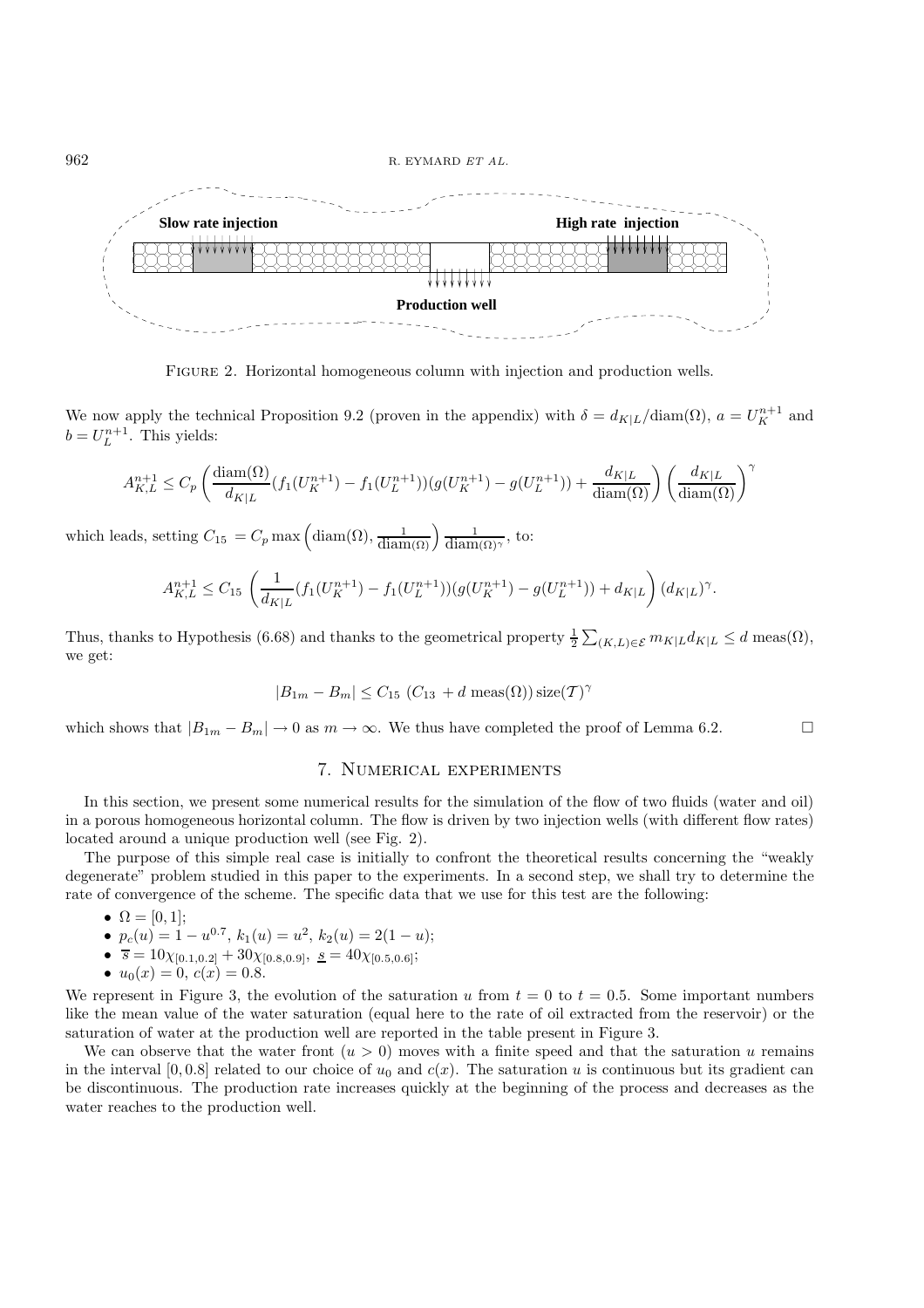Slow rate injection

High rate injection

Production well

Figure 2. Horizontal homogeneous column with injection and production wells.

We now apply the technical Proposition 9.2 (proven in the appendix) with $\delta = d_{K|L}/\mathrm{diam}(\Omega)$, $a = U_K^{n+1}$ and $b = U_L^{n+1}$. This yields:

$$A_{K,L}^{n+1} \leq C_p \left( \frac{\mathrm{diam}(\Omega)}{d_{K|L}} (f_1(U_K^{n+1}) - f_1(U_L^{n+1}))(g(U_K^{n+1}) - g(U_L^{n+1})) + \frac{d_{K|L}}{\mathrm{diam}(\Omega)} \right) \left( \frac{d_{K|L}}{\mathrm{diam}(\Omega)} \right)^\gamma$$

which leads, setting $C_{15} = C_p \max\left(\mathrm{diam}(\Omega), \frac{1}{\mathrm{diam}(\Omega)}\right) \frac{1}{\mathrm{diam}(\Omega)^\gamma}$, to:

$$A_{K,L}^{n+1} \leq C_{15} \left( \frac{1}{d_{K|L}} (f_1(U_K^{n+1}) - f_1(U_L^{n+1}))(g(U_K^{n+1}) - g(U_L^{n+1})) + d_{K|L} \right) (d_{K|L})^\gamma.$$

Thus, thanks to Hypothesis (6.68) and thanks to the geometrical property $\frac{1}{2}\sum_{(K,L)\in\mathcal{E}} m_{K|L} d_{K|L} \leq d \ \mathrm{meas}(\Omega)$, we get:

$$|B_{1m} - B_m| \leq C_{15} \ (C_{13} + d \ \mathrm{meas}(\Omega))\, \mathrm{size}(\mathcal{T})^\gamma$$

which shows that $|B_{1m} - B_m| \to 0$ as $m \to \infty$. We thus have completed the proof of Lemma 6.2. □

## 7. Numerical experiments

In this section, we present some numerical results for the simulation of the flow of two fluids (water and oil) in a porous homogeneous horizontal column. The flow is driven by two injection wells (with different flow rates) located around a unique production well (see Fig. 2).

The purpose of this simple real case is initially to confront the theoretical results concerning the "weakly degenerate" problem studied in this paper to the experiments. In a second step, we shall try to determine the rate of convergence of the scheme. The specific data that we use for this test are the following:

- $\Omega = [0, 1]$;
- $p_c(u) = 1 - u^{0.7}$, $k_1(u) = u^2$, $k_2(u) = 2(1-u)$;
- $\overline{s} = 10\chi_{[0.1,0.2]} + 30\chi_{[0.8,0.9]}$, $\underline{s} = 40\chi_{[0.5,0.6]}$;
- $u_0(x) = 0$, $c(x) = 0.8$.

We represent in Figure 3, the evolution of the saturation $u$ from $t = 0$ to $t = 0.5$. Some important numbers like the mean value of the water saturation (equal here to the rate of oil extracted from the reservoir) or the saturation of water at the production well are reported in the table present in Figure 3.

We can observe that the water front ($u > 0$) moves with a finite speed and that the saturation $u$ remains in the interval $[0, 0.8]$ related to our choice of $u_0$ and $c(x)$. The saturation $u$ is continuous but its gradient can be discontinuous. The production rate increases quickly at the beginning of the process and decreases as the water reaches to the production well.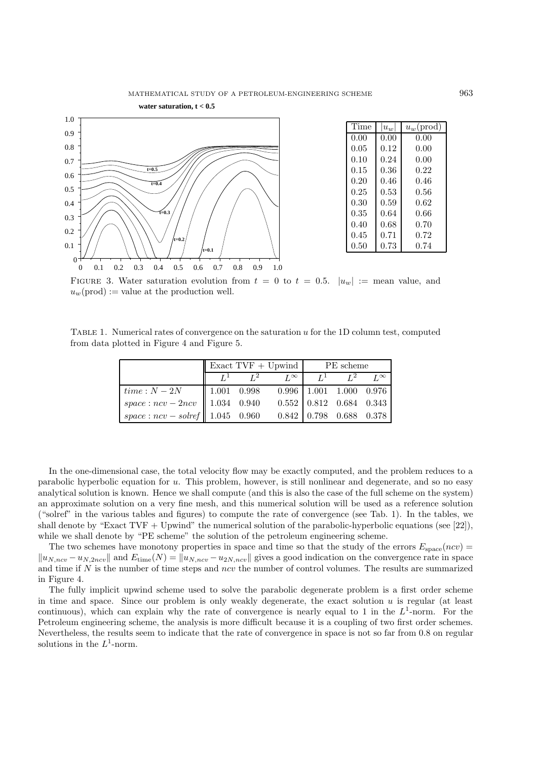| Time | $\|u_w\|$ | $u_w(\text{prod})$ |
| --- | --- | --- |
| 0.00 | 0.00 | 0.00 |
| 0.05 | 0.12 | 0.00 |
| 0.10 | 0.24 | 0.00 |
| 0.15 | 0.36 | 0.22 |
| 0.20 | 0.46 | 0.46 |
| 0.25 | 0.53 | 0.56 |
| 0.30 | 0.59 | 0.62 |
| 0.35 | 0.64 | 0.66 |
| 0.40 | 0.68 | 0.70 |
| 0.45 | 0.71 | 0.72 |
| 0.50 | 0.73 | 0.74 |

FIGURE 3. Water saturation evolution from $t = 0$ to $t = 0.5$. $|u_w|$ := mean value, and $u_w(\text{prod})$ := value at the production well.

TABLE 1. Numerical rates of convergence on the saturation $u$ for the 1D column test, computed from data plotted in Figure 4 and Figure 5.

| | Exact TVF + Upwind | | | PE scheme | | |
| --- | --- | --- | --- | --- | --- | --- |
| | $L^1$ | $L^2$ | $L^\infty$ | $L^1$ | $L^2$ | $L^\infty$ |
| $time : N - 2N$ | 1.001 | 0.998 | 0.996 | 1.001 | 1.000 | 0.976 |
| $space : ncv - 2ncv$ | 1.034 | 0.940 | 0.552 | 0.812 | 0.684 | 0.343 |
| $space : ncv - solref$ | 1.045 | 0.960 | 0.842 | 0.798 | 0.688 | 0.378 |

In the one-dimensional case, the total velocity flow may be exactly computed, and the problem reduces to a parabolic hyperbolic equation for $u$. This problem, however, is still nonlinear and degenerate, and so no easy analytical solution is known. Hence we shall compute (and this is also the case of the full scheme on the system) an approximate solution on a very fine mesh, and this numerical solution will be used as a reference solution ("solref" in the various tables and figures) to compute the rate of convergence (see Tab. 1). In the tables, we shall denote by "Exact TVF + Upwind" the numerical solution of the parabolic-hyperbolic equations (see [22]), while we shall denote by "PE scheme" the solution of the petroleum engineering scheme.

The two schemes have monotony properties in space and time so that the study of the errors $E_{\text{space}}(ncv) = \|u_{N,ncv} - u_{N,2ncv}\|$ and $E_{\text{time}}(N) = \|u_{N,ncv} - u_{2N,ncv}\|$ gives a good indication on the convergence rate in space and time if $N$ is the number of time steps and $ncv$ the number of control volumes. The results are summarized in Figure 4.

The fully implicit upwind scheme used to solve the parabolic degenerate problem is a first order scheme in time and space. Since our problem is only weakly degenerate, the exact solution $u$ is regular (at least continuous), which can explain why the rate of convergence is nearly equal to 1 in the $L^1$-norm. For the Petroleum engineering scheme, the analysis is more difficult because it is a coupling of two first order schemes. Nevertheless, the results seem to indicate that the rate of convergence in space is not so far from 0.8 on regular solutions in the $L^1$-norm.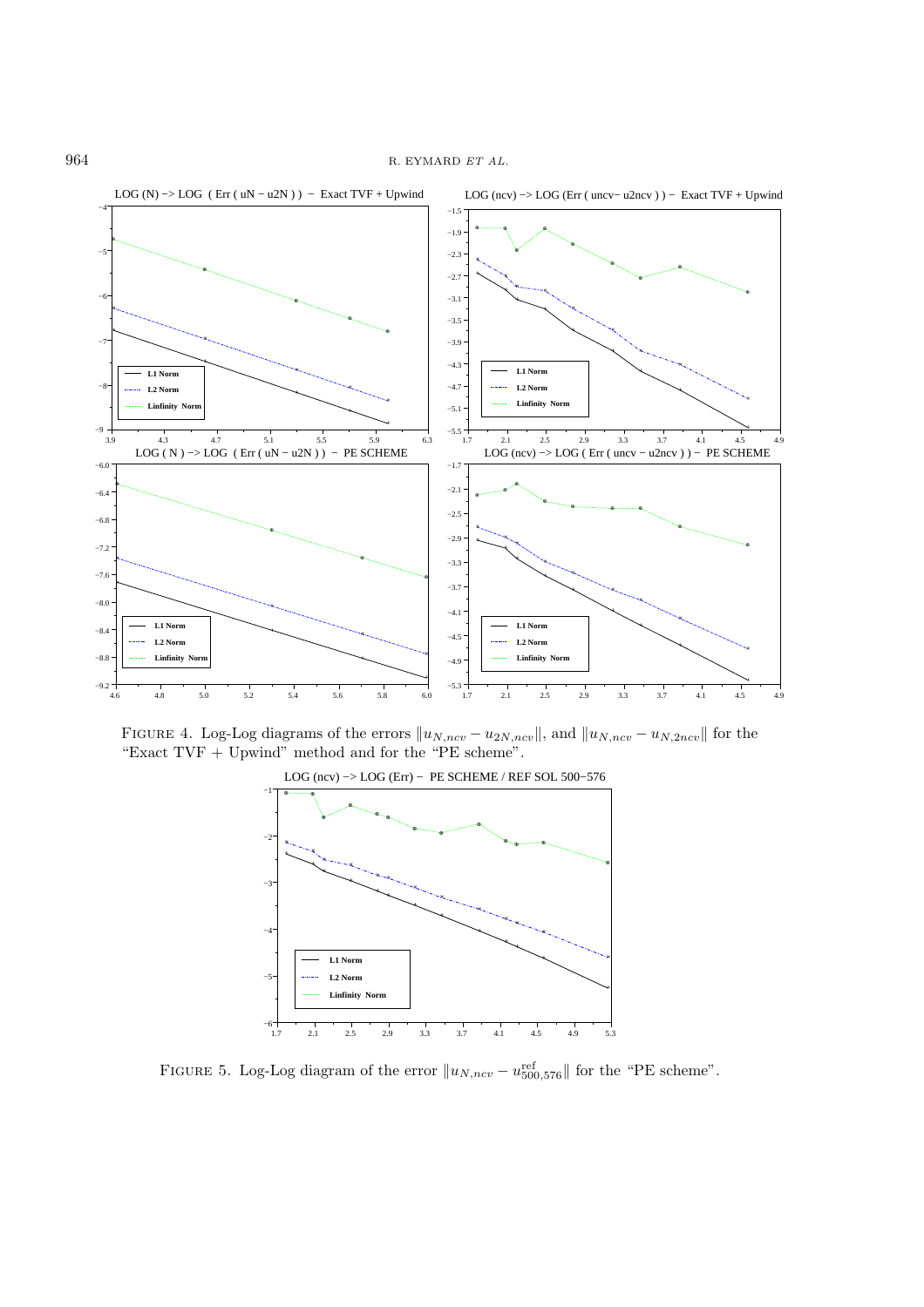Figure 4. Log-Log diagrams of the errors $\|u_{N,ncv} - u_{2N,ncv}\|$, and $\|u_{N,ncv} - u_{N,2ncv}\|$ for the "Exact TVF + Upwind" method and for the "PE scheme".

Figure 5. Log-Log diagram of the error $\|u_{N,ncv} - u^{\text{ref}}_{500,576}\|$ for the "PE scheme".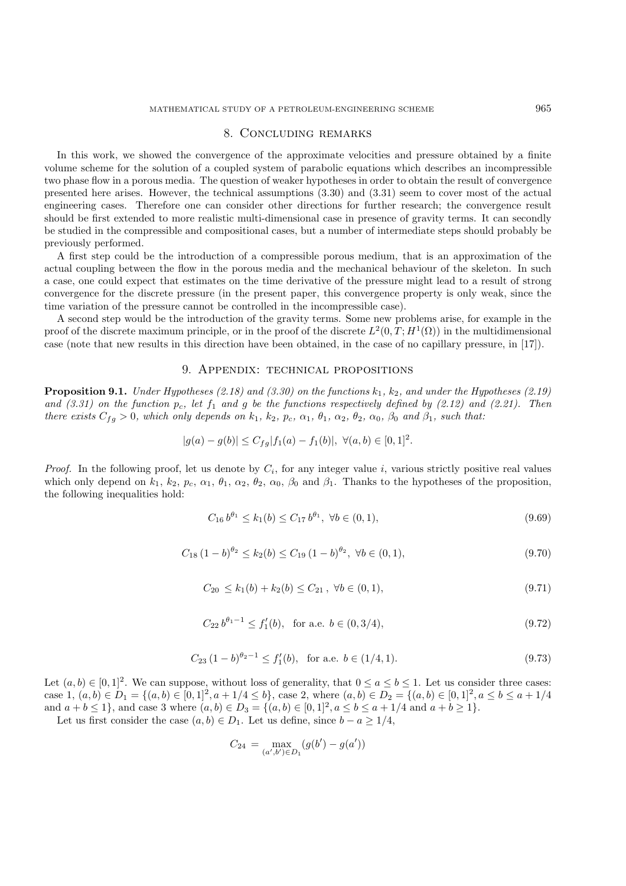## 8. Concluding remarks

In this work, we showed the convergence of the approximate velocities and pressure obtained by a finite volume scheme for the solution of a coupled system of parabolic equations which describes an incompressible two phase flow in a porous media. The question of weaker hypotheses in order to obtain the result of convergence presented here arises. However, the technical assumptions (3.30) and (3.31) seem to cover most of the actual engineering cases. Therefore one can consider other directions for further research; the convergence result should be first extended to more realistic multi-dimensional case in presence of gravity terms. It can secondly be studied in the compressible and compositional cases, but a number of intermediate steps should probably be previously performed.

A first step could be the introduction of a compressible porous medium, that is an approximation of the actual coupling between the flow in the porous media and the mechanical behaviour of the skeleton. In such a case, one could expect that estimates on the time derivative of the pressure might lead to a result of strong convergence for the discrete pressure (in the present paper, this convergence property is only weak, since the time variation of the pressure cannot be controlled in the incompressible case).

A second step would be the introduction of the gravity terms. Some new problems arise, for example in the proof of the discrete maximum principle, or in the proof of the discrete $L^2(0,T;H^1(\Omega))$ in the multidimensional case (note that new results in this direction have been obtained, in the case of no capillary pressure, in [17]).

## 9. Appendix: technical propositions

**Proposition 9.1.** *Under Hypotheses (2.18) and (3.30) on the functions $k_1$, $k_2$, and under the Hypotheses (2.19) and (3.31) on the function $p_c$, let $f_1$ and $g$ be the functions respectively defined by (2.12) and (2.21). Then there exists $C_{fg} > 0$, which only depends on $k_1$, $k_2$, $p_c$, $\alpha_1$, $\theta_1$, $\alpha_2$, $\theta_2$, $\alpha_0$, $\beta_0$ and $\beta_1$, such that:*

$$|g(a) - g(b)| \leq C_{fg}|f_1(a) - f_1(b)|, \ \forall (a,b) \in [0,1]^2.$$

*Proof.* In the following proof, let us denote by $C_i$, for any integer value $i$, various strictly positive real values which only depend on $k_1$, $k_2$, $p_c$, $\alpha_1$, $\theta_1$, $\alpha_2$, $\theta_2$, $\alpha_0$, $\beta_0$ and $\beta_1$. Thanks to the hypotheses of the proposition, the following inequalities hold:

$$C_{16}\, b^{\theta_1} \leq k_1(b) \leq C_{17}\, b^{\theta_1}, \ \forall b \in (0,1), \tag{9.69}$$

$$C_{18}\,(1-b)^{\theta_2} \leq k_2(b) \leq C_{19}\,(1-b)^{\theta_2}, \ \forall b \in (0,1), \tag{9.70}$$

$$C_{20} \leq k_1(b) + k_2(b) \leq C_{21}\,, \ \forall b \in (0,1), \tag{9.71}$$

$$C_{22}\, b^{\theta_1 - 1} \leq f_1'(b), \quad \text{for a.e. } b \in (0, 3/4), \tag{9.72}$$

$$C_{23}\,(1-b)^{\theta_2 - 1} \leq f_1'(b), \quad \text{for a.e. } b \in (1/4, 1). \tag{9.73}$$

Let $(a,b) \in [0,1]^2$. We can suppose, without loss of generality, that $0 \leq a \leq b \leq 1$. Let us consider three cases: case 1, $(a,b) \in D_1 = \{(a,b) \in [0,1]^2, a + 1/4 \leq b\}$, case 2, where $(a,b) \in D_2 = \{(a,b) \in [0,1]^2, a \leq b \leq a + 1/4$ and $a + b \leq 1\}$, and case 3 where $(a,b) \in D_3 = \{(a,b) \in [0,1]^2, a \leq b \leq a + 1/4$ and $a + b \geq 1\}$.

Let us first consider the case $(a,b) \in D_1$. Let us define, since $b - a \geq 1/4$,

$$C_{24} = \max_{(a',b') \in D_1} (g(b') - g(a'))$$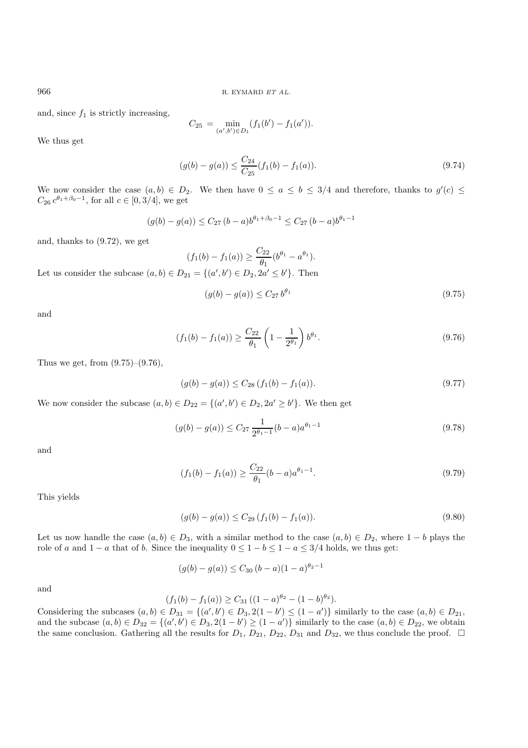and, since $f_1$ is strictly increasing,

$$C_{25} = \min_{(a',b') \in D_1} (f_1(b') - f_1(a')).$$

We thus get

$$(g(b) - g(a)) \leq \frac{C_{24}}{C_{25}} (f_1(b) - f_1(a)). \tag{9.74}$$

We now consider the case $(a, b) \in D_2$. We then have $0 \leq a \leq b \leq 3/4$ and therefore, thanks to $g'(c) \leq C_{26}\, c^{\theta_1 + \beta_0 - 1}$, for all $c \in [0, 3/4]$, we get

$$(g(b) - g(a)) \leq C_{27}\, (b - a) b^{\theta_1 + \beta_0 - 1} \leq C_{27}\, (b - a) b^{\theta_1 - 1}$$

and, thanks to (9.72), we get

$$(f_1(b) - f_1(a)) \geq \frac{C_{22}}{\theta_1} (b^{\theta_1} - a^{\theta_1}).$$

Let us consider the subcase $(a, b) \in D_{21} = \{(a', b') \in D_2, 2a' \leq b'\}$. Then

$$(g(b) - g(a)) \leq C_{27}\, b^{\theta_1} \tag{9.75}$$

and

$$(f_1(b) - f_1(a)) \geq \frac{C_{22}}{\theta_1} \left(1 - \frac{1}{2^{\theta_1}}\right) b^{\theta_1}. \tag{9.76}$$

Thus we get, from (9.75)–(9.76),

$$(g(b) - g(a)) \leq C_{28}\, (f_1(b) - f_1(a)). \tag{9.77}$$

We now consider the subcase $(a, b) \in D_{22} = \{(a', b') \in D_2, 2a' \geq b'\}$. We then get

$$(g(b) - g(a)) \leq C_{27}\, \frac{1}{2^{\theta_1 - 1}} (b - a) a^{\theta_1 - 1} \tag{9.78}$$

and

$$(f_1(b) - f_1(a)) \geq \frac{C_{22}}{\theta_1} (b - a) a^{\theta_1 - 1}. \tag{9.79}$$

This yields

$$(g(b) - g(a)) \leq C_{29}\, (f_1(b) - f_1(a)). \tag{9.80}$$

Let us now handle the case $(a, b) \in D_3$, with a similar method to the case $(a, b) \in D_2$, where $1 - b$ plays the role of $a$ and $1 - a$ that of $b$. Since the inequality $0 \leq 1 - b \leq 1 - a \leq 3/4$ holds, we thus get:

$$(g(b) - g(a)) \leq C_{30}\, (b - a)(1 - a)^{\theta_2 - 1}$$

and

$$(f_1(b) - f_1(a)) \geq C_{31}\, ((1 - a)^{\theta_2} - (1 - b)^{\theta_2}).$$

Considering the subcases $(a, b) \in D_{31} = \{(a', b') \in D_3, 2(1 - b') \leq (1 - a')\}$ similarly to the case $(a, b) \in D_{21}$, and the subcase $(a, b) \in D_{32} = \{(a', b') \in D_3, 2(1 - b') \geq (1 - a')\}$ similarly to the case $(a, b) \in D_{22}$, we obtain the same conclusion. Gathering all the results for $D_1$, $D_{21}$, $D_{22}$, $D_{31}$ and $D_{32}$, we thus conclude the proof. $\square$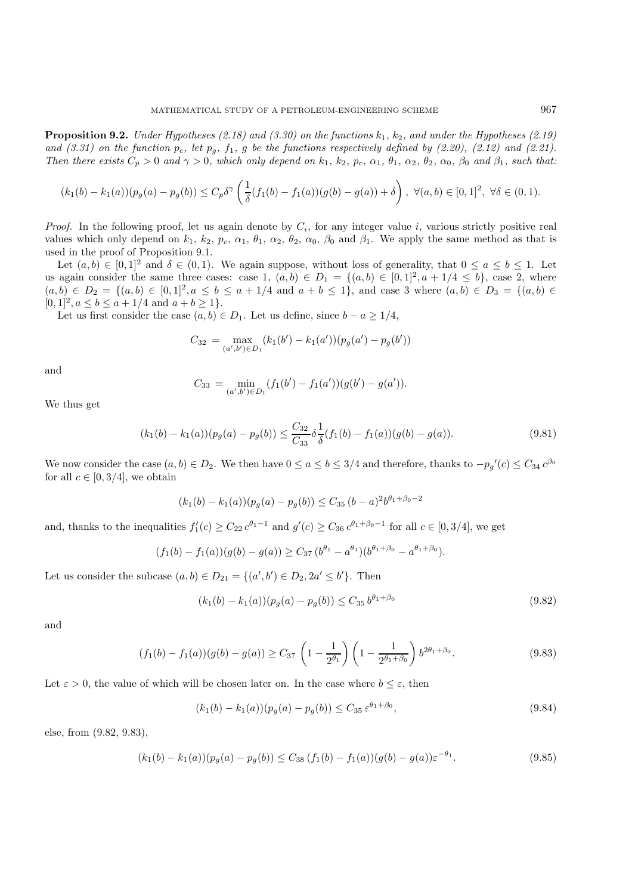**Proposition 9.2.** *Under Hypotheses (2.18) and (3.30) on the functions $k_1$, $k_2$, and under the Hypotheses (2.19) and (3.31) on the function $p_c$, let $p_g$, $f_1$, $g$ be the functions respectively defined by (2.20), (2.12) and (2.21). Then there exists $C_p > 0$ and $\gamma > 0$, which only depend on $k_1$, $k_2$, $p_c$, $\alpha_1$, $\theta_1$, $\alpha_2$, $\theta_2$, $\alpha_0$, $\beta_0$ and $\beta_1$, such that:*

$$(k_1(b) - k_1(a))(p_g(a) - p_g(b)) \leq C_p \delta^\gamma \left( \frac{1}{\delta}(f_1(b) - f_1(a))(g(b) - g(a)) + \delta \right),\ \forall (a, b) \in [0, 1]^2,\ \forall \delta \in (0, 1).$$

*Proof.* In the following proof, let us again denote by $C_i$, for any integer value $i$, various strictly positive real values which only depend on $k_1$, $k_2$, $p_c$, $\alpha_1$, $\theta_1$, $\alpha_2$, $\theta_2$, $\alpha_0$, $\beta_0$ and $\beta_1$. We apply the same method as that is used in the proof of Proposition 9.1.

Let $(a, b) \in [0, 1]^2$ and $\delta \in (0, 1)$. We again suppose, without loss of generality, that $0 \leq a \leq b \leq 1$. Let us again consider the same three cases: case 1, $(a, b) \in D_1 = \{(a, b) \in [0, 1]^2, a + 1/4 \leq b\}$, case 2, where $(a, b) \in D_2 = \{(a, b) \in [0, 1]^2, a \leq b \leq a + 1/4 \text{ and } a + b \leq 1\}$, and case 3 where $(a, b) \in D_3 = \{(a, b) \in [0, 1]^2, a \leq b \leq a + 1/4 \text{ and } a + b \geq 1\}$.

Let us first consider the case $(a, b) \in D_1$. Let us define, since $b - a \geq 1/4$,

$$C_{32} = \max_{(a',b') \in D_1} (k_1(b') - k_1(a'))(p_g(a') - p_g(b'))$$

and

$$C_{33} = \min_{(a',b') \in D_1} (f_1(b') - f_1(a'))(g(b') - g(a')).$$

We thus get

$$(k_1(b) - k_1(a))(p_g(a) - p_g(b)) \leq \frac{C_{32}}{C_{33}} \delta \frac{1}{\delta} (f_1(b) - f_1(a))(g(b) - g(a)). \tag{9.81}$$

We now consider the case $(a, b) \in D_2$. We then have $0 \leq a \leq b \leq 3/4$ and therefore, thanks to $-p_g{}'(c) \leq C_{34}\, c^{\beta_0}$ for all $c \in [0, 3/4]$, we obtain

$$(k_1(b) - k_1(a))(p_g(a) - p_g(b)) \leq C_{35}\, (b - a)^2 b^{\theta_1 + \beta_0 - 2}$$

and, thanks to the inequalities $f_1'(c) \geq C_{22}\, c^{\theta_1 - 1}$ and $g'(c) \geq C_{36}\, c^{\theta_1 + \beta_0 - 1}$ for all $c \in [0, 3/4]$, we get

$$(f_1(b) - f_1(a))(g(b) - g(a)) \geq C_{37}\, (b^{\theta_1} - a^{\theta_1})(b^{\theta_1 + \beta_0} - a^{\theta_1 + \beta_0}).$$

Let us consider the subcase $(a, b) \in D_{21} = \{(a', b') \in D_2, 2a' \leq b'\}$. Then

$$(k_1(b) - k_1(a))(p_g(a) - p_g(b)) \leq C_{35}\, b^{\theta_1 + \beta_0} \tag{9.82}$$

and

$$(f_1(b) - f_1(a))(g(b) - g(a)) \geq C_{37} \left(1 - \frac{1}{2^{\theta_1}}\right) \left(1 - \frac{1}{2^{\theta_1 + \beta_0}}\right) b^{2\theta_1 + \beta_0}. \tag{9.83}$$

Let $\varepsilon > 0$, the value of which will be chosen later on. In the case where $b \leq \varepsilon$, then

$$(k_1(b) - k_1(a))(p_g(a) - p_g(b)) \leq C_{35}\, \varepsilon^{\theta_1 + \beta_0}, \tag{9.84}$$

else, from (9.82, 9.83),

$$(k_1(b) - k_1(a))(p_g(a) - p_g(b)) \leq C_{38}\, (f_1(b) - f_1(a))(g(b) - g(a)) \varepsilon^{-\theta_1}. \tag{9.85}$$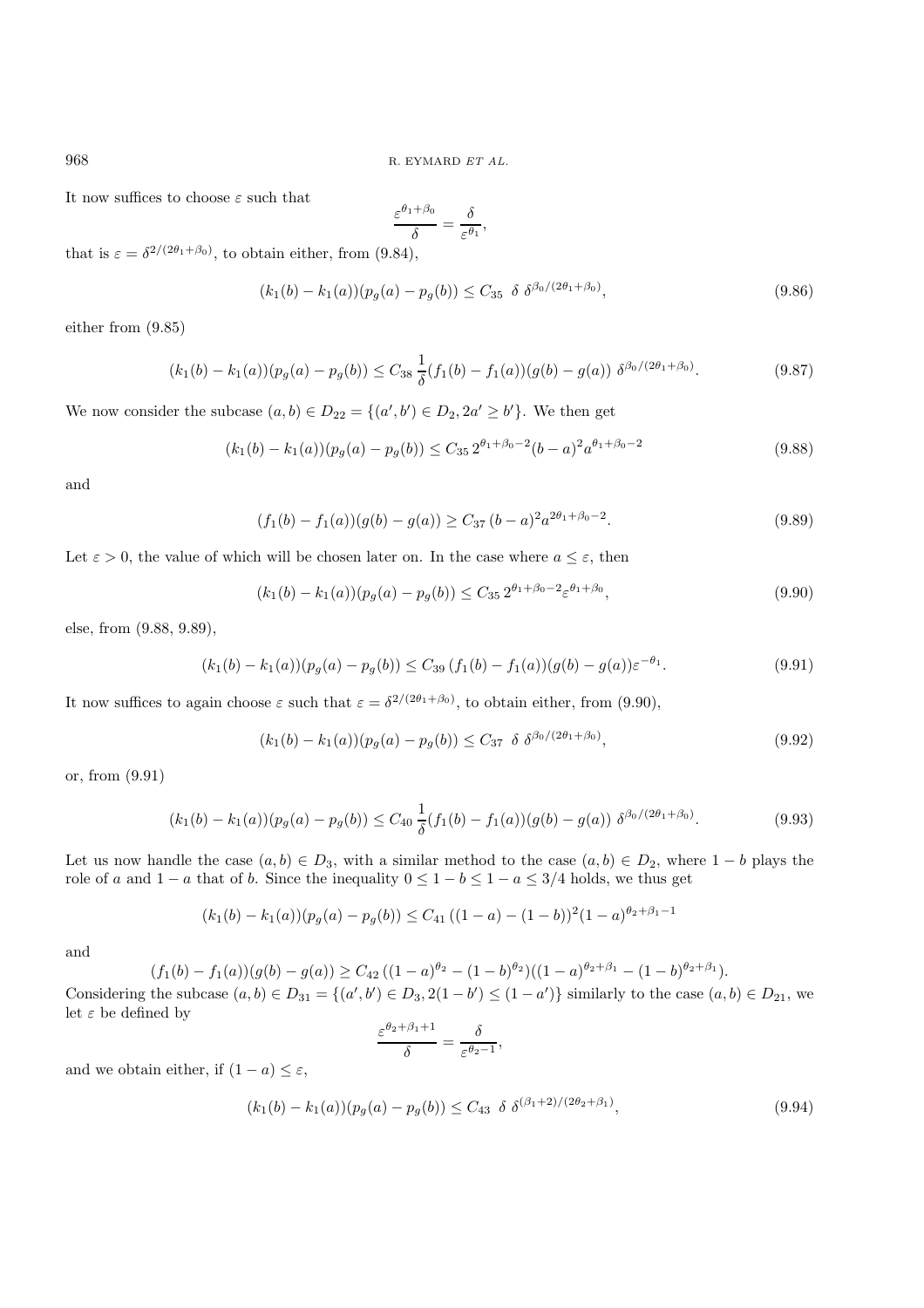It now suffices to choose $\varepsilon$ such that

$$\frac{\varepsilon^{\theta_1+\beta_0}}{\delta} = \frac{\delta}{\varepsilon^{\theta_1}},$$

that is $\varepsilon = \delta^{2/(2\theta_1+\beta_0)}$, to obtain either, from (9.84),

$$(k_1(b) - k_1(a))(p_g(a) - p_g(b)) \leq C_{35} \ \delta \ \delta^{\beta_0/(2\theta_1+\beta_0)}, \tag{9.86}$$

either from (9.85)

$$(k_1(b) - k_1(a))(p_g(a) - p_g(b)) \leq C_{38} \, \frac{1}{\delta}(f_1(b) - f_1(a))(g(b) - g(a)) \ \delta^{\beta_0/(2\theta_1+\beta_0)}. \tag{9.87}$$

We now consider the subcase $(a, b) \in D_{22} = \{(a', b') \in D_2, 2a' \geq b'\}$. We then get

$$(k_1(b) - k_1(a))(p_g(a) - p_g(b)) \leq C_{35} \, 2^{\theta_1+\beta_0-2}(b - a)^2 a^{\theta_1+\beta_0-2} \tag{9.88}$$

and

$$(f_1(b) - f_1(a))(g(b) - g(a)) \geq C_{37} \, (b - a)^2 a^{2\theta_1+\beta_0-2}. \tag{9.89}$$

Let $\varepsilon > 0$, the value of which will be chosen later on. In the case where $a \leq \varepsilon$, then

$$(k_1(b) - k_1(a))(p_g(a) - p_g(b)) \leq C_{35} \, 2^{\theta_1+\beta_0-2}\varepsilon^{\theta_1+\beta_0}, \tag{9.90}$$

else, from (9.88, 9.89),

$$(k_1(b) - k_1(a))(p_g(a) - p_g(b)) \leq C_{39} \, (f_1(b) - f_1(a))(g(b) - g(a))\varepsilon^{-\theta_1}. \tag{9.91}$$

It now suffices to again choose $\varepsilon$ such that $\varepsilon = \delta^{2/(2\theta_1+\beta_0)}$, to obtain either, from (9.90),

$$(k_1(b) - k_1(a))(p_g(a) - p_g(b)) \leq C_{37} \ \delta \ \delta^{\beta_0/(2\theta_1+\beta_0)}, \tag{9.92}$$

or, from (9.91)

$$(k_1(b) - k_1(a))(p_g(a) - p_g(b)) \leq C_{40} \, \frac{1}{\delta}(f_1(b) - f_1(a))(g(b) - g(a)) \ \delta^{\beta_0/(2\theta_1+\beta_0)}. \tag{9.93}$$

Let us now handle the case $(a, b) \in D_3$, with a similar method to the case $(a, b) \in D_2$, where $1 - b$ plays the role of $a$ and $1 - a$ that of $b$. Since the inequality $0 \leq 1 - b \leq 1 - a \leq 3/4$ holds, we thus get

$$(k_1(b) - k_1(a))(p_g(a) - p_g(b)) \leq C_{41} \, ((1 - a) - (1 - b))^2(1 - a)^{\theta_2+\beta_1-1}$$

and

$$(f_1(b) - f_1(a))(g(b) - g(a)) \geq C_{42} \, ((1 - a)^{\theta_2} - (1 - b)^{\theta_2})((1 - a)^{\theta_2+\beta_1} - (1 - b)^{\theta_2+\beta_1}).$$

Considering the subcase $(a, b) \in D_{31} = \{(a', b') \in D_3, 2(1 - b') \leq (1 - a')\}$ similarly to the case $(a, b) \in D_{21}$, we let $\varepsilon$ be defined by

$$\frac{\varepsilon^{\theta_2+\beta_1+1}}{\delta} = \frac{\delta}{\varepsilon^{\theta_2-1}},$$

and we obtain either, if $(1 - a) \leq \varepsilon$,

$$(k_1(b) - k_1(a))(p_g(a) - p_g(b)) \leq C_{43} \ \delta \ \delta^{(\beta_1+2)/(2\theta_2+\beta_1)}, \tag{9.94}$$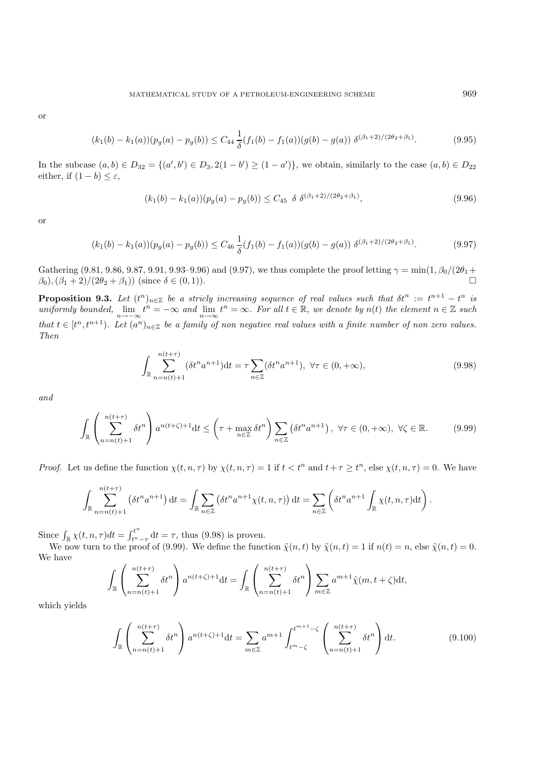or

$$(k_1(b) - k_1(a))(p_g(a) - p_g(b)) \leq C_{44} \frac{1}{\delta}(f_1(b) - f_1(a))(g(b) - g(a)) \; \delta^{(\beta_1+2)/(2\theta_2+\beta_1)}. \tag{9.95}$$

In the subcase $(a,b) \in D_{32} = \{(a',b') \in D_3, 2(1-b') \geq (1-a')\}$, we obtain, similarly to the case $(a,b) \in D_{22}$ either, if $(1-b) \leq \varepsilon$,

$$(k_1(b) - k_1(a))(p_g(a) - p_g(b)) \leq C_{45} \;\; \delta \; \delta^{(\beta_1+2)/(2\theta_2+\beta_1)}, \tag{9.96}$$

or

$$(k_1(b) - k_1(a))(p_g(a) - p_g(b)) \leq C_{46} \frac{1}{\delta}(f_1(b) - f_1(a))(g(b) - g(a)) \; \delta^{(\beta_1+2)/(2\theta_2+\beta_1)}. \tag{9.97}$$

Gathering (9.81, 9.86, 9.87, 9.91, 9.93–9.96) and (9.97), we thus complete the proof letting $\gamma = \min(1, \beta_0/(2\theta_1 + \beta_0), (\beta_1+2)/(2\theta_2+\beta_1))$ (since $\delta \in (0,1)$). □

**Proposition 9.3.** *Let $(t^n)_{n\in\mathbb{Z}}$ be a stricly increasing sequence of real values such that $\delta t^n := t^{n+1} - t^n$ is uniformly bounded, $\lim\limits_{n\to-\infty} t^n = -\infty$ and $\lim\limits_{n\to\infty} t^n = \infty$. For all $t \in \mathbb{R}$, we denote by $n(t)$ the element $n \in \mathbb{Z}$ such that $t \in [t^n, t^{n+1})$. Let $(a^n)_{n\in\mathbb{Z}}$ be a family of non negative real values with a finite number of non zero values. Then*

$$\int_{\mathbb{R}} \sum_{n=n(t)+1}^{n(t+\tau)} (\delta t^n a^{n+1}) \mathrm{d}t = \tau \sum_{n\in\mathbb{Z}} (\delta t^n a^{n+1}), \;\; \forall \tau \in (0,+\infty), \tag{9.98}$$

*and*

$$\int_{\mathbb{R}} \left( \sum_{n=n(t)+1}^{n(t+\tau)} \delta t^n \right) a^{n(t+\zeta)+1} \mathrm{d}t \leq \left( \tau + \max_{n\in\mathbb{Z}} \delta t^n \right) \sum_{n\in\mathbb{Z}} \left( \delta t^n a^{n+1} \right), \;\; \forall \tau \in (0,+\infty), \;\; \forall \zeta \in \mathbb{R}. \tag{9.99}$$

*Proof.* Let us define the function $\chi(t,n,\tau)$ by $\chi(t,n,\tau) = 1$ if $t < t^n$ and $t + \tau \geq t^n$, else $\chi(t,n,\tau) = 0$. We have

$$\int_{\mathbb{R}} \sum_{n=n(t)+1}^{n(t+\tau)} \left( \delta t^n a^{n+1} \right) \mathrm{d}t = \int_{\mathbb{R}} \sum_{n\in\mathbb{Z}} \left( \delta t^n a^{n+1} \chi(t,n,\tau) \right) \mathrm{d}t = \sum_{n\in\mathbb{Z}} \left( \delta t^n a^{n+1} \int_{\mathbb{R}} \chi(t,n,\tau) \mathrm{d}t \right).$$

Since $\int_{\mathbb{R}} \chi(t,n,\tau)dt = \int_{t^n-\tau}^{t^n} \mathrm{d}t = \tau$, thus (9.98) is proven.

We now turn to the proof of (9.99). We define the function $\tilde{\chi}(n,t)$ by $\tilde{\chi}(n,t) = 1$ if $n(t) = n$, else $\tilde{\chi}(n,t) = 0$. We have

$$\int_{\mathbb{R}} \left( \sum_{n=n(t)+1}^{n(t+\tau)} \delta t^n \right) a^{n(t+\zeta)+1} \mathrm{d}t = \int_{\mathbb{R}} \left( \sum_{n=n(t)+1}^{n(t+\tau)} \delta t^n \right) \sum_{m\in\mathbb{Z}} a^{m+1} \tilde{\chi}(m, t+\zeta) \mathrm{d}t,$$

which yields

$$\int_{\mathbb{R}} \left( \sum_{n=n(t)+1}^{n(t+\tau)} \delta t^n \right) a^{n(t+\zeta)+1} \mathrm{d}t = \sum_{m\in\mathbb{Z}} a^{m+1} \int_{t^m-\zeta}^{t^{m+1}-\zeta} \left( \sum_{n=n(t)+1}^{n(t+\tau)} \delta t^n \right) \mathrm{d}t. \tag{9.100}$$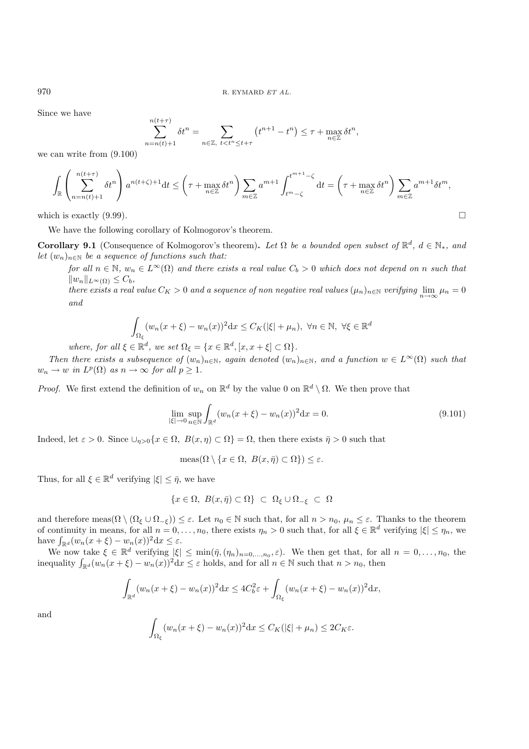Since we have

$$\sum_{n=n(t)+1}^{n(t+\tau)} \delta t^n = \sum_{n\in\mathbb{Z},\ t<t^n\le t+\tau} \left(t^{n+1}-t^n\right) \le \tau + \max_{n\in\mathbb{Z}} \delta t^n,$$

we can write from (9.100)

$$\int_{\mathbb{R}} \left( \sum_{n=n(t)+1}^{n(t+\tau)} \delta t^n \right) a^{n(t+\zeta)+1} \mathrm{d}t \le \left(\tau + \max_{n\in\mathbb{Z}} \delta t^n\right) \sum_{m\in\mathbb{Z}} a^{m+1} \int_{t^m-\zeta}^{t^{m+1}-\zeta} \mathrm{d}t = \left(\tau + \max_{n\in\mathbb{Z}} \delta t^n\right) \sum_{m\in\mathbb{Z}} a^{m+1} \delta t^m,$$

which is exactly (9.99). □

We have the following corollary of Kolmogorov's theorem.

**Corollary 9.1** (Consequence of Kolmogorov's theorem)**.** *Let $\Omega$ be a bounded open subset of $\mathbb{R}^d$, $d\in\mathbb{N}_*$, and let $(w_n)_{n\in\mathbb{N}}$ be a sequence of functions such that:*

*for all $n\in\mathbb{N}$, $w_n\in L^\infty(\Omega)$ and there exists a real value $C_b>0$ which does not depend on $n$ such that $\|w_n\|_{L^\infty(\Omega)} \le C_b$,*

*there exists a real value $C_K>0$ and a sequence of non negative real values $(\mu_n)_{n\in\mathbb{N}}$ verifying $\lim_{n\to\infty}\mu_n = 0$ and*

$$\int_{\Omega_\xi} (w_n(x+\xi)-w_n(x))^2 \mathrm{d}x \le C_K(|\xi|+\mu_n),\ \forall n\in\mathbb{N},\ \forall \xi\in\mathbb{R}^d$$

*where, for all $\xi\in\mathbb{R}^d$, we set $\Omega_\xi = \{x\in\mathbb{R}^d, [x,x+\xi]\subset\Omega\}$.*

*Then there exists a subsequence of $(w_n)_{n\in\mathbb{N}}$, again denoted $(w_n)_{n\in\mathbb{N}}$, and a function $w\in L^\infty(\Omega)$ such that $w_n\to w$ in $L^p(\Omega)$ as $n\to\infty$ for all $p\ge 1$.*

*Proof.* We first extend the definition of $w_n$ on $\mathbb{R}^d$ by the value 0 on $\mathbb{R}^d\setminus\Omega$. We then prove that

$$\lim_{|\xi|\to 0} \sup_{n\in\mathbb{N}} \int_{\mathbb{R}^d} (w_n(x+\xi)-w_n(x))^2 \mathrm{d}x = 0. \tag{9.101}$$

Indeed, let $\varepsilon>0$. Since $\cup_{\eta>0}\{x\in\Omega,\ B(x,\eta)\subset\Omega\} = \Omega$, then there exists $\bar\eta>0$ such that

$$\mathrm{meas}(\Omega\setminus\{x\in\Omega,\ B(x,\bar\eta)\subset\Omega\}) \le \varepsilon.$$

Thus, for all $\xi\in\mathbb{R}^d$ verifying $|\xi|\le\bar\eta$, we have

$$\{x\in\Omega,\ B(x,\bar\eta)\subset\Omega\}\ \subset\ \Omega_\xi\cup\Omega_{-\xi}\ \subset\ \Omega$$

and therefore $\mathrm{meas}(\Omega\setminus(\Omega_\xi\cup\Omega_{-\xi}))\le\varepsilon$. Let $n_0\in\mathbb{N}$ such that, for all $n>n_0$, $\mu_n\le\varepsilon$. Thanks to the theorem of continuity in means, for all $n=0,\ldots,n_0$, there exists $\eta_n>0$ such that, for all $\xi\in\mathbb{R}^d$ verifying $|\xi|\le\eta_n$, we have $\int_{\mathbb{R}^d}(w_n(x+\xi)-w_n(x))^2\mathrm{d}x\le\varepsilon$.

We now take $\xi\in\mathbb{R}^d$ verifying $|\xi|\le\min(\bar\eta,(\eta_n)_{n=0,\ldots,n_0},\varepsilon)$. We then get that, for all $n=0,\ldots,n_0$, the inequality $\int_{\mathbb{R}^d}(w_n(x+\xi)-w_n(x))^2\mathrm{d}x\le\varepsilon$ holds, and for all $n\in\mathbb{N}$ such that $n>n_0$, then

$$\int_{\mathbb{R}^d} (w_n(x+\xi)-w_n(x))^2 \mathrm{d}x \le 4C_b^2\varepsilon + \int_{\Omega_\xi} (w_n(x+\xi)-w_n(x))^2 \mathrm{d}x,$$

and

$$\int_{\Omega_\xi} (w_n(x+\xi)-w_n(x))^2 \mathrm{d}x \le C_K(|\xi|+\mu_n) \le 2C_K\varepsilon.$$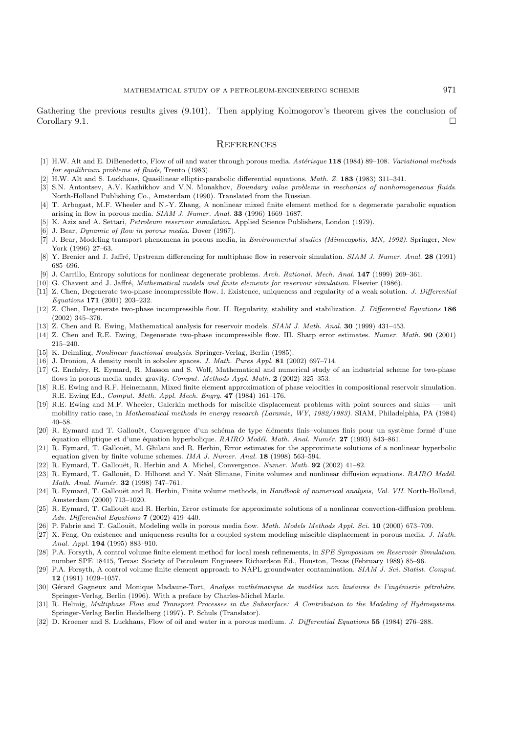Gathering the previous results gives (9.101). Then applying Kolmogorov's theorem gives the conclusion of Corollary 9.1. □

## References

[1] H.W. Alt and E. DiBenedetto, Flow of oil and water through porous media. *Astérisque* **118** (1984) 89–108. *Variational methods for equilibrium problems of fluids*, Trento (1983).

[2] H.W. Alt and S. Luckhaus, Quasilinear elliptic-parabolic differential equations. *Math. Z.* **183** (1983) 311–341.

[3] S.N. Antontsev, A.V. Kazhikhov and V.N. Monakhov, *Boundary value problems in mechanics of nonhomogeneous fluids*. North-Holland Publishing Co., Amsterdam (1990). Translated from the Russian.

[4] T. Arbogast, M.F. Wheeler and N.-Y. Zhang, A nonlinear mixed finite element method for a degenerate parabolic equation arising in flow in porous media. *SIAM J. Numer. Anal.* **33** (1996) 1669–1687.

[5] K. Aziz and A. Settari, *Petroleum reservoir simulation*. Applied Science Publishers, London (1979).

[6] J. Bear, *Dynamic of flow in porous media*. Dover (1967).

[7] J. Bear, Modeling transport phenomena in porous media, in *Environmental studies (Minneapolis, MN, 1992)*. Springer, New York (1996) 27–63.

[8] Y. Brenier and J. Jaffré, Upstream differencing for multiphase flow in reservoir simulation. *SIAM J. Numer. Anal.* **28** (1991) 685–696.

[9] J. Carrillo, Entropy solutions for nonlinear degenerate problems. *Arch. Rational. Mech. Anal.* **147** (1999) 269–361.

[10] G. Chavent and J. Jaffré, *Mathematical models and finite elements for reservoir simulation*. Elsevier (1986).

[11] Z. Chen, Degenerate two-phase incompressible flow. I. Existence, uniqueness and regularity of a weak solution. *J. Differential Equations* **171** (2001) 203–232.

[12] Z. Chen, Degenerate two-phase incompressible flow. II. Regularity, stability and stabilization. *J. Differential Equations* **186** (2002) 345–376.

[13] Z. Chen and R. Ewing, Mathematical analysis for reservoir models. *SIAM J. Math. Anal.* **30** (1999) 431–453.

[14] Z. Chen and R.E. Ewing, Degenerate two-phase incompressible flow. III. Sharp error estimates. *Numer. Math.* **90** (2001) 215–240.

[15] K. Deimling, *Nonlinear functional analysis*. Springer-Verlag, Berlin (1985).

[16] J. Droniou, A density result in sobolev spaces. *J. Math. Pures Appl.* **81** (2002) 697–714.

[17] G. Enchéry, R. Eymard, R. Masson and S. Wolf, Mathematical and numerical study of an industrial scheme for two-phase flows in porous media under gravity. *Comput. Methods Appl. Math.* **2** (2002) 325–353.

[18] R.E. Ewing and R.F. Heinemann, Mixed finite element approximation of phase velocities in compositional reservoir simulation. R.E. Ewing Ed., *Comput. Meth. Appl. Mech. Engrg.* **47** (1984) 161–176.

[19] R.E. Ewing and M.F. Wheeler, Galerkin methods for miscible displacement problems with point sources and sinks — unit mobility ratio case, in *Mathematical methods in energy research (Laramie, WY, 1982/1983)*. SIAM, Philadelphia, PA (1984) 40–58.

[20] R. Eymard and T. Gallouët, Convergence d'un schéma de type éléments finis–volumes finis pour un système formé d'une équation elliptique et d'une équation hyperbolique. *RAIRO Modél. Math. Anal. Numér.* **27** (1993) 843–861.

[21] R. Eymard, T. Gallouët, M. Ghilani and R. Herbin, Error estimates for the approximate solutions of a nonlinear hyperbolic equation given by finite volume schemes. *IMA J. Numer. Anal.* **18** (1998) 563–594.

[22] R. Eymard, T. Gallouët, R. Herbin and A. Michel, Convergence. *Numer. Math.* **92** (2002) 41–82.

[23] R. Eymard, T. Gallouët, D. Hilhorst and Y. Naït Slimane, Finite volumes and nonlinear diffusion equations. *RAIRO Modél. Math. Anal. Numér.* **32** (1998) 747–761.

[24] R. Eymard, T. Gallouët and R. Herbin, Finite volume methods, in *Handbook of numerical analysis, Vol. VII*. North-Holland, Amsterdam (2000) 713–1020.

[25] R. Eymard, T. Gallouët and R. Herbin, Error estimate for approximate solutions of a nonlinear convection-diffusion problem. *Adv. Differential Equations* **7** (2002) 419–440.

[26] P. Fabrie and T. Gallouët, Modeling wells in porous media flow. *Math. Models Methods Appl. Sci.* **10** (2000) 673–709.

[27] X. Feng, On existence and uniqueness results for a coupled system modeling miscible displacement in porous media. *J. Math. Anal. Appl.* **194** (1995) 883–910.

[28] P.A. Forsyth, A control volume finite element method for local mesh refinements, in *SPE Symposium on Reservoir Simulation*. number SPE 18415, Texas: Society of Petroleum Engineers Richardson Ed., Houston, Texas (February 1989) 85–96.

[29] P.A. Forsyth, A control volume finite element approach to NAPL groundwater contamination. *SIAM J. Sci. Statist. Comput.* **12** (1991) 1029–1057.

[30] Gérard Gagneux and Monique Madaune-Tort, *Analyse mathématique de modèles non linéaires de l'ingénierie pétrolière*. Springer-Verlag, Berlin (1996). With a preface by Charles-Michel Marle.

[31] R. Helmig, *Multiphase Flow and Transport Processes in the Subsurface: A Contribution to the Modeling of Hydrosystems*. Springer-Verlag Berlin Heidelberg (1997). P. Schuls (Translator).

[32] D. Kroener and S. Luckhaus, Flow of oil and water in a porous medium. *J. Differential Equations* **55** (1984) 276–288.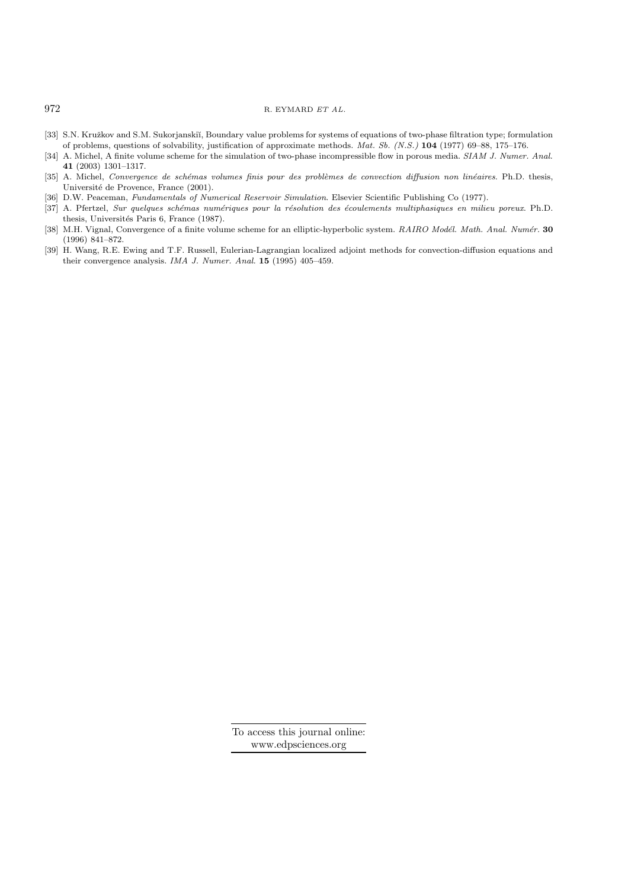[33] S.N. Kružkov and S.M. Sukorjanskiĭ, Boundary value problems for systems of equations of two-phase filtration type; formulation of problems, questions of solvability, justification of approximate methods. *Mat. Sb. (N.S.)* **104** (1977) 69–88, 175–176.

[34] A. Michel, A finite volume scheme for the simulation of two-phase incompressible flow in porous media. *SIAM J. Numer. Anal.* **41** (2003) 1301–1317.

[35] A. Michel, *Convergence de schémas volumes finis pour des problèmes de convection diffusion non linéaires*. Ph.D. thesis, Université de Provence, France (2001).

[36] D.W. Peaceman, *Fundamentals of Numerical Reservoir Simulation*. Elsevier Scientific Publishing Co (1977).

[37] A. Pfertzel, *Sur quelques schémas numériques pour la résolution des écoulements multiphasiques en milieu poreux*. Ph.D. thesis, Universités Paris 6, France (1987).

[38] M.H. Vignal, Convergence of a finite volume scheme for an elliptic-hyperbolic system. *RAIRO Modél. Math. Anal. Numér.* **30** (1996) 841–872.

[39] H. Wang, R.E. Ewing and T.F. Russell, Eulerian-Lagrangian localized adjoint methods for convection-diffusion equations and their convergence analysis. *IMA J. Numer. Anal.* **15** (1995) 405–459.

To access this journal online:
www.edpsciences.org